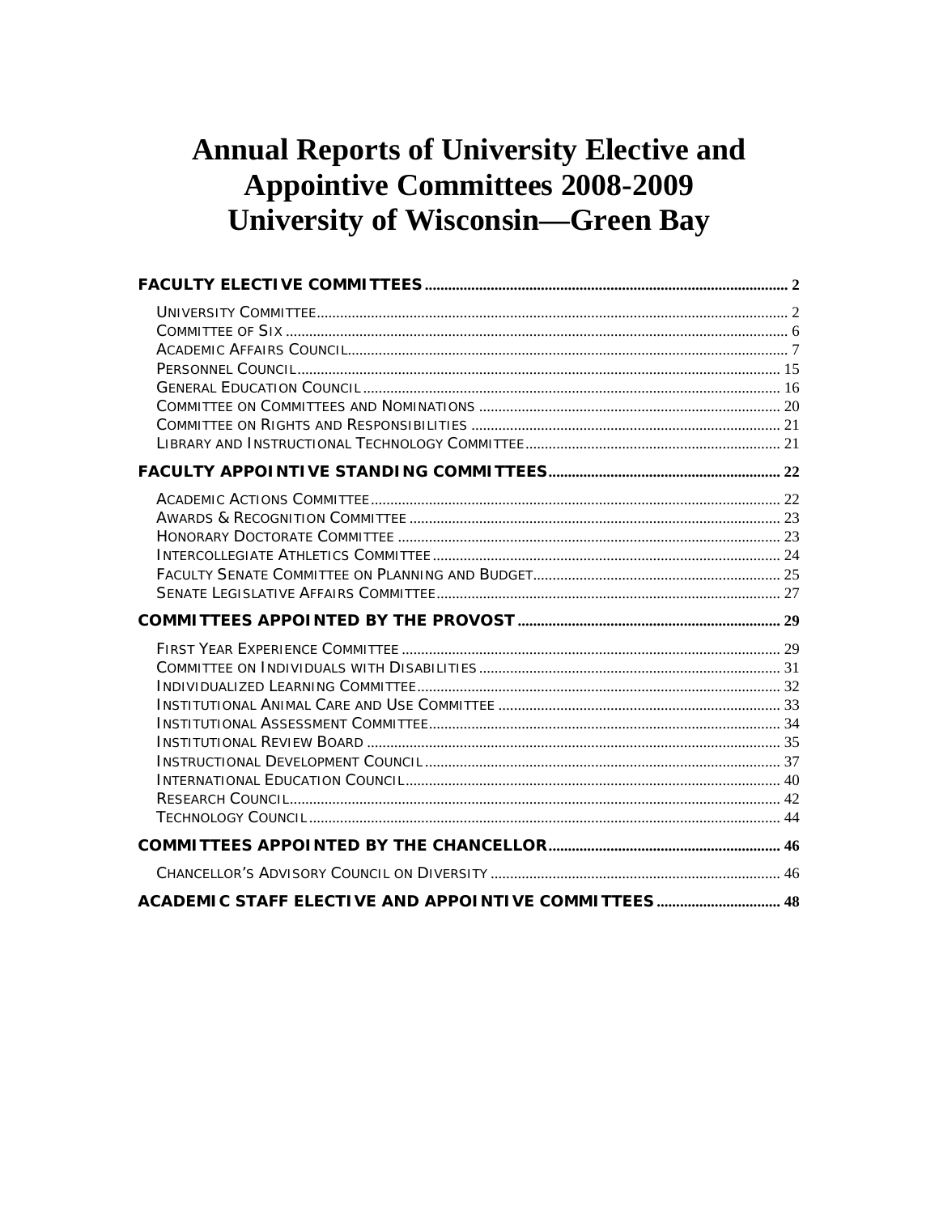# Annual Reports of University Elective and Appointive Committees 2008-2009
# University of Wisconsin—Green Bay

**FACULTY ELECTIVE COMMITTEES** .......... 2

- University Committee .......... 2
- Committee of Six .......... 6
- Academic Affairs Council .......... 7
- Personnel Council .......... 15
- General Education Council .......... 16
- Committee on Committees and Nominations .......... 20
- Committee on Rights and Responsibilities .......... 21
- Library and Instructional Technology Committee .......... 21

**FACULTY APPOINTIVE STANDING COMMITTEES** .......... 22

- Academic Actions Committee .......... 22
- Awards & Recognition Committee .......... 23
- Honorary Doctorate Committee .......... 23
- Intercollegiate Athletics Committee .......... 24
- Faculty Senate Committee on Planning and Budget .......... 25
- Senate Legislative Affairs Committee .......... 27

**COMMITTEES APPOINTED BY THE PROVOST** .......... 29

- First Year Experience Committee .......... 29
- Committee on Individuals with Disabilities .......... 31
- Individualized Learning Committee .......... 32
- Institutional Animal Care and Use Committee .......... 33
- Institutional Assessment Committee .......... 34
- Institutional Review Board .......... 35
- Instructional Development Council .......... 37
- International Education Council .......... 40
- Research Council .......... 42
- Technology Council .......... 44

**COMMITTEES APPOINTED BY THE CHANCELLOR** .......... 46

- Chancellor's Advisory Council on Diversity .......... 46

**ACADEMIC STAFF ELECTIVE AND APPOINTIVE COMMITTEES** .......... 48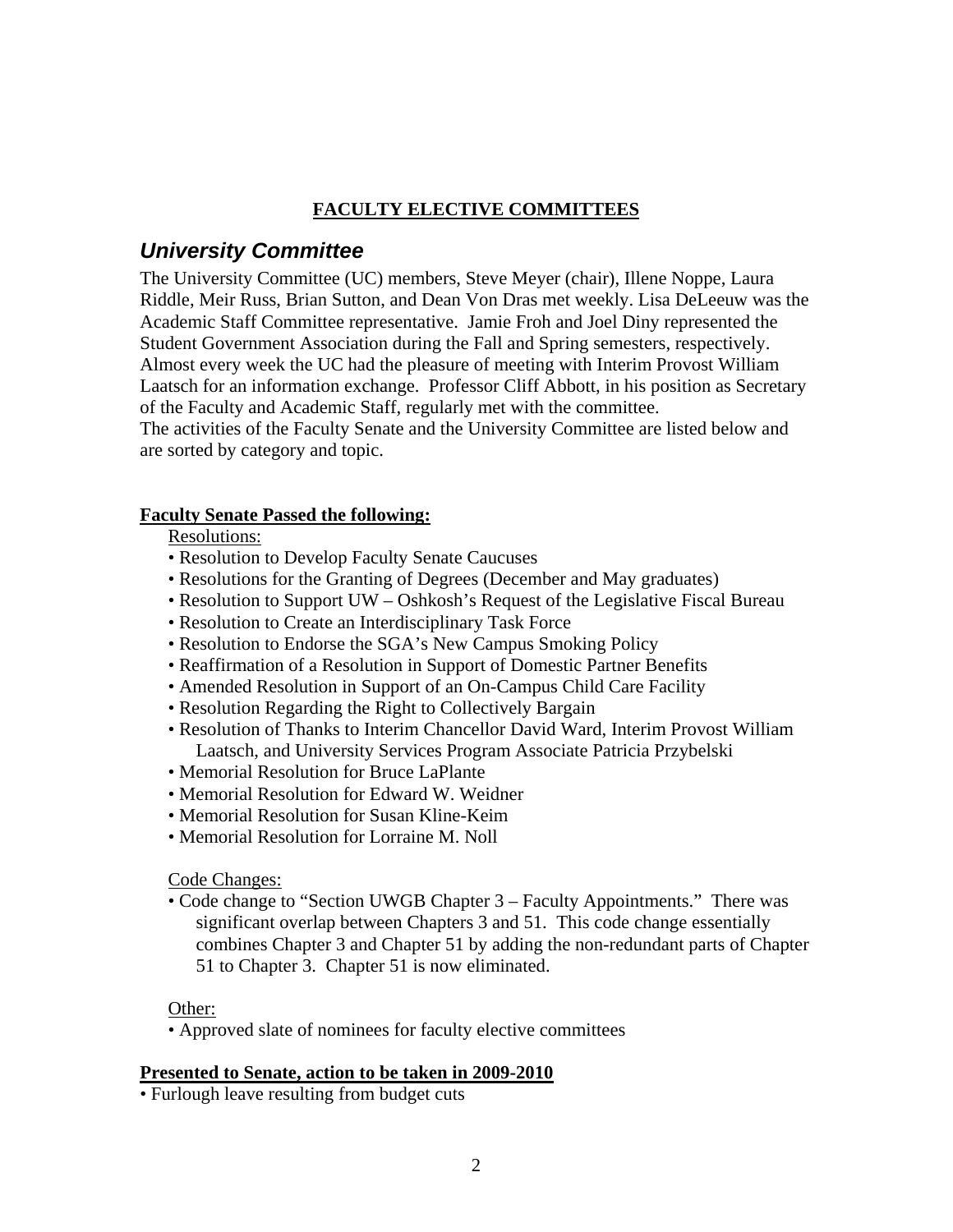## FACTULTY ELECTIVE COMMITTEES

### *University Committee*

The University Committee (UC) members, Steve Meyer (chair), Illene Noppe, Laura Riddle, Meir Russ, Brian Sutton, and Dean Von Dras met weekly. Lisa DeLeeuw was the Academic Staff Committee representative. Jamie Froh and Joel Diny represented the Student Government Association during the Fall and Spring semesters, respectively. Almost every week the UC had the pleasure of meeting with Interim Provost William Laatsch for an information exchange. Professor Cliff Abbott, in his position as Secretary of the Faculty and Academic Staff, regularly met with the committee.
The activities of the Faculty Senate and the University Committee are listed below and are sorted by category and topic.

**Faculty Senate Passed the following:**

Resolutions:

- Resolution to Develop Faculty Senate Caucuses
- Resolutions for the Granting of Degrees (December and May graduates)
- Resolution to Support UW – Oshkosh's Request of the Legislative Fiscal Bureau
- Resolution to Create an Interdisciplinary Task Force
- Resolution to Endorse the SGA's New Campus Smoking Policy
- Reaffirmation of a Resolution in Support of Domestic Partner Benefits
- Amended Resolution in Support of an On-Campus Child Care Facility
- Resolution Regarding the Right to Collectively Bargain
- Resolution of Thanks to Interim Chancellor David Ward, Interim Provost William Laatsch, and University Services Program Associate Patricia Przybelski
- Memorial Resolution for Bruce LaPlante
- Memorial Resolution for Edward W. Weidner
- Memorial Resolution for Susan Kline-Keim
- Memorial Resolution for Lorraine M. Noll

Code Changes:

- Code change to "Section UWGB Chapter 3 – Faculty Appointments." There was significant overlap between Chapters 3 and 51. This code change essentially combines Chapter 3 and Chapter 51 by adding the non-redundant parts of Chapter 51 to Chapter 3. Chapter 51 is now eliminated.

Other:

- Approved slate of nominees for faculty elective committees

**Presented to Senate, action to be taken in 2009-2010**

- Furlough leave resulting from budget cuts

## FACULTY ELECTIVE COMMITTEES

### *University Committee*

The University Committee (UC) members, Steve Meyer (chair), Illene Noppe, Laura Riddle, Meir Russ, Brian Sutton, and Dean Von Dras met weekly. Lisa DeLeeuw was the Academic Staff Committee representative. Jamie Froh and Joel Diny represented the Student Government Association during the Fall and Spring semesters, respectively. Almost every week the UC had the pleasure of meeting with Interim Provost William Laatsch for an information exchange. Professor Cliff Abbott, in his position as Secretary of the Faculty and Academic Staff, regularly met with the committee.
The activities of the Faculty Senate and the University Committee are listed below and are sorted by category and topic.

**Faculty Senate Passed the following:**

Resolutions:

- Resolution to Develop Faculty Senate Caucuses
- Resolutions for the Granting of Degrees (December and May graduates)
- Resolution to Support UW – Oshkosh's Request of the Legislative Fiscal Bureau
- Resolution to Create an Interdisciplinary Task Force
- Resolution to Endorse the SGA's New Campus Smoking Policy
- Reaffirmation of a Resolution in Support of Domestic Partner Benefits
- Amended Resolution in Support of an On-Campus Child Care Facility
- Resolution Regarding the Right to Collectively Bargain
- Resolution of Thanks to Interim Chancellor David Ward, Interim Provost William Laatsch, and University Services Program Associate Patricia Przybelski
- Memorial Resolution for Bruce LaPlante
- Memorial Resolution for Edward W. Weidner
- Memorial Resolution for Susan Kline-Keim
- Memorial Resolution for Lorraine M. Noll

Code Changes:

- Code change to "Section UWGB Chapter 3 – Faculty Appointments." There was significant overlap between Chapters 3 and 51. This code change essentially combines Chapter 3 and Chapter 51 by adding the non-redundant parts of Chapter 51 to Chapter 3. Chapter 51 is now eliminated.

Other:

- Approved slate of nominees for faculty elective committees

**Presented to Senate, action to be taken in 2009-2010**

- Furlough leave resulting from budget cuts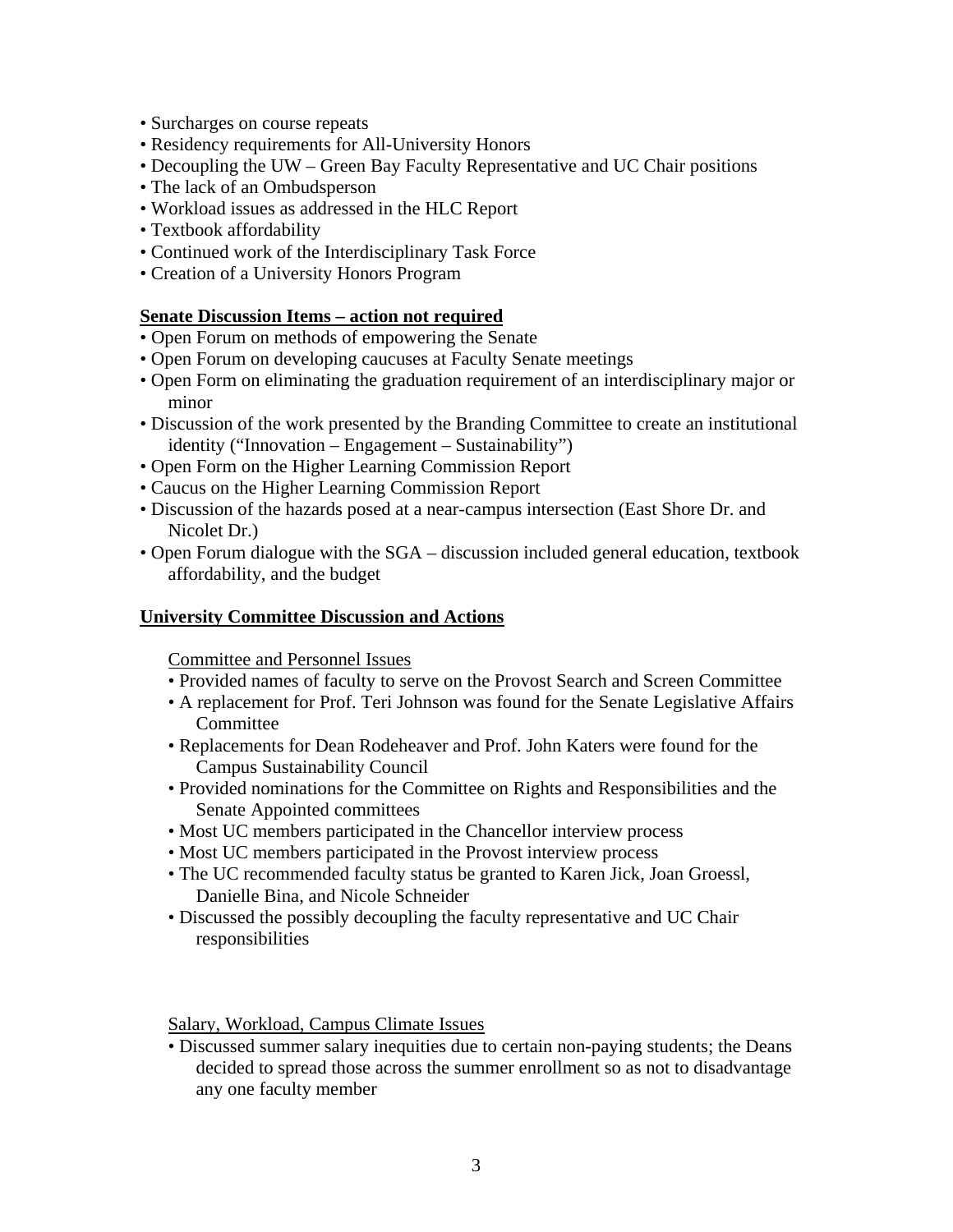- Surcharges on course repeats
- Residency requirements for All-University Honors
- Decoupling the UW – Green Bay Faculty Representative and UC Chair positions
- The lack of an Ombudsperson
- Workload issues as addressed in the HLC Report
- Textbook affordability
- Continued work of the Interdisciplinary Task Force
- Creation of a University Honors Program

**Senate Discussion Items – action not required**

- Open Forum on methods of empowering the Senate
- Open Forum on developing caucuses at Faculty Senate meetings
- Open Form on eliminating the graduation requirement of an interdisciplinary major or minor
- Discussion of the work presented by the Branding Committee to create an institutional identity ("Innovation – Engagement – Sustainability")
- Open Form on the Higher Learning Commission Report
- Caucus on the Higher Learning Commission Report
- Discussion of the hazards posed at a near-campus intersection (East Shore Dr. and Nicolet Dr.)
- Open Forum dialogue with the SGA – discussion included general education, textbook affordability, and the budget

**University Committee Discussion and Actions**

Committee and Personnel Issues

- Provided names of faculty to serve on the Provost Search and Screen Committee
- A replacement for Prof. Teri Johnson was found for the Senate Legislative Affairs Committee
- Replacements for Dean Rodeheaver and Prof. John Katers were found for the Campus Sustainability Council
- Provided nominations for the Committee on Rights and Responsibilities and the Senate Appointed committees
- Most UC members participated in the Chancellor interview process
- Most UC members participated in the Provost interview process
- The UC recommended faculty status be granted to Karen Jick, Joan Groessl, Danielle Bina, and Nicole Schneider
- Discussed the possibly decoupling the faculty representative and UC Chair responsibilities

Salary, Workload, Campus Climate Issues

- Discussed summer salary inequities due to certain non-paying students; the Deans decided to spread those across the summer enrollment so as not to disadvantage any one faculty member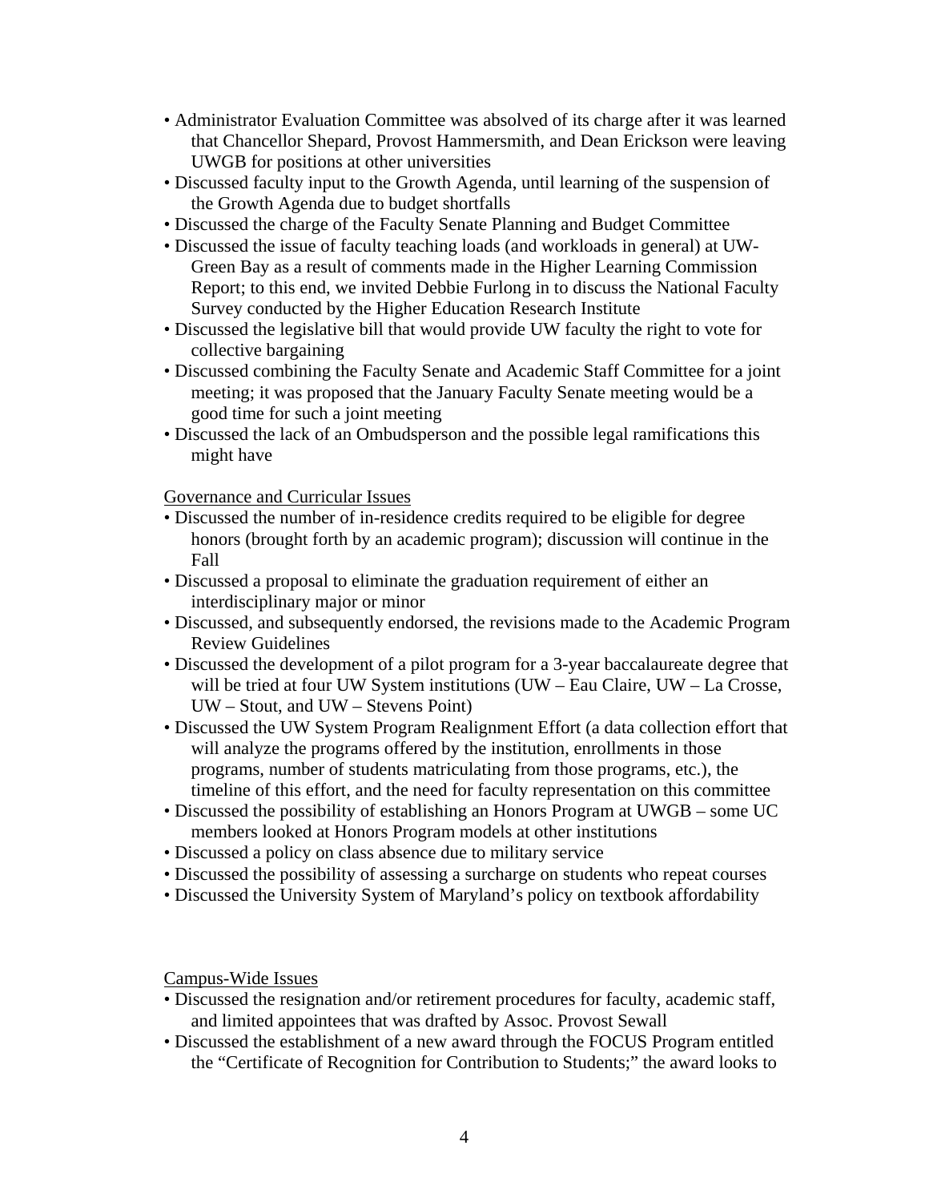- Administrator Evaluation Committee was absolved of its charge after it was learned that Chancellor Shepard, Provost Hammersmith, and Dean Erickson were leaving UWGB for positions at other universities
- Discussed faculty input to the Growth Agenda, until learning of the suspension of the Growth Agenda due to budget shortfalls
- Discussed the charge of the Faculty Senate Planning and Budget Committee
- Discussed the issue of faculty teaching loads (and workloads in general) at UW-Green Bay as a result of comments made in the Higher Learning Commission Report; to this end, we invited Debbie Furlong in to discuss the National Faculty Survey conducted by the Higher Education Research Institute
- Discussed the legislative bill that would provide UW faculty the right to vote for collective bargaining
- Discussed combining the Faculty Senate and Academic Staff Committee for a joint meeting; it was proposed that the January Faculty Senate meeting would be a good time for such a joint meeting
- Discussed the lack of an Ombudsperson and the possible legal ramifications this might have

<u>Governance and Curricular Issues</u>

- Discussed the number of in-residence credits required to be eligible for degree honors (brought forth by an academic program); discussion will continue in the Fall
- Discussed a proposal to eliminate the graduation requirement of either an interdisciplinary major or minor
- Discussed, and subsequently endorsed, the revisions made to the Academic Program Review Guidelines
- Discussed the development of a pilot program for a 3-year baccalaureate degree that will be tried at four UW System institutions (UW – Eau Claire, UW – La Crosse, UW – Stout, and UW – Stevens Point)
- Discussed the UW System Program Realignment Effort (a data collection effort that will analyze the programs offered by the institution, enrollments in those programs, number of students matriculating from those programs, etc.), the timeline of this effort, and the need for faculty representation on this committee
- Discussed the possibility of establishing an Honors Program at UWGB – some UC members looked at Honors Program models at other institutions
- Discussed a policy on class absence due to military service
- Discussed the possibility of assessing a surcharge on students who repeat courses
- Discussed the University System of Maryland's policy on textbook affordability

<u>Campus-Wide Issues</u>

- Discussed the resignation and/or retirement procedures for faculty, academic staff, and limited appointees that was drafted by Assoc. Provost Sewall
- Discussed the establishment of a new award through the FOCUS Program entitled the "Certificate of Recognition for Contribution to Students;" the award looks to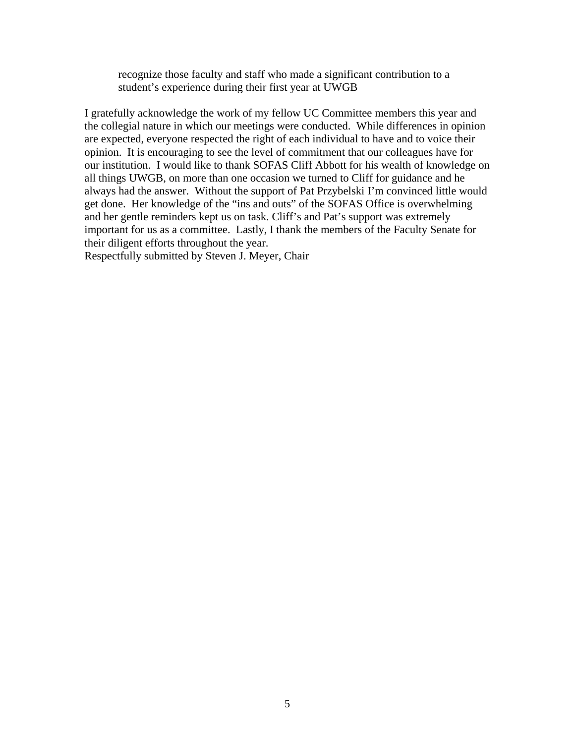recognize those faculty and staff who made a significant contribution to a student's experience during their first year at UWGB

I gratefully acknowledge the work of my fellow UC Committee members this year and the collegial nature in which our meetings were conducted. While differences in opinion are expected, everyone respected the right of each individual to have and to voice their opinion. It is encouraging to see the level of commitment that our colleagues have for our institution. I would like to thank SOFAS Cliff Abbott for his wealth of knowledge on all things UWGB, on more than one occasion we turned to Cliff for guidance and he always had the answer. Without the support of Pat Przybelski I'm convinced little would get done. Her knowledge of the "ins and outs" of the SOFAS Office is overwhelming and her gentle reminders kept us on task. Cliff's and Pat's support was extremely important for us as a committee. Lastly, I thank the members of the Faculty Senate for their diligent efforts throughout the year.

Respectfully submitted by Steven J. Meyer, Chair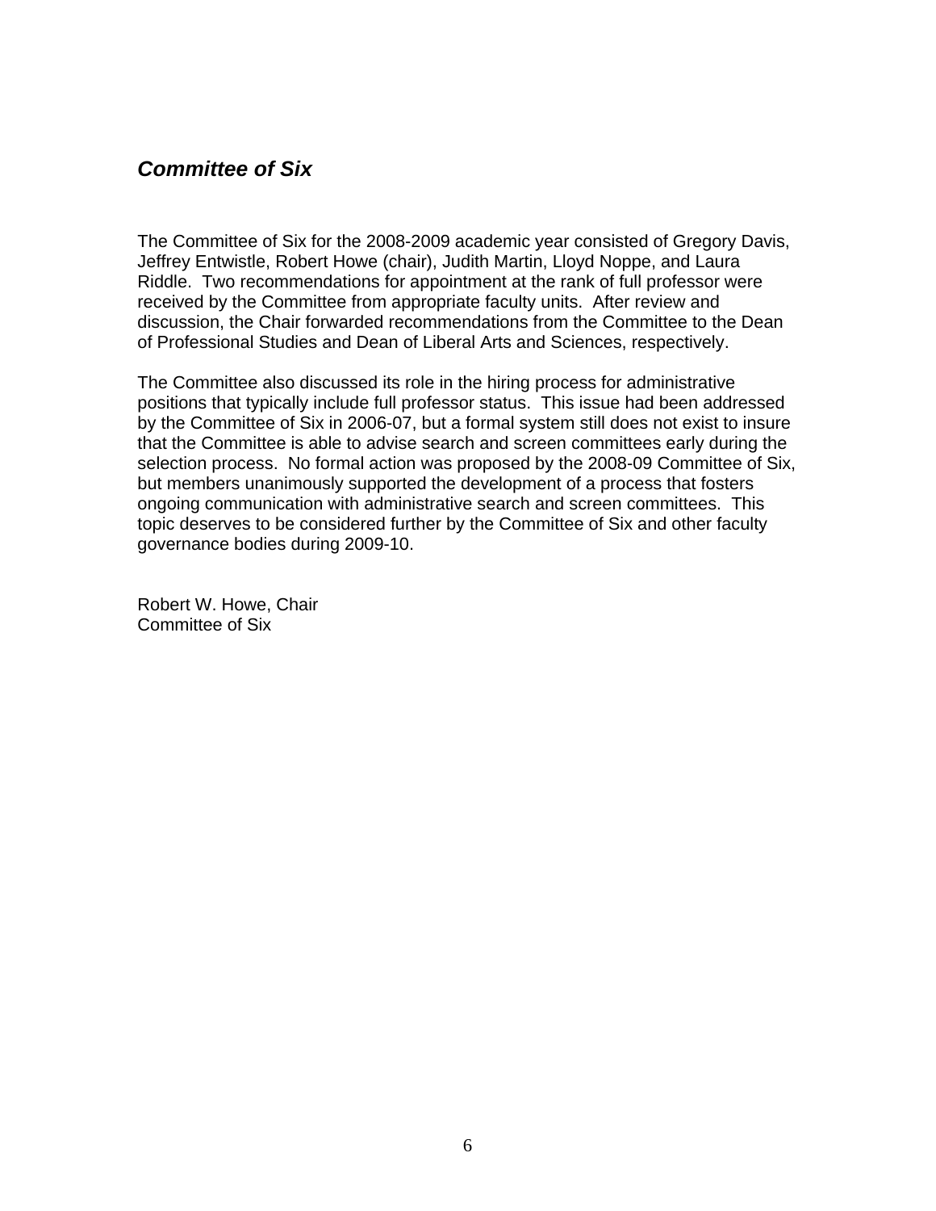## ***Committee of Six***

The Committee of Six for the 2008-2009 academic year consisted of Gregory Davis, Jeffrey Entwistle, Robert Howe (chair), Judith Martin, Lloyd Noppe, and Laura Riddle. Two recommendations for appointment at the rank of full professor were received by the Committee from appropriate faculty units. After review and discussion, the Chair forwarded recommendations from the Committee to the Dean of Professional Studies and Dean of Liberal Arts and Sciences, respectively.

The Committee also discussed its role in the hiring process for administrative positions that typically include full professor status. This issue had been addressed by the Committee of Six in 2006-07, but a formal system still does not exist to insure that the Committee is able to advise search and screen committees early during the selection process. No formal action was proposed by the 2008-09 Committee of Six, but members unanimously supported the development of a process that fosters ongoing communication with administrative search and screen committees. This topic deserves to be considered further by the Committee of Six and other faculty governance bodies during 2009-10.

Robert W. Howe, Chair
Committee of Six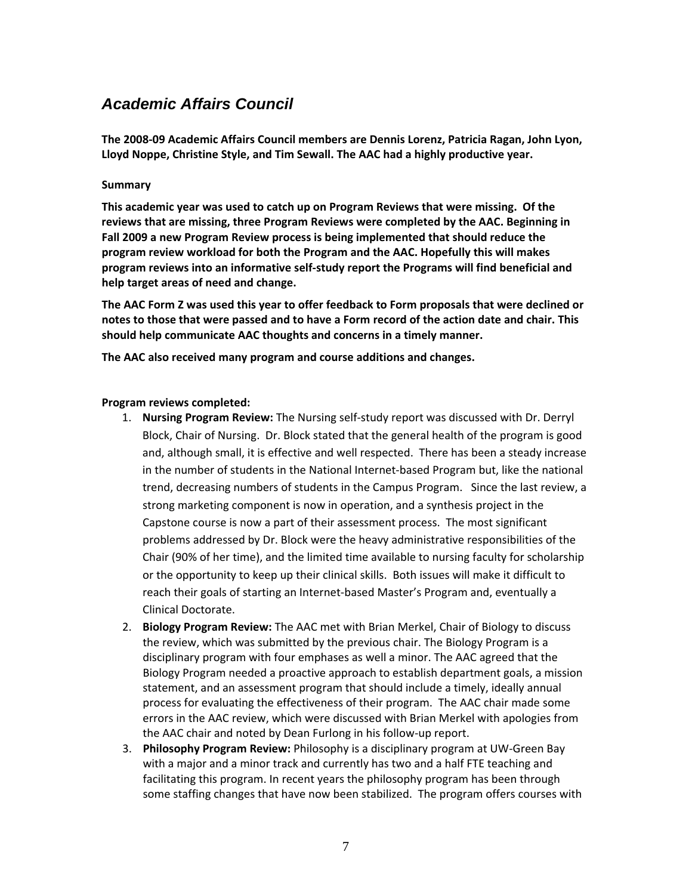## *Academic Affairs Council*

**The 2008-09 Academic Affairs Council members are Dennis Lorenz, Patricia Ragan, John Lyon, Lloyd Noppe, Christine Style, and Tim Sewall. The AAC had a highly productive year.**

**Summary**

**This academic year was used to catch up on Program Reviews that were missing. Of the reviews that are missing, three Program Reviews were completed by the AAC. Beginning in Fall 2009 a new Program Review process is being implemented that should reduce the program review workload for both the Program and the AAC. Hopefully this will makes program reviews into an informative self-study report the Programs will find beneficial and help target areas of need and change.**

**The AAC Form Z was used this year to offer feedback to Form proposals that were declined or notes to those that were passed and to have a Form record of the action date and chair. This should help communicate AAC thoughts and concerns in a timely manner.**

**The AAC also received many program and course additions and changes.**

**Program reviews completed:**

1. **Nursing Program Review:** The Nursing self-study report was discussed with Dr. Derryl Block, Chair of Nursing. Dr. Block stated that the general health of the program is good and, although small, it is effective and well respected. There has been a steady increase in the number of students in the National Internet-based Program but, like the national trend, decreasing numbers of students in the Campus Program. Since the last review, a strong marketing component is now in operation, and a synthesis project in the Capstone course is now a part of their assessment process. The most significant problems addressed by Dr. Block were the heavy administrative responsibilities of the Chair (90% of her time), and the limited time available to nursing faculty for scholarship or the opportunity to keep up their clinical skills. Both issues will make it difficult to reach their goals of starting an Internet-based Master's Program and, eventually a Clinical Doctorate.
2. **Biology Program Review:** The AAC met with Brian Merkel, Chair of Biology to discuss the review, which was submitted by the previous chair. The Biology Program is a disciplinary program with four emphases as well a minor. The AAC agreed that the Biology Program needed a proactive approach to establish department goals, a mission statement, and an assessment program that should include a timely, ideally annual process for evaluating the effectiveness of their program. The AAC chair made some errors in the AAC review, which were discussed with Brian Merkel with apologies from the AAC chair and noted by Dean Furlong in his follow-up report.
3. **Philosophy Program Review:** Philosophy is a disciplinary program at UW-Green Bay with a major and a minor track and currently has two and a half FTE teaching and facilitating this program. In recent years the philosophy program has been through some staffing changes that have now been stabilized. The program offers courses with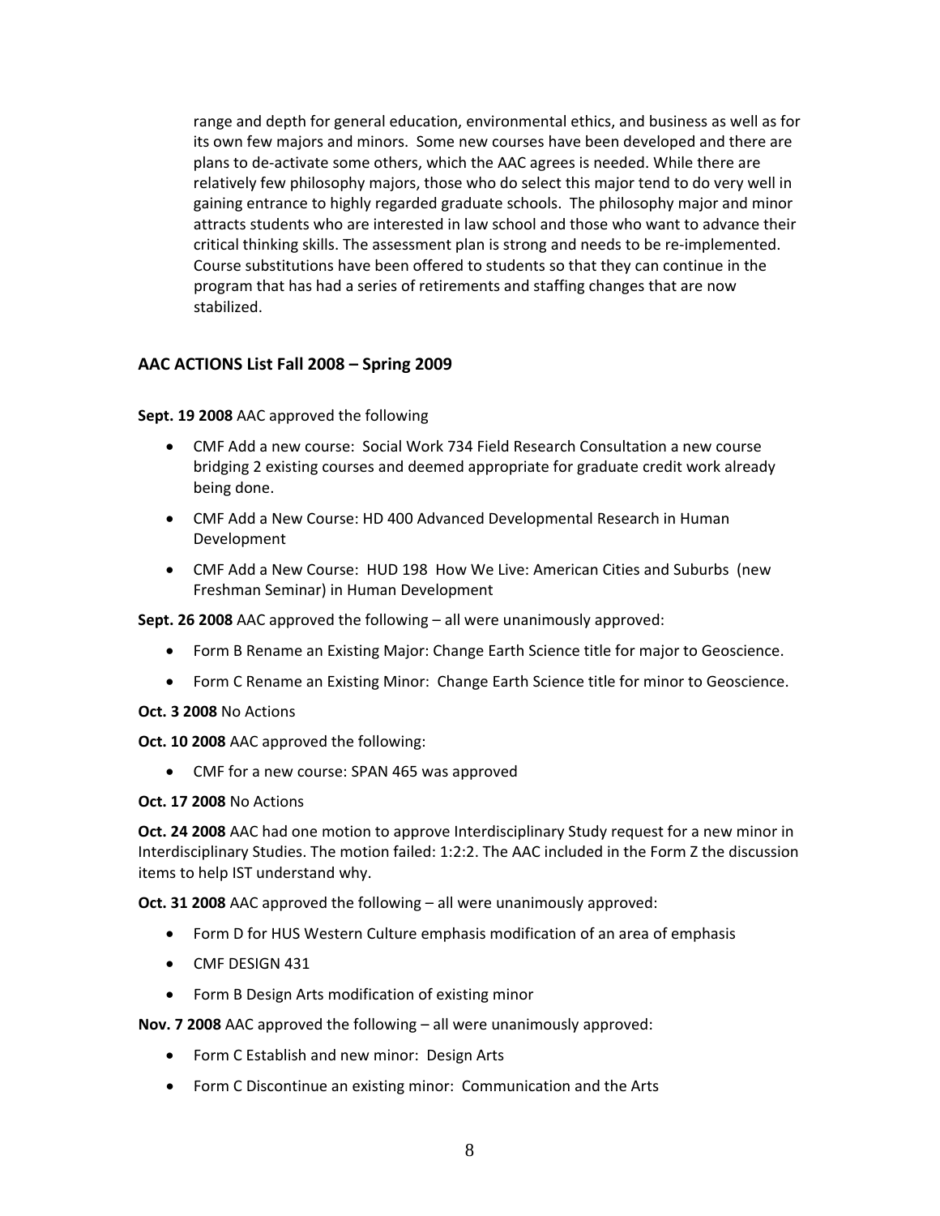range and depth for general education, environmental ethics, and business as well as for its own few majors and minors. Some new courses have been developed and there are plans to de-activate some others, which the AAC agrees is needed. While there are relatively few philosophy majors, those who do select this major tend to do very well in gaining entrance to highly regarded graduate schools. The philosophy major and minor attracts students who are interested in law school and those who want to advance their critical thinking skills. The assessment plan is strong and needs to be re-implemented. Course substitutions have been offered to students so that they can continue in the program that has had a series of retirements and staffing changes that are now stabilized.

## AAC ACTIONS List Fall 2008 – Spring 2009

**Sept. 19 2008** AAC approved the following

- CMF Add a new course: Social Work 734 Field Research Consultation a new course bridging 2 existing courses and deemed appropriate for graduate credit work already being done.
- CMF Add a New Course: HD 400 Advanced Developmental Research in Human Development
- CMF Add a New Course: HUD 198 How We Live: American Cities and Suburbs (new Freshman Seminar) in Human Development

**Sept. 26 2008** AAC approved the following – all were unanimously approved:

- Form B Rename an Existing Major: Change Earth Science title for major to Geoscience.
- Form C Rename an Existing Minor: Change Earth Science title for minor to Geoscience.

**Oct. 3 2008** No Actions

**Oct. 10 2008** AAC approved the following:

- CMF for a new course: SPAN 465 was approved

**Oct. 17 2008** No Actions

**Oct. 24 2008** AAC had one motion to approve Interdisciplinary Study request for a new minor in Interdisciplinary Studies. The motion failed: 1:2:2. The AAC included in the Form Z the discussion items to help IST understand why.

**Oct. 31 2008** AAC approved the following – all were unanimously approved:

- Form D for HUS Western Culture emphasis modification of an area of emphasis
- CMF DESIGN 431
- Form B Design Arts modification of existing minor

**Nov. 7 2008** AAC approved the following – all were unanimously approved:

- Form C Establish and new minor: Design Arts
- Form C Discontinue an existing minor: Communication and the Arts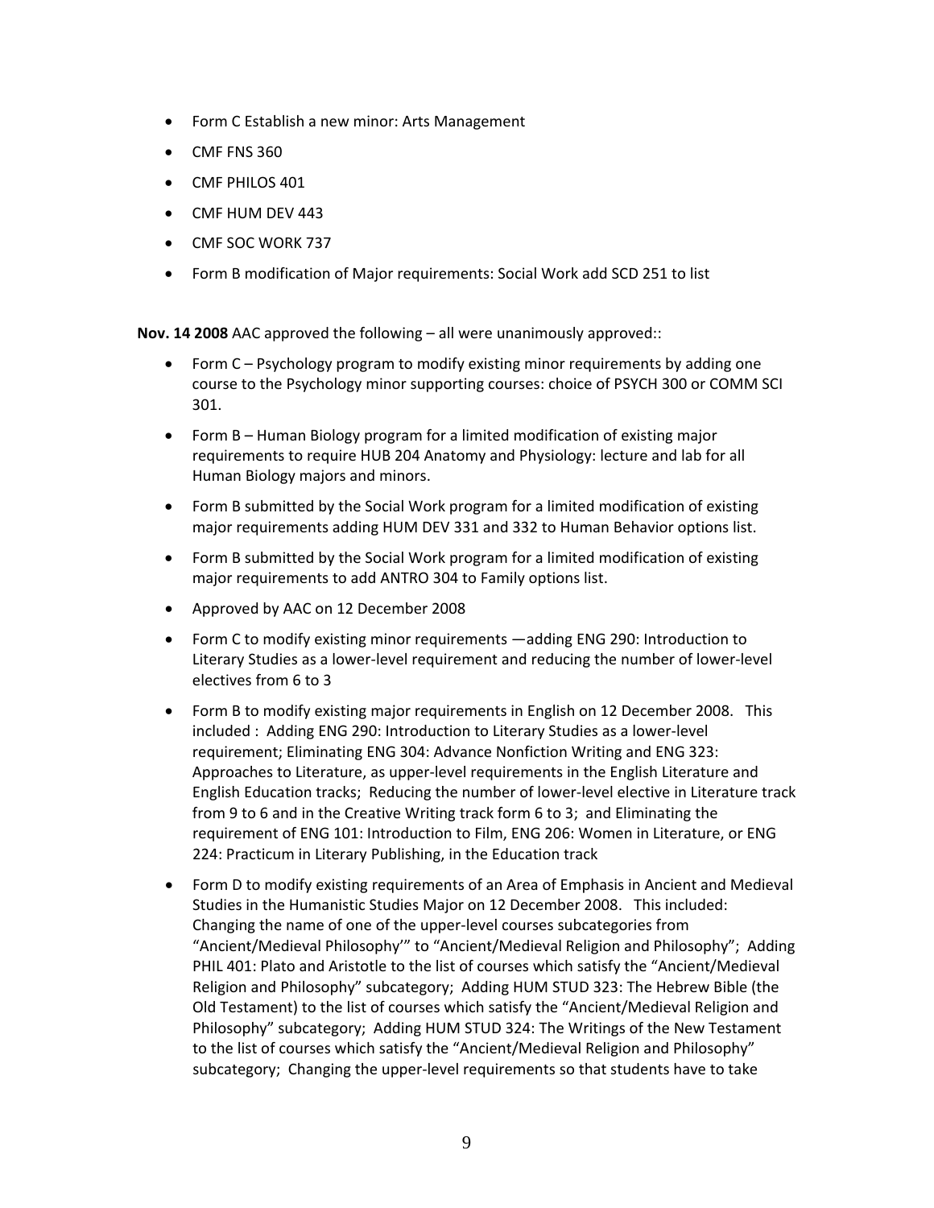- Form C Establish a new minor: Arts Management
- CMF FNS 360
- CMF PHILOS 401
- CMF HUM DEV 443
- CMF SOC WORK 737
- Form B modification of Major requirements: Social Work add SCD 251 to list

**Nov. 14 2008** AAC approved the following – all were unanimously approved::

- Form C – Psychology program to modify existing minor requirements by adding one course to the Psychology minor supporting courses: choice of PSYCH 300 or COMM SCI 301.
- Form B – Human Biology program for a limited modification of existing major requirements to require HUB 204 Anatomy and Physiology: lecture and lab for all Human Biology majors and minors.
- Form B submitted by the Social Work program for a limited modification of existing major requirements adding HUM DEV 331 and 332 to Human Behavior options list.
- Form B submitted by the Social Work program for a limited modification of existing major requirements to add ANTRO 304 to Family options list.
- Approved by AAC on 12 December 2008
- Form C to modify existing minor requirements —adding ENG 290: Introduction to Literary Studies as a lower-level requirement and reducing the number of lower-level electives from 6 to 3
- Form B to modify existing major requirements in English on 12 December 2008. This included : Adding ENG 290: Introduction to Literary Studies as a lower-level requirement; Eliminating ENG 304: Advance Nonfiction Writing and ENG 323: Approaches to Literature, as upper-level requirements in the English Literature and English Education tracks; Reducing the number of lower-level elective in Literature track from 9 to 6 and in the Creative Writing track form 6 to 3; and Eliminating the requirement of ENG 101: Introduction to Film, ENG 206: Women in Literature, or ENG 224: Practicum in Literary Publishing, in the Education track
- Form D to modify existing requirements of an Area of Emphasis in Ancient and Medieval Studies in the Humanistic Studies Major on 12 December 2008. This included: Changing the name of one of the upper-level courses subcategories from "Ancient/Medieval Philosophy'" to "Ancient/Medieval Religion and Philosophy"; Adding PHIL 401: Plato and Aristotle to the list of courses which satisfy the "Ancient/Medieval Religion and Philosophy" subcategory; Adding HUM STUD 323: The Hebrew Bible (the Old Testament) to the list of courses which satisfy the "Ancient/Medieval Religion and Philosophy" subcategory; Adding HUM STUD 324: The Writings of the New Testament to the list of courses which satisfy the "Ancient/Medieval Religion and Philosophy" subcategory; Changing the upper-level requirements so that students have to take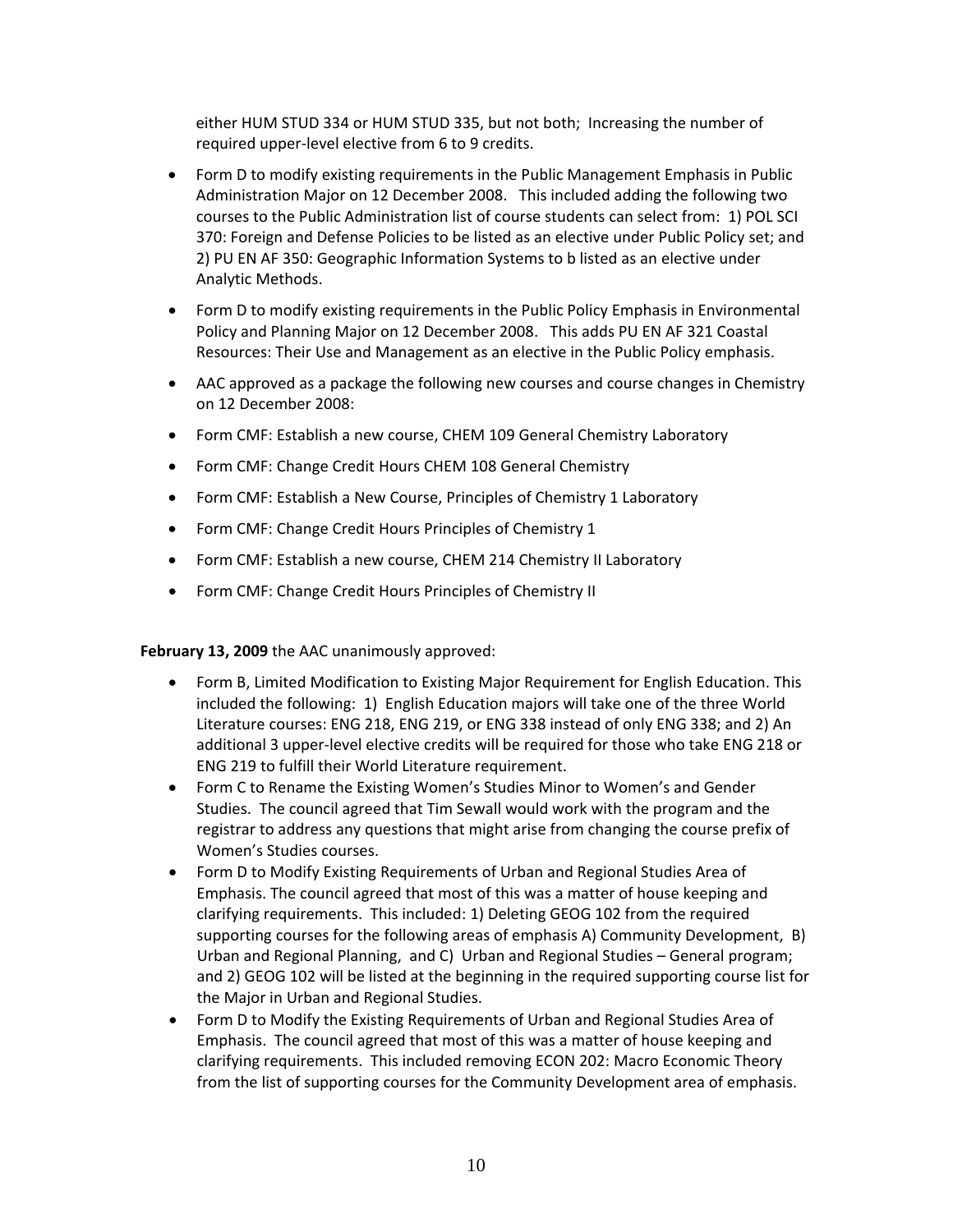either HUM STUD 334 or HUM STUD 335, but not both; Increasing the number of required upper-level elective from 6 to 9 credits.

- Form D to modify existing requirements in the Public Management Emphasis in Public Administration Major on 12 December 2008. This included adding the following two courses to the Public Administration list of course students can select from: 1) POL SCI 370: Foreign and Defense Policies to be listed as an elective under Public Policy set; and 2) PU EN AF 350: Geographic Information Systems to b listed as an elective under Analytic Methods.
- Form D to modify existing requirements in the Public Policy Emphasis in Environmental Policy and Planning Major on 12 December 2008. This adds PU EN AF 321 Coastal Resources: Their Use and Management as an elective in the Public Policy emphasis.
- AAC approved as a package the following new courses and course changes in Chemistry on 12 December 2008:
- Form CMF: Establish a new course, CHEM 109 General Chemistry Laboratory
- Form CMF: Change Credit Hours CHEM 108 General Chemistry
- Form CMF: Establish a New Course, Principles of Chemistry 1 Laboratory
- Form CMF: Change Credit Hours Principles of Chemistry 1
- Form CMF: Establish a new course, CHEM 214 Chemistry II Laboratory
- Form CMF: Change Credit Hours Principles of Chemistry II

**February 13, 2009** the AAC unanimously approved:

- Form B, Limited Modification to Existing Major Requirement for English Education. This included the following: 1) English Education majors will take one of the three World Literature courses: ENG 218, ENG 219, or ENG 338 instead of only ENG 338; and 2) An additional 3 upper-level elective credits will be required for those who take ENG 218 or ENG 219 to fulfill their World Literature requirement.
- Form C to Rename the Existing Women's Studies Minor to Women's and Gender Studies. The council agreed that Tim Sewall would work with the program and the registrar to address any questions that might arise from changing the course prefix of Women's Studies courses.
- Form D to Modify Existing Requirements of Urban and Regional Studies Area of Emphasis. The council agreed that most of this was a matter of house keeping and clarifying requirements. This included: 1) Deleting GEOG 102 from the required supporting courses for the following areas of emphasis A) Community Development, B) Urban and Regional Planning, and C) Urban and Regional Studies – General program; and 2) GEOG 102 will be listed at the beginning in the required supporting course list for the Major in Urban and Regional Studies.
- Form D to Modify the Existing Requirements of Urban and Regional Studies Area of Emphasis. The council agreed that most of this was a matter of house keeping and clarifying requirements. This included removing ECON 202: Macro Economic Theory from the list of supporting courses for the Community Development area of emphasis.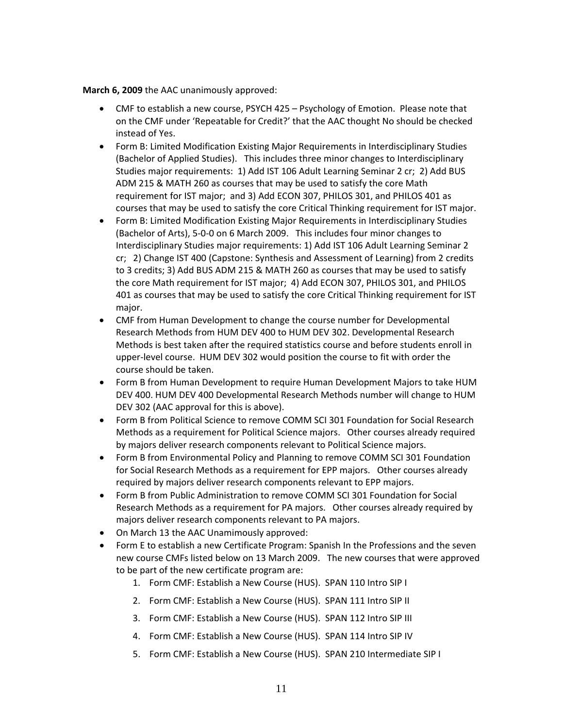**March 6, 2009** the AAC unanimously approved:

- CMF to establish a new course, PSYCH 425 – Psychology of Emotion. Please note that on the CMF under 'Repeatable for Credit?' that the AAC thought No should be checked instead of Yes.
- Form B: Limited Modification Existing Major Requirements in Interdisciplinary Studies (Bachelor of Applied Studies). This includes three minor changes to Interdisciplinary Studies major requirements: 1) Add IST 106 Adult Learning Seminar 2 cr; 2) Add BUS ADM 215 & MATH 260 as courses that may be used to satisfy the core Math requirement for IST major; and 3) Add ECON 307, PHILOS 301, and PHILOS 401 as courses that may be used to satisfy the core Critical Thinking requirement for IST major.
- Form B: Limited Modification Existing Major Requirements in Interdisciplinary Studies (Bachelor of Arts), 5-0-0 on 6 March 2009. This includes four minor changes to Interdisciplinary Studies major requirements: 1) Add IST 106 Adult Learning Seminar 2 cr; 2) Change IST 400 (Capstone: Synthesis and Assessment of Learning) from 2 credits to 3 credits; 3) Add BUS ADM 215 & MATH 260 as courses that may be used to satisfy the core Math requirement for IST major; 4) Add ECON 307, PHILOS 301, and PHILOS 401 as courses that may be used to satisfy the core Critical Thinking requirement for IST major.
- CMF from Human Development to change the course number for Developmental Research Methods from HUM DEV 400 to HUM DEV 302. Developmental Research Methods is best taken after the required statistics course and before students enroll in upper-level course. HUM DEV 302 would position the course to fit with order the course should be taken.
- Form B from Human Development to require Human Development Majors to take HUM DEV 400. HUM DEV 400 Developmental Research Methods number will change to HUM DEV 302 (AAC approval for this is above).
- Form B from Political Science to remove COMM SCI 301 Foundation for Social Research Methods as a requirement for Political Science majors. Other courses already required by majors deliver research components relevant to Political Science majors.
- Form B from Environmental Policy and Planning to remove COMM SCI 301 Foundation for Social Research Methods as a requirement for EPP majors. Other courses already required by majors deliver research components relevant to EPP majors.
- Form B from Public Administration to remove COMM SCI 301 Foundation for Social Research Methods as a requirement for PA majors. Other courses already required by majors deliver research components relevant to PA majors.
- On March 13 the AAC Unamimously approved:
- Form E to establish a new Certificate Program: Spanish In the Professions and the seven new course CMFs listed below on 13 March 2009. The new courses that were approved to be part of the new certificate program are:
    1. Form CMF: Establish a New Course (HUS). SPAN 110 Intro SIP I
    2. Form CMF: Establish a New Course (HUS). SPAN 111 Intro SIP II
    3. Form CMF: Establish a New Course (HUS). SPAN 112 Intro SIP III
    4. Form CMF: Establish a New Course (HUS). SPAN 114 Intro SIP IV
    5. Form CMF: Establish a New Course (HUS). SPAN 210 Intermediate SIP I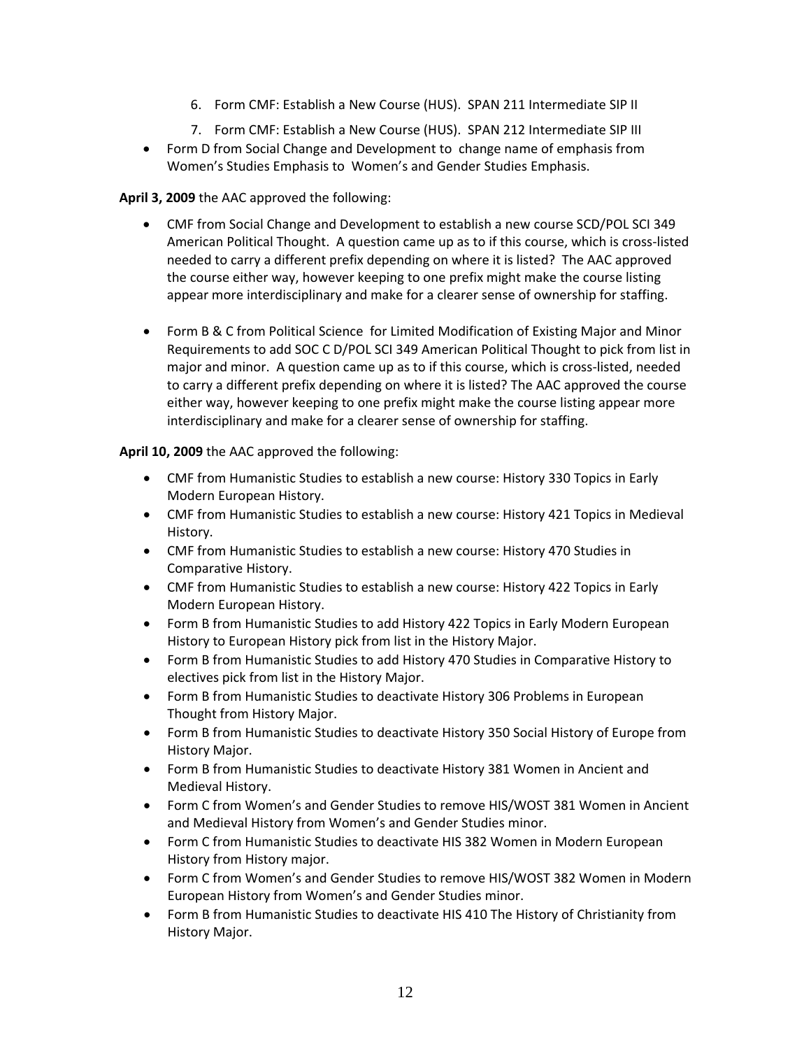6. Form CMF: Establish a New Course (HUS). SPAN 211 Intermediate SIP II
7. Form CMF: Establish a New Course (HUS). SPAN 212 Intermediate SIP III

- Form D from Social Change and Development to change name of emphasis from Women's Studies Emphasis to Women's and Gender Studies Emphasis.

**April 3, 2009** the AAC approved the following:

- CMF from Social Change and Development to establish a new course SCD/POL SCI 349 American Political Thought. A question came up as to if this course, which is cross-listed needed to carry a different prefix depending on where it is listed? The AAC approved the course either way, however keeping to one prefix might make the course listing appear more interdisciplinary and make for a clearer sense of ownership for staffing.

- Form B & C from Political Science for Limited Modification of Existing Major and Minor Requirements to add SOC C D/POL SCI 349 American Political Thought to pick from list in major and minor. A question came up as to if this course, which is cross-listed, needed to carry a different prefix depending on where it is listed? The AAC approved the course either way, however keeping to one prefix might make the course listing appear more interdisciplinary and make for a clearer sense of ownership for staffing.

**April 10, 2009** the AAC approved the following:

- CMF from Humanistic Studies to establish a new course: History 330 Topics in Early Modern European History.
- CMF from Humanistic Studies to establish a new course: History 421 Topics in Medieval History.
- CMF from Humanistic Studies to establish a new course: History 470 Studies in Comparative History.
- CMF from Humanistic Studies to establish a new course: History 422 Topics in Early Modern European History.
- Form B from Humanistic Studies to add History 422 Topics in Early Modern European History to European History pick from list in the History Major.
- Form B from Humanistic Studies to add History 470 Studies in Comparative History to electives pick from list in the History Major.
- Form B from Humanistic Studies to deactivate History 306 Problems in European Thought from History Major.
- Form B from Humanistic Studies to deactivate History 350 Social History of Europe from History Major.
- Form B from Humanistic Studies to deactivate History 381 Women in Ancient and Medieval History.
- Form C from Women's and Gender Studies to remove HIS/WOST 381 Women in Ancient and Medieval History from Women's and Gender Studies minor.
- Form C from Humanistic Studies to deactivate HIS 382 Women in Modern European History from History major.
- Form C from Women's and Gender Studies to remove HIS/WOST 382 Women in Modern European History from Women's and Gender Studies minor.
- Form B from Humanistic Studies to deactivate HIS 410 The History of Christianity from History Major.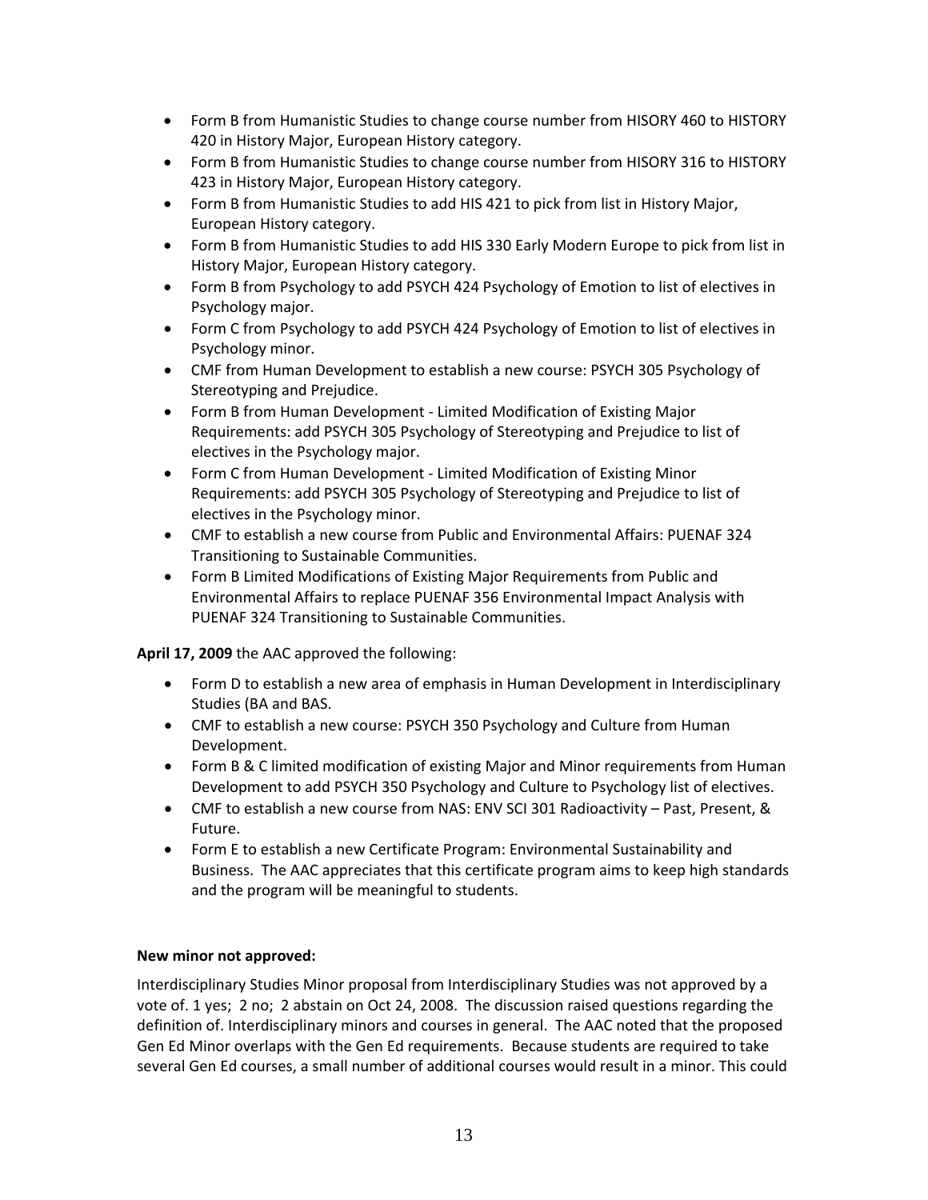- Form B from Humanistic Studies to change course number from HISORY 460 to HISTORY 420 in History Major, European History category.
- Form B from Humanistic Studies to change course number from HISORY 316 to HISTORY 423 in History Major, European History category.
- Form B from Humanistic Studies to add HIS 421 to pick from list in History Major, European History category.
- Form B from Humanistic Studies to add HIS 330 Early Modern Europe to pick from list in History Major, European History category.
- Form B from Psychology to add PSYCH 424 Psychology of Emotion to list of electives in Psychology major.
- Form C from Psychology to add PSYCH 424 Psychology of Emotion to list of electives in Psychology minor.
- CMF from Human Development to establish a new course: PSYCH 305 Psychology of Stereotyping and Prejudice.
- Form B from Human Development - Limited Modification of Existing Major Requirements: add PSYCH 305 Psychology of Stereotyping and Prejudice to list of electives in the Psychology major.
- Form C from Human Development - Limited Modification of Existing Minor Requirements: add PSYCH 305 Psychology of Stereotyping and Prejudice to list of electives in the Psychology minor.
- CMF to establish a new course from Public and Environmental Affairs: PUENAF 324 Transitioning to Sustainable Communities.
- Form B Limited Modifications of Existing Major Requirements from Public and Environmental Affairs to replace PUENAF 356 Environmental Impact Analysis with PUENAF 324 Transitioning to Sustainable Communities.

**April 17, 2009** the AAC approved the following:

- Form D to establish a new area of emphasis in Human Development in Interdisciplinary Studies (BA and BAS.
- CMF to establish a new course: PSYCH 350 Psychology and Culture from Human Development.
- Form B & C limited modification of existing Major and Minor requirements from Human Development to add PSYCH 350 Psychology and Culture to Psychology list of electives.
- CMF to establish a new course from NAS: ENV SCI 301 Radioactivity – Past, Present, & Future.
- Form E to establish a new Certificate Program: Environmental Sustainability and Business. The AAC appreciates that this certificate program aims to keep high standards and the program will be meaningful to students.

**New minor not approved:**

Interdisciplinary Studies Minor proposal from Interdisciplinary Studies was not approved by a vote of. 1 yes; 2 no; 2 abstain on Oct 24, 2008. The discussion raised questions regarding the definition of. Interdisciplinary minors and courses in general. The AAC noted that the proposed Gen Ed Minor overlaps with the Gen Ed requirements. Because students are required to take several Gen Ed courses, a small number of additional courses would result in a minor. This could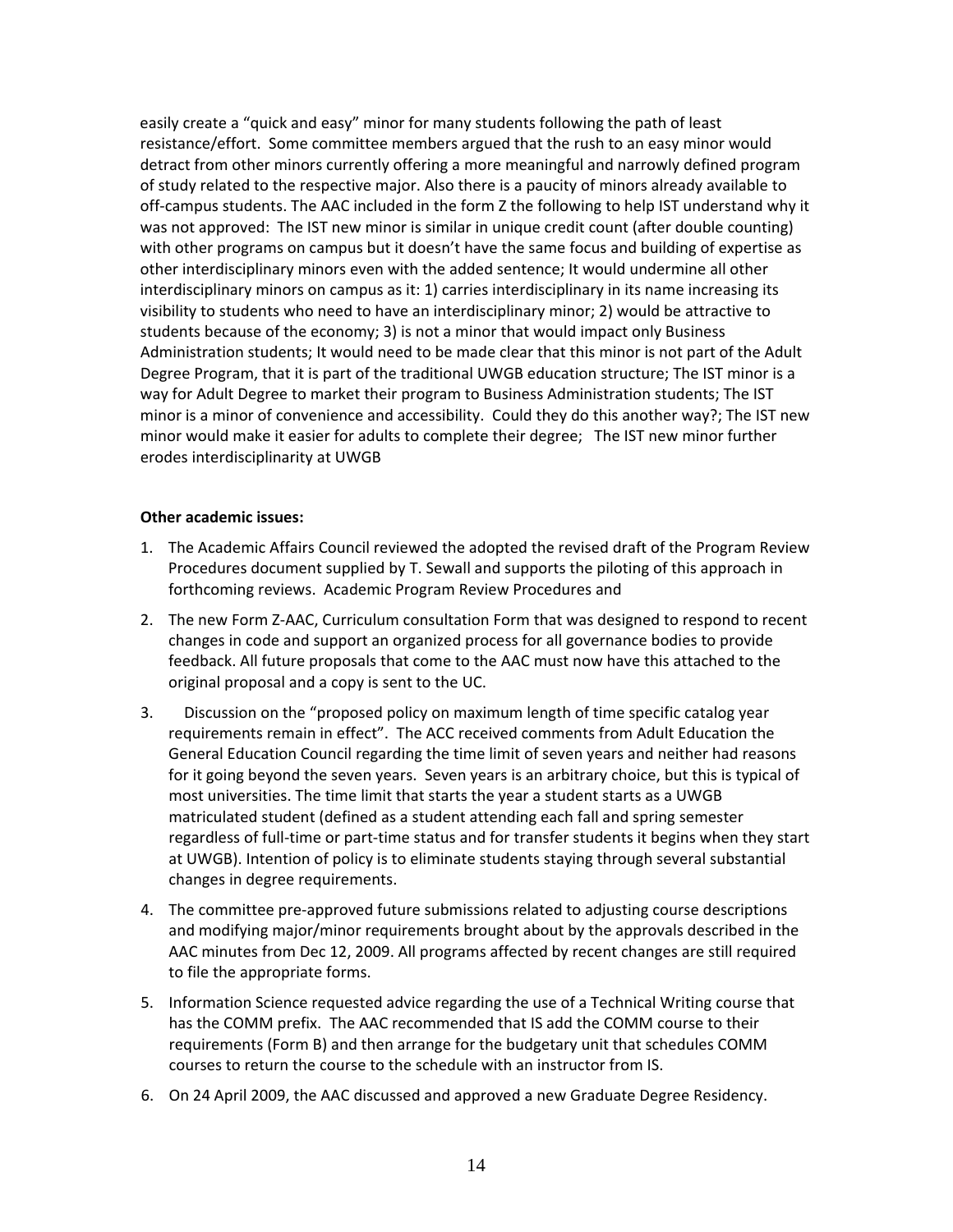easily create a "quick and easy" minor for many students following the path of least resistance/effort. Some committee members argued that the rush to an easy minor would detract from other minors currently offering a more meaningful and narrowly defined program of study related to the respective major. Also there is a paucity of minors already available to off-campus students. The AAC included in the form Z the following to help IST understand why it was not approved: The IST new minor is similar in unique credit count (after double counting) with other programs on campus but it doesn't have the same focus and building of expertise as other interdisciplinary minors even with the added sentence; It would undermine all other interdisciplinary minors on campus as it: 1) carries interdisciplinary in its name increasing its visibility to students who need to have an interdisciplinary minor; 2) would be attractive to students because of the economy; 3) is not a minor that would impact only Business Administration students; It would need to be made clear that this minor is not part of the Adult Degree Program, that it is part of the traditional UWGB education structure; The IST minor is a way for Adult Degree to market their program to Business Administration students; The IST minor is a minor of convenience and accessibility. Could they do this another way?; The IST new minor would make it easier for adults to complete their degree; The IST new minor further erodes interdisciplinarity at UWGB

**Other academic issues:**

1. The Academic Affairs Council reviewed the adopted the revised draft of the Program Review Procedures document supplied by T. Sewall and supports the piloting of this approach in forthcoming reviews. Academic Program Review Procedures and
2. The new Form Z-AAC, Curriculum consultation Form that was designed to respond to recent changes in code and support an organized process for all governance bodies to provide feedback. All future proposals that come to the AAC must now have this attached to the original proposal and a copy is sent to the UC.
3. Discussion on the "proposed policy on maximum length of time specific catalog year requirements remain in effect". The ACC received comments from Adult Education the General Education Council regarding the time limit of seven years and neither had reasons for it going beyond the seven years. Seven years is an arbitrary choice, but this is typical of most universities. The time limit that starts the year a student starts as a UWGB matriculated student (defined as a student attending each fall and spring semester regardless of full-time or part-time status and for transfer students it begins when they start at UWGB). Intention of policy is to eliminate students staying through several substantial changes in degree requirements.
4. The committee pre-approved future submissions related to adjusting course descriptions and modifying major/minor requirements brought about by the approvals described in the AAC minutes from Dec 12, 2009. All programs affected by recent changes are still required to file the appropriate forms.
5. Information Science requested advice regarding the use of a Technical Writing course that has the COMM prefix. The AAC recommended that IS add the COMM course to their requirements (Form B) and then arrange for the budgetary unit that schedules COMM courses to return the course to the schedule with an instructor from IS.
6. On 24 April 2009, the AAC discussed and approved a new Graduate Degree Residency.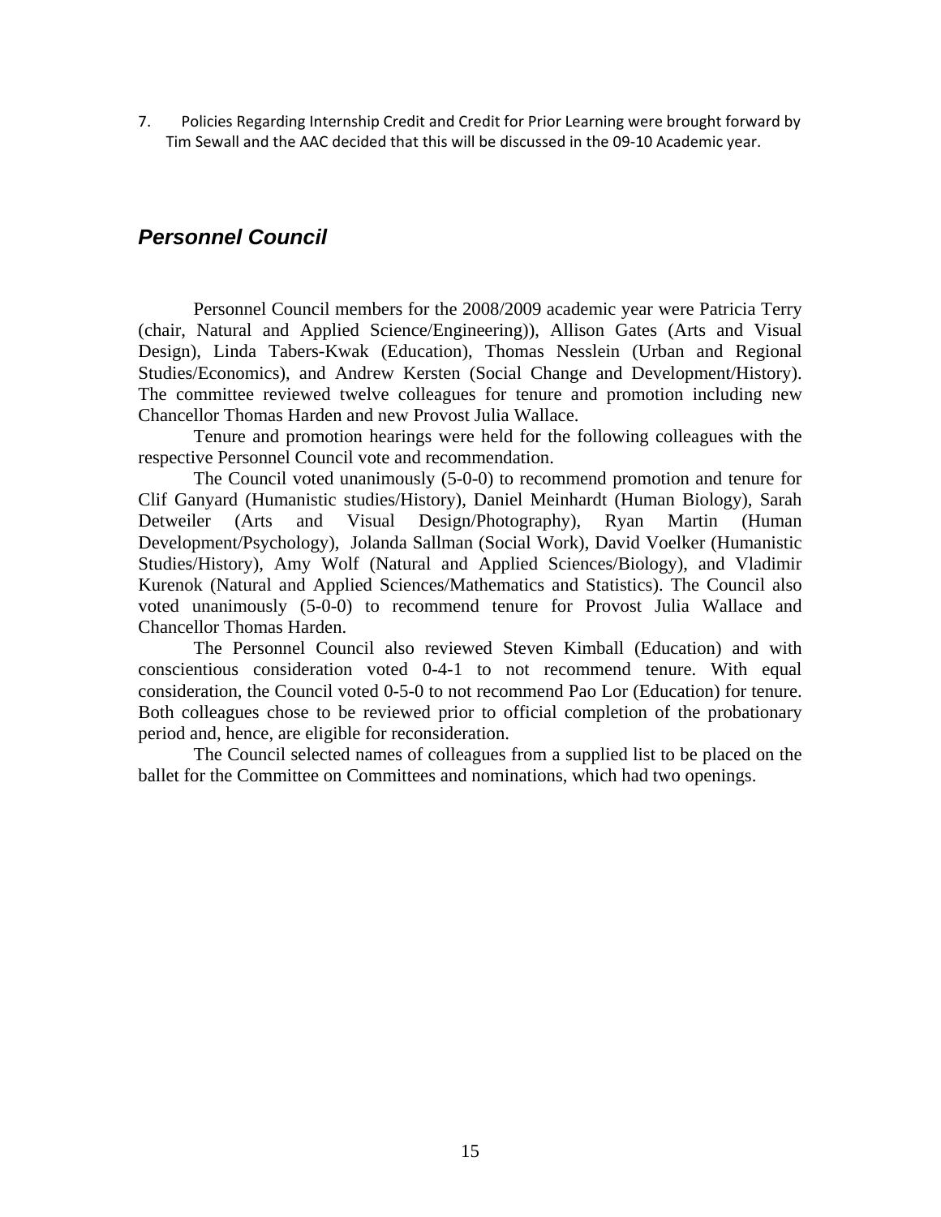7. Policies Regarding Internship Credit and Credit for Prior Learning were brought forward by Tim Sewall and the AAC decided that this will be discussed in the 09-10 Academic year.

## *Personnel Council*

Personnel Council members for the 2008/2009 academic year were Patricia Terry (chair, Natural and Applied Science/Engineering)), Allison Gates (Arts and Visual Design), Linda Tabers-Kwak (Education), Thomas Nesslein (Urban and Regional Studies/Economics), and Andrew Kersten (Social Change and Development/History). The committee reviewed twelve colleagues for tenure and promotion including new Chancellor Thomas Harden and new Provost Julia Wallace.

Tenure and promotion hearings were held for the following colleagues with the respective Personnel Council vote and recommendation.

The Council voted unanimously (5-0-0) to recommend promotion and tenure for Clif Ganyard (Humanistic studies/History), Daniel Meinhardt (Human Biology), Sarah Detweiler (Arts and Visual Design/Photography), Ryan Martin (Human Development/Psychology), Jolanda Sallman (Social Work), David Voelker (Humanistic Studies/History), Amy Wolf (Natural and Applied Sciences/Biology), and Vladimir Kurenok (Natural and Applied Sciences/Mathematics and Statistics). The Council also voted unanimously (5-0-0) to recommend tenure for Provost Julia Wallace and Chancellor Thomas Harden.

The Personnel Council also reviewed Steven Kimball (Education) and with conscientious consideration voted 0-4-1 to not recommend tenure. With equal consideration, the Council voted 0-5-0 to not recommend Pao Lor (Education) for tenure. Both colleagues chose to be reviewed prior to official completion of the probationary period and, hence, are eligible for reconsideration.

The Council selected names of colleagues from a supplied list to be placed on the ballet for the Committee on Committees and nominations, which had two openings.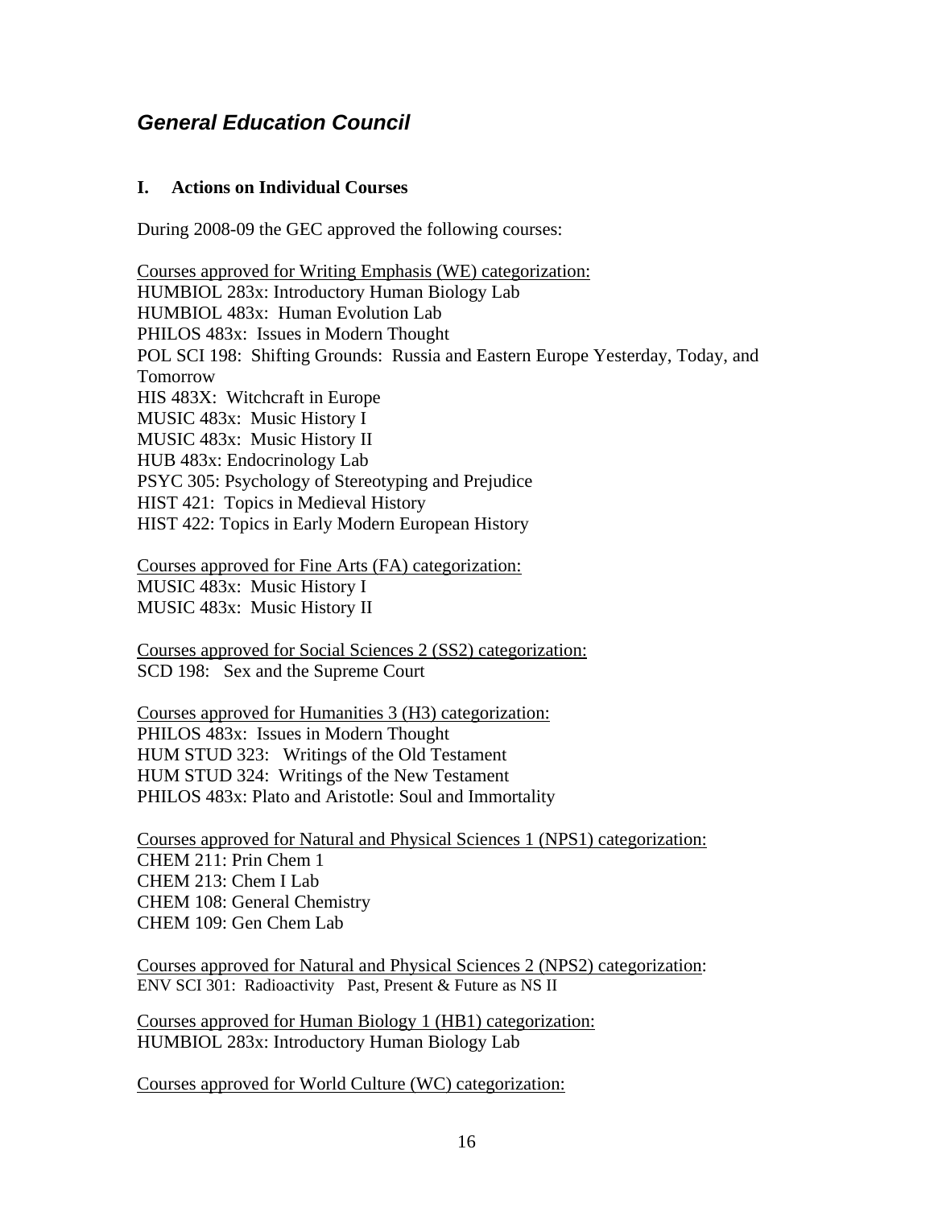## *General Education Council*

### I. Actions on Individual Courses

During 2008-09 the GEC approved the following courses:

<u>Courses approved for Writing Emphasis (WE) categorization:</u>
HUMBIOL 283x: Introductory Human Biology Lab
HUMBIOL 483x: Human Evolution Lab
PHILOS 483x: Issues in Modern Thought
POL SCI 198: Shifting Grounds: Russia and Eastern Europe Yesterday, Today, and Tomorrow
HIS 483X: Witchcraft in Europe
MUSIC 483x: Music History I
MUSIC 483x: Music History II
HUB 483x: Endocrinology Lab
PSYC 305: Psychology of Stereotyping and Prejudice
HIST 421: Topics in Medieval History
HIST 422: Topics in Early Modern European History

<u>Courses approved for Fine Arts (FA) categorization:</u>
MUSIC 483x: Music History I
MUSIC 483x: Music History II

<u>Courses approved for Social Sciences 2 (SS2) categorization:</u>
SCD 198: Sex and the Supreme Court

<u>Courses approved for Humanities 3 (H3) categorization:</u>
PHILOS 483x: Issues in Modern Thought
HUM STUD 323: Writings of the Old Testament
HUM STUD 324: Writings of the New Testament
PHILOS 483x: Plato and Aristotle: Soul and Immortality

<u>Courses approved for Natural and Physical Sciences 1 (NPS1) categorization:</u>
CHEM 211: Prin Chem 1
CHEM 213: Chem I Lab
CHEM 108: General Chemistry
CHEM 109: Gen Chem Lab

<u>Courses approved for Natural and Physical Sciences 2 (NPS2) categorization</u>:
ENV SCI 301: Radioactivity Past, Present & Future as NS II

<u>Courses approved for Human Biology 1 (HB1) categorization:</u>
HUMBIOL 283x: Introductory Human Biology Lab

<u>Courses approved for World Culture (WC) categorization:</u>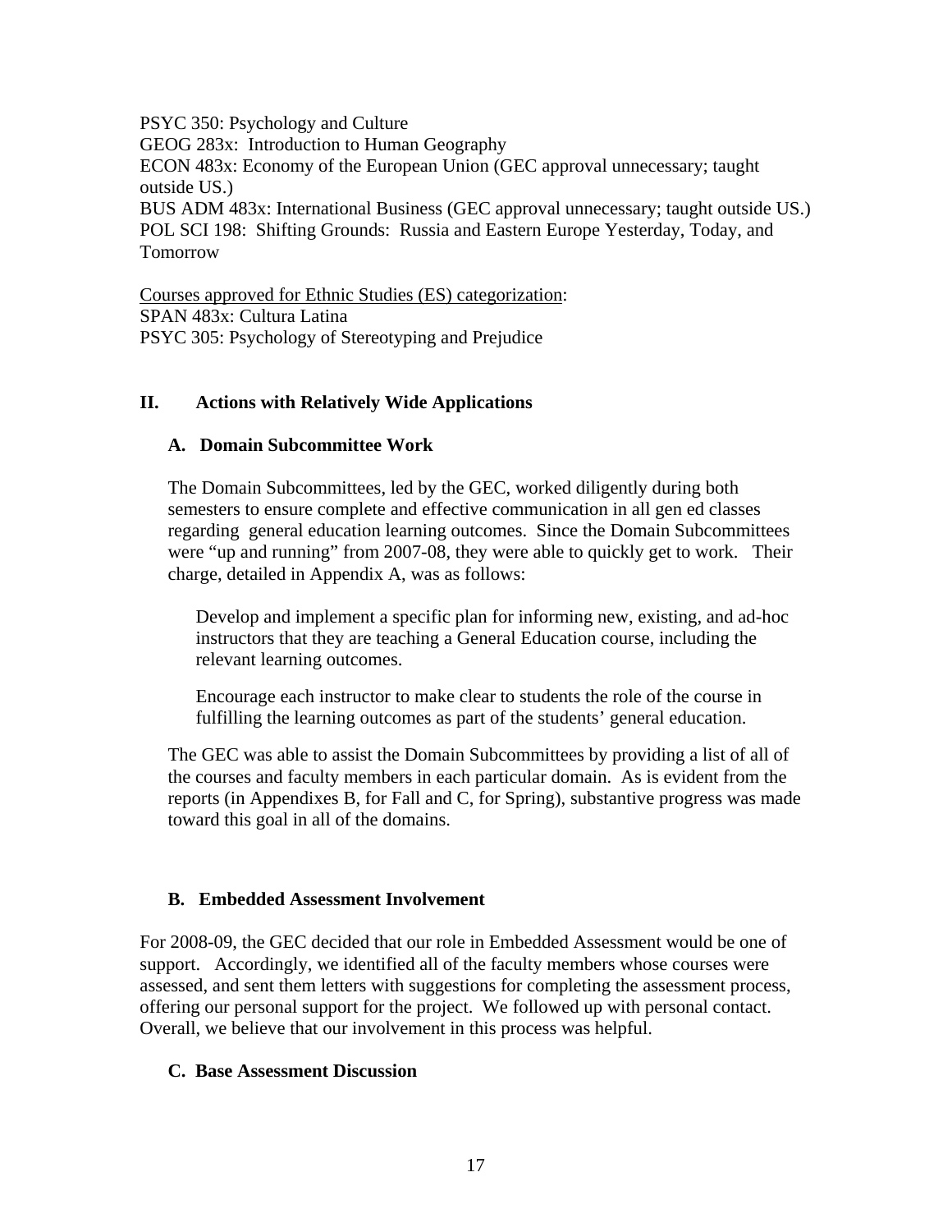PSYC 350: Psychology and Culture
GEOG 283x: Introduction to Human Geography
ECON 483x: Economy of the European Union (GEC approval unnecessary; taught outside US.)
BUS ADM 483x: International Business (GEC approval unnecessary; taught outside US.)
POL SCI 198: Shifting Grounds: Russia and Eastern Europe Yesterday, Today, and Tomorrow

Courses approved for Ethnic Studies (ES) categorization:
SPAN 483x: Cultura Latina
PSYC 305: Psychology of Stereotyping and Prejudice

## II. Actions with Relatively Wide Applications

### A. Domain Subcommittee Work

The Domain Subcommittees, led by the GEC, worked diligently during both semesters to ensure complete and effective communication in all gen ed classes regarding general education learning outcomes. Since the Domain Subcommittees were "up and running" from 2007-08, they were able to quickly get to work. Their charge, detailed in Appendix A, was as follows:

> Develop and implement a specific plan for informing new, existing, and ad-hoc instructors that they are teaching a General Education course, including the relevant learning outcomes.
>
> Encourage each instructor to make clear to students the role of the course in fulfilling the learning outcomes as part of the students' general education.

The GEC was able to assist the Domain Subcommittees by providing a list of all of the courses and faculty members in each particular domain. As is evident from the reports (in Appendixes B, for Fall and C, for Spring), substantive progress was made toward this goal in all of the domains.

### B. Embedded Assessment Involvement

For 2008-09, the GEC decided that our role in Embedded Assessment would be one of support. Accordingly, we identified all of the faculty members whose courses were assessed, and sent them letters with suggestions for completing the assessment process, offering our personal support for the project. We followed up with personal contact. Overall, we believe that our involvement in this process was helpful.

### C. Base Assessment Discussion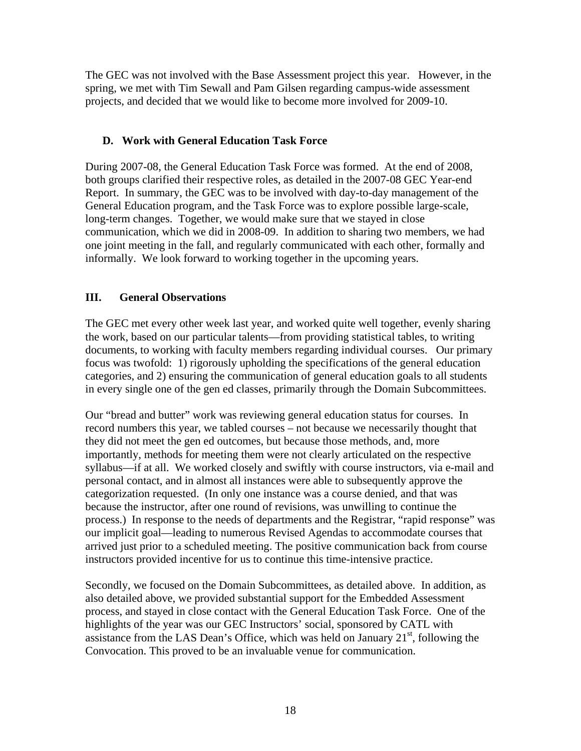The GEC was not involved with the Base Assessment project this year. However, in the spring, we met with Tim Sewall and Pam Gilsen regarding campus-wide assessment projects, and decided that we would like to become more involved for 2009-10.

### D. Work with General Education Task Force

During 2007-08, the General Education Task Force was formed. At the end of 2008, both groups clarified their respective roles, as detailed in the 2007-08 GEC Year-end Report. In summary, the GEC was to be involved with day-to-day management of the General Education program, and the Task Force was to explore possible large-scale, long-term changes. Together, we would make sure that we stayed in close communication, which we did in 2008-09. In addition to sharing two members, we had one joint meeting in the fall, and regularly communicated with each other, formally and informally. We look forward to working together in the upcoming years.

## III. General Observations

The GEC met every other week last year, and worked quite well together, evenly sharing the work, based on our particular talents—from providing statistical tables, to writing documents, to working with faculty members regarding individual courses. Our primary focus was twofold: 1) rigorously upholding the specifications of the general education categories, and 2) ensuring the communication of general education goals to all students in every single one of the gen ed classes, primarily through the Domain Subcommittees.

Our "bread and butter" work was reviewing general education status for courses. In record numbers this year, we tabled courses – not because we necessarily thought that they did not meet the gen ed outcomes, but because those methods, and, more importantly, methods for meeting them were not clearly articulated on the respective syllabus—if at all. We worked closely and swiftly with course instructors, via e-mail and personal contact, and in almost all instances were able to subsequently approve the categorization requested. (In only one instance was a course denied, and that was because the instructor, after one round of revisions, was unwilling to continue the process.) In response to the needs of departments and the Registrar, "rapid response" was our implicit goal—leading to numerous Revised Agendas to accommodate courses that arrived just prior to a scheduled meeting. The positive communication back from course instructors provided incentive for us to continue this time-intensive practice.

Secondly, we focused on the Domain Subcommittees, as detailed above. In addition, as also detailed above, we provided substantial support for the Embedded Assessment process, and stayed in close contact with the General Education Task Force. One of the highlights of the year was our GEC Instructors' social, sponsored by CATL with assistance from the LAS Dean's Office, which was held on January 21st, following the Convocation. This proved to be an invaluable venue for communication.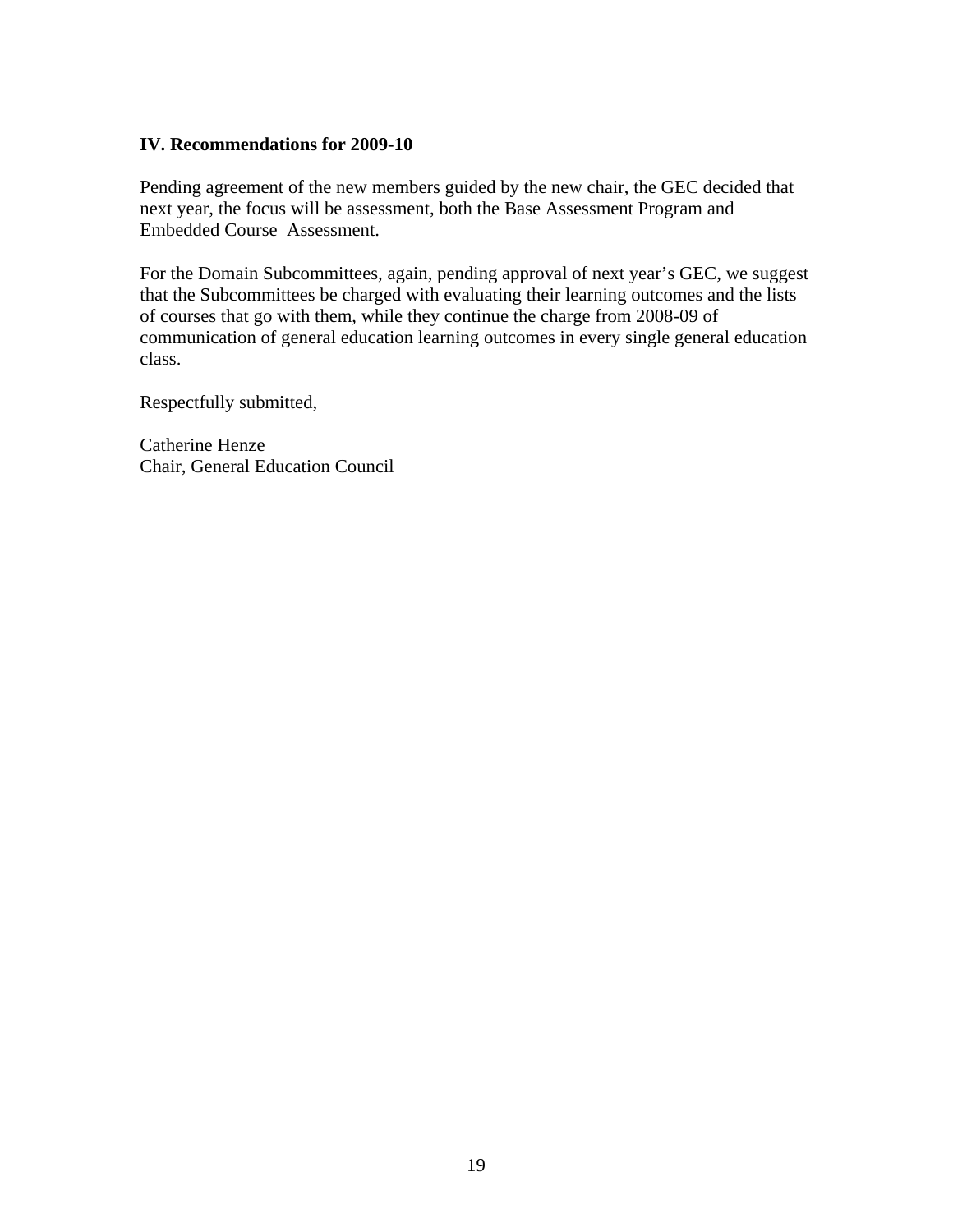**IV. Recommendations for 2009-10**

Pending agreement of the new members guided by the new chair, the GEC decided that next year, the focus will be assessment, both the Base Assessment Program and Embedded Course Assessment.

For the Domain Subcommittees, again, pending approval of next year's GEC, we suggest that the Subcommittees be charged with evaluating their learning outcomes and the lists of courses that go with them, while they continue the charge from 2008-09 of communication of general education learning outcomes in every single general education class.

Respectfully submitted,

Catherine Henze
Chair, General Education Council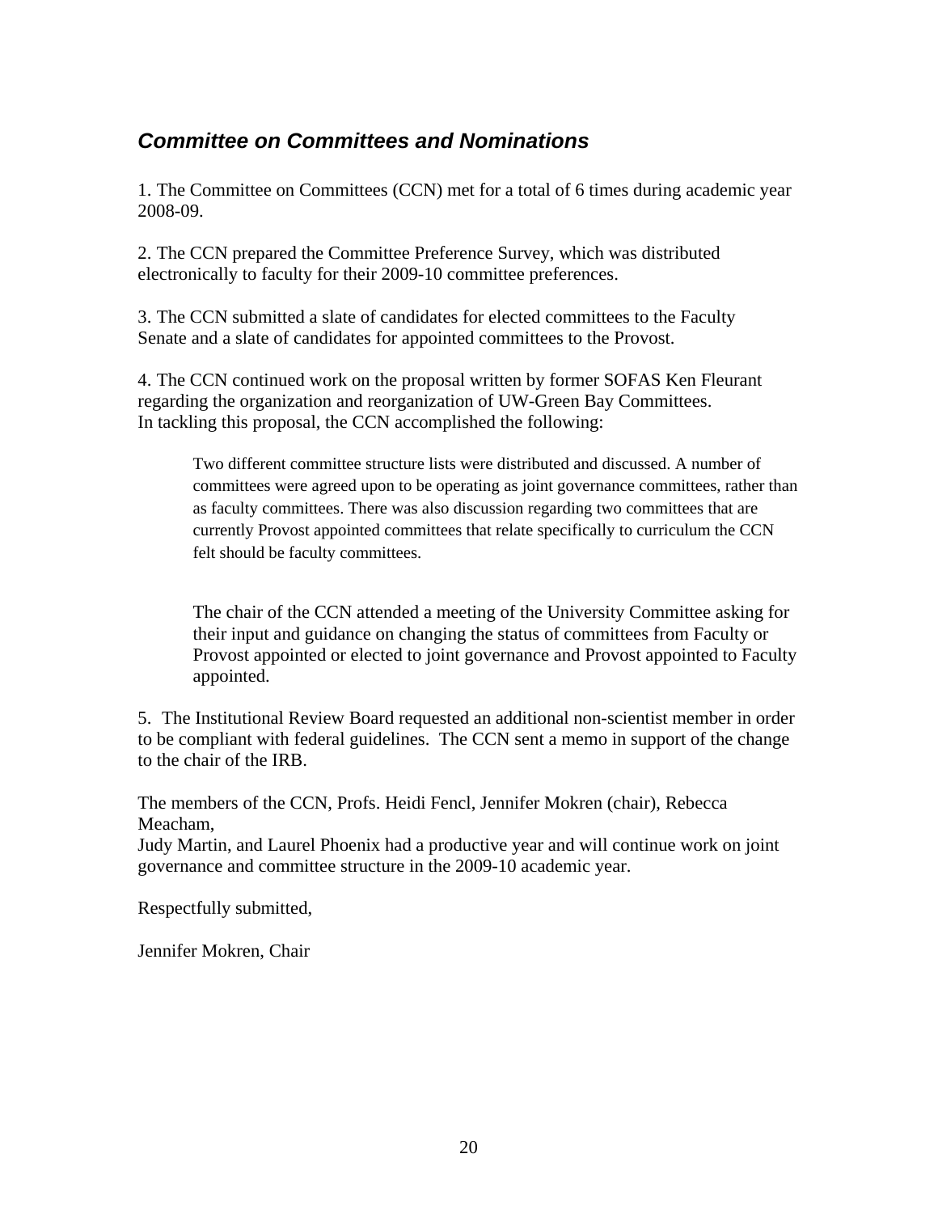## *Committee on Committees and Nominations*

1. The Committee on Committees (CCN) met for a total of 6 times during academic year 2008-09.

2. The CCN prepared the Committee Preference Survey, which was distributed electronically to faculty for their 2009-10 committee preferences.

3. The CCN submitted a slate of candidates for elected committees to the Faculty Senate and a slate of candidates for appointed committees to the Provost.

4. The CCN continued work on the proposal written by former SOFAS Ken Fleurant regarding the organization and reorganization of UW-Green Bay Committees. In tackling this proposal, the CCN accomplished the following:

> Two different committee structure lists were distributed and discussed. A number of committees were agreed upon to be operating as joint governance committees, rather than as faculty committees. There was also discussion regarding two committees that are currently Provost appointed committees that relate specifically to curriculum the CCN felt should be faculty committees.
>
> The chair of the CCN attended a meeting of the University Committee asking for their input and guidance on changing the status of committees from Faculty or Provost appointed or elected to joint governance and Provost appointed to Faculty appointed.

5. The Institutional Review Board requested an additional non-scientist member in order to be compliant with federal guidelines. The CCN sent a memo in support of the change to the chair of the IRB.

The members of the CCN, Profs. Heidi Fencl, Jennifer Mokren (chair), Rebecca Meacham, Judy Martin, and Laurel Phoenix had a productive year and will continue work on joint governance and committee structure in the 2009-10 academic year.

Respectfully submitted,

Jennifer Mokren, Chair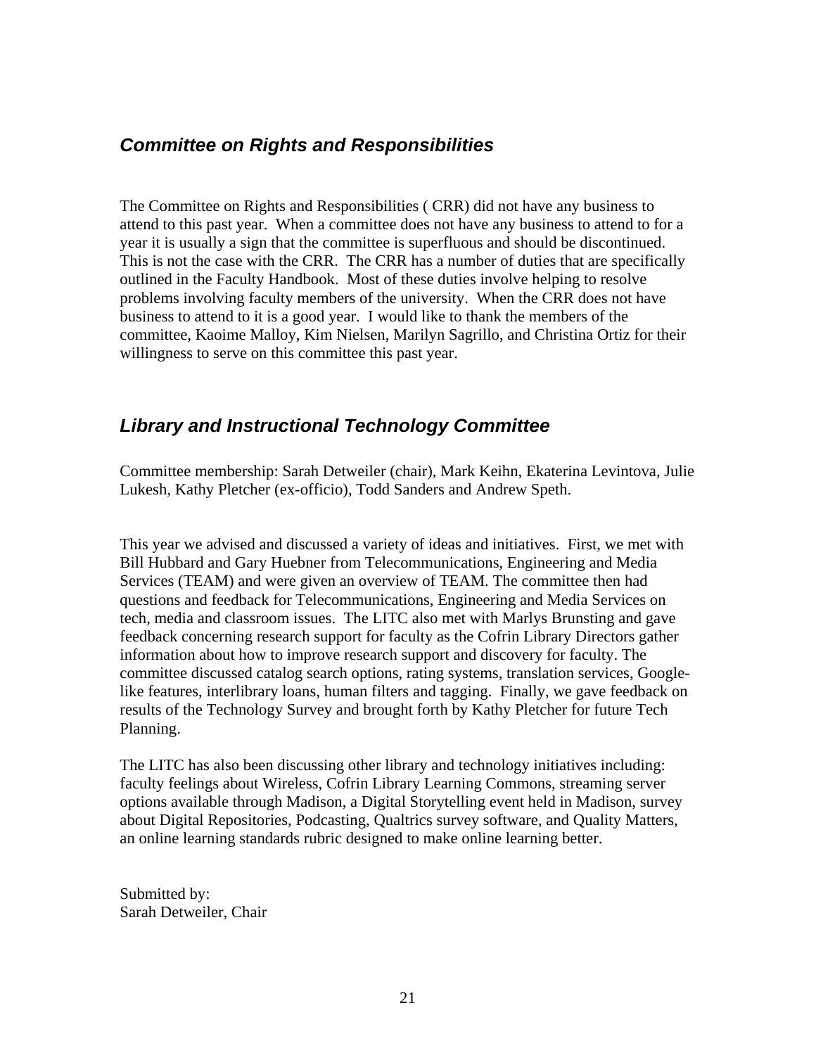## *Committee on Rights and Responsibilities*

The Committee on Rights and Responsibilities ( CRR) did not have any business to attend to this past year. When a committee does not have any business to attend to for a year it is usually a sign that the committee is superfluous and should be discontinued. This is not the case with the CRR. The CRR has a number of duties that are specifically outlined in the Faculty Handbook. Most of these duties involve helping to resolve problems involving faculty members of the university. When the CRR does not have business to attend to it is a good year. I would like to thank the members of the committee, Kaoime Malloy, Kim Nielsen, Marilyn Sagrillo, and Christina Ortiz for their willingness to serve on this committee this past year.

## *Library and Instructional Technology Committee*

Committee membership: Sarah Detweiler (chair), Mark Keihn, Ekaterina Levintova, Julie Lukesh, Kathy Pletcher (ex-officio), Todd Sanders and Andrew Speth.

This year we advised and discussed a variety of ideas and initiatives. First, we met with Bill Hubbard and Gary Huebner from Telecommunications, Engineering and Media Services (TEAM) and were given an overview of TEAM. The committee then had questions and feedback for Telecommunications, Engineering and Media Services on tech, media and classroom issues. The LITC also met with Marlys Brunsting and gave feedback concerning research support for faculty as the Cofrin Library Directors gather information about how to improve research support and discovery for faculty. The committee discussed catalog search options, rating systems, translation services, Google-like features, interlibrary loans, human filters and tagging. Finally, we gave feedback on results of the Technology Survey and brought forth by Kathy Pletcher for future Tech Planning.

The LITC has also been discussing other library and technology initiatives including: faculty feelings about Wireless, Cofrin Library Learning Commons, streaming server options available through Madison, a Digital Storytelling event held in Madison, survey about Digital Repositories, Podcasting, Qualtrics survey software, and Quality Matters, an online learning standards rubric designed to make online learning better.

Submitted by:
Sarah Detweiler, Chair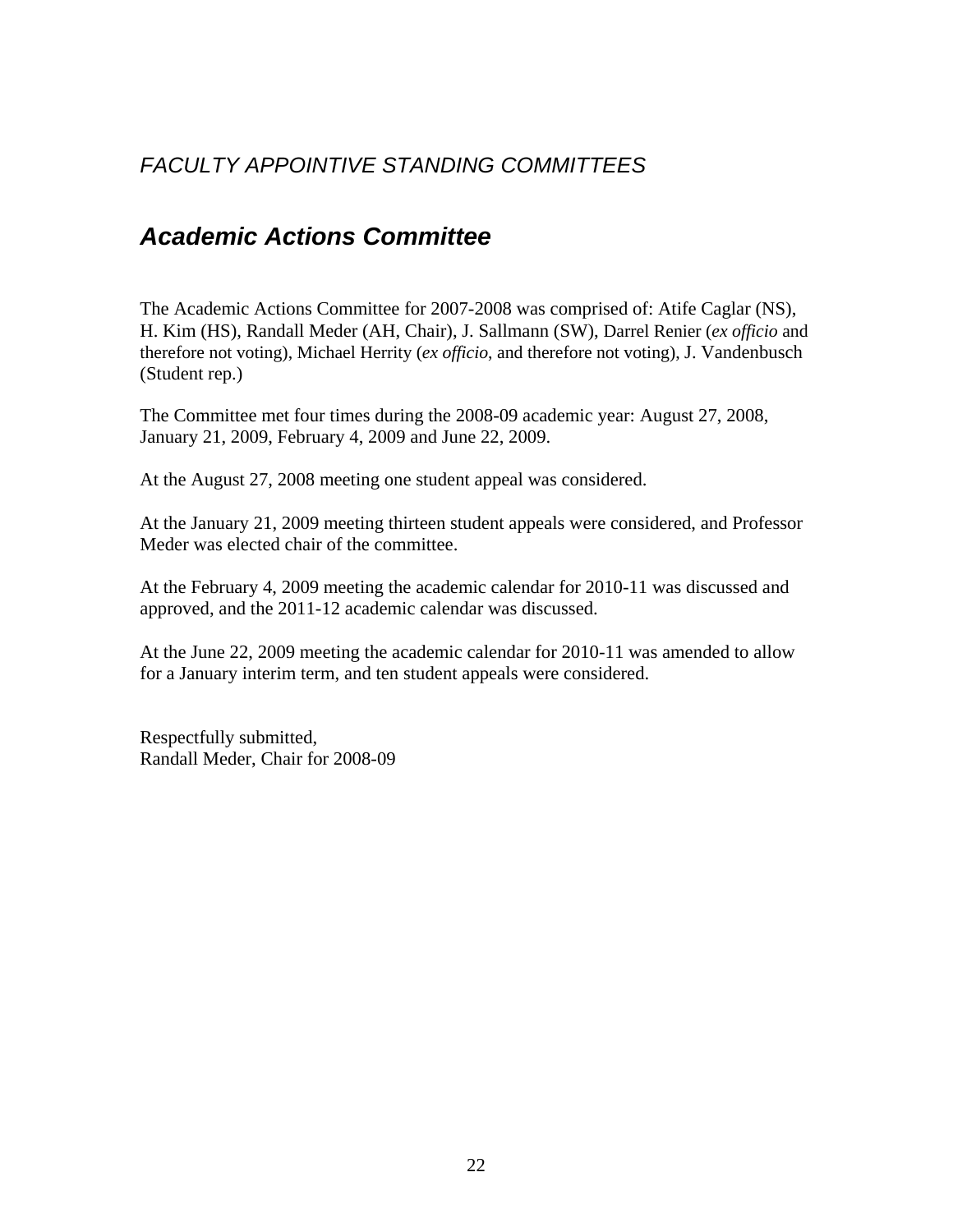## *FACULTY APPOINTIVE STANDING COMMITTEES*

# *Academic Actions Committee*

The Academic Actions Committee for 2007-2008 was comprised of: Atife Caglar (NS), H. Kim (HS), Randall Meder (AH, Chair), J. Sallmann (SW), Darrel Renier (*ex officio* and therefore not voting), Michael Herrity (*ex officio*, and therefore not voting), J. Vandenbusch (Student rep.)

The Committee met four times during the 2008-09 academic year: August 27, 2008, January 21, 2009, February 4, 2009 and June 22, 2009.

At the August 27, 2008 meeting one student appeal was considered.

At the January 21, 2009 meeting thirteen student appeals were considered, and Professor Meder was elected chair of the committee.

At the February 4, 2009 meeting the academic calendar for 2010-11 was discussed and approved, and the 2011-12 academic calendar was discussed.

At the June 22, 2009 meeting the academic calendar for 2010-11 was amended to allow for a January interim term, and ten student appeals were considered.

Respectfully submitted,
Randall Meder, Chair for 2008-09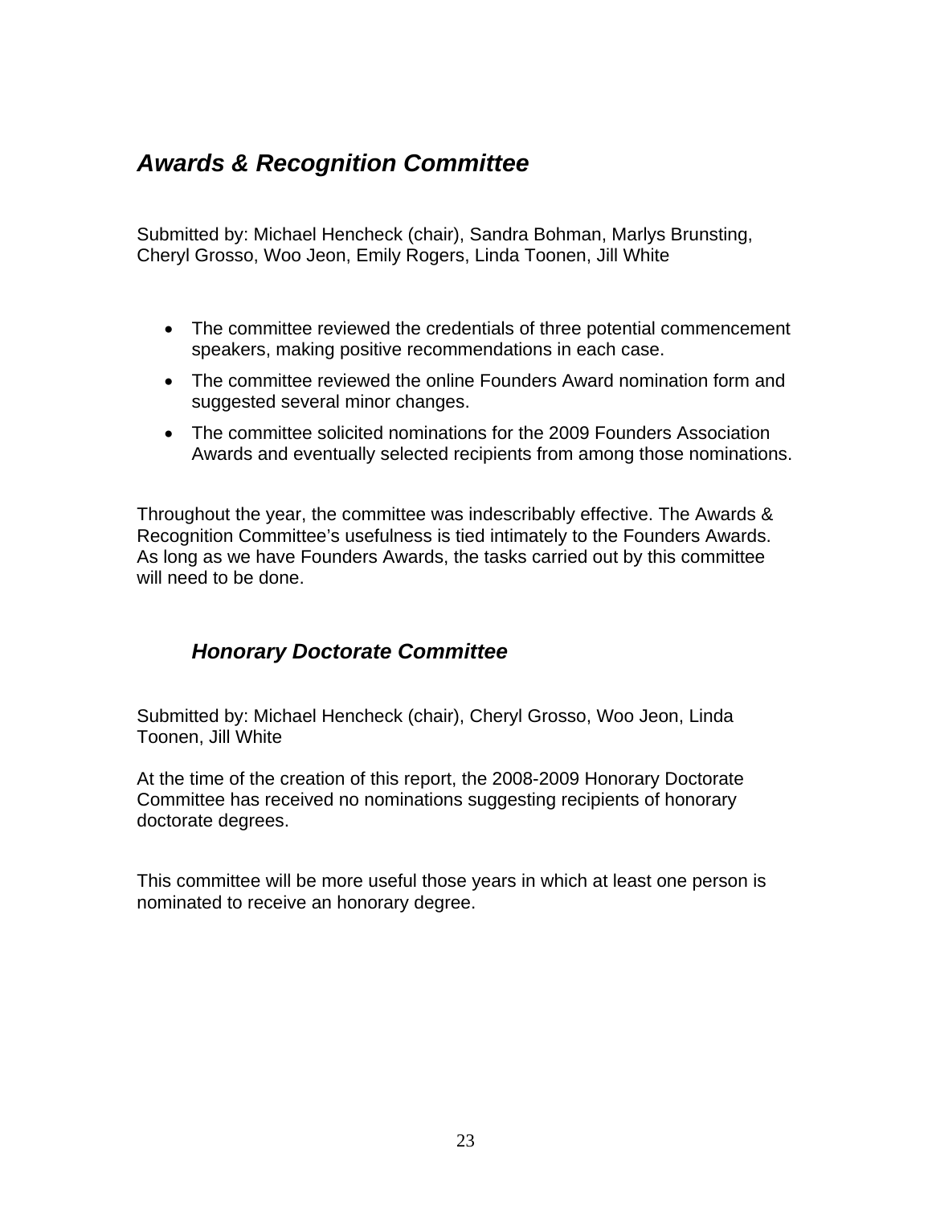## *Awards & Recognition Committee*

Submitted by: Michael Hencheck (chair), Sandra Bohman, Marlys Brunsting, Cheryl Grosso, Woo Jeon, Emily Rogers, Linda Toonen, Jill White

- The committee reviewed the credentials of three potential commencement speakers, making positive recommendations in each case.
- The committee reviewed the online Founders Award nomination form and suggested several minor changes.
- The committee solicited nominations for the 2009 Founders Association Awards and eventually selected recipients from among those nominations.

Throughout the year, the committee was indescribably effective. The Awards & Recognition Committee's usefulness is tied intimately to the Founders Awards. As long as we have Founders Awards, the tasks carried out by this committee will need to be done.

## *Honorary Doctorate Committee*

Submitted by: Michael Hencheck (chair), Cheryl Grosso, Woo Jeon, Linda Toonen, Jill White

At the time of the creation of this report, the 2008-2009 Honorary Doctorate Committee has received no nominations suggesting recipients of honorary doctorate degrees.

This committee will be more useful those years in which at least one person is nominated to receive an honorary degree.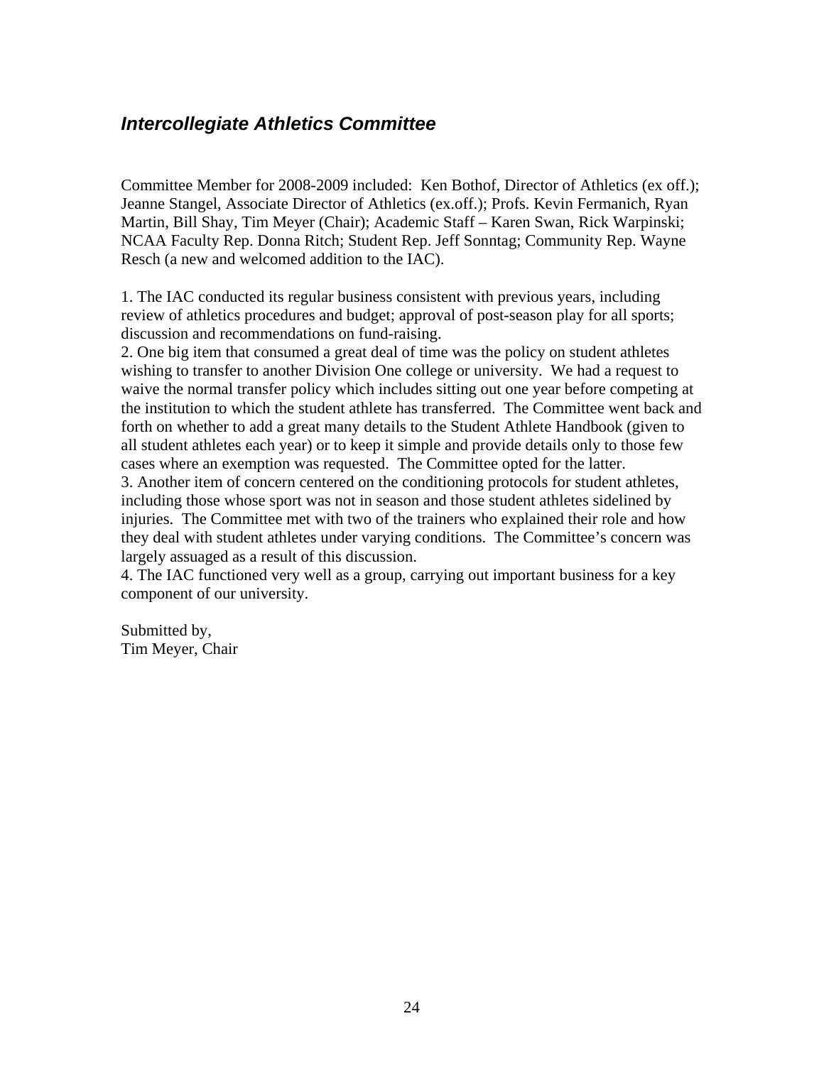## *Intercollegiate Athletics Committee*

Committee Member for 2008-2009 included: Ken Bothof, Director of Athletics (ex off.); Jeanne Stangel, Associate Director of Athletics (ex.off.); Profs. Kevin Fermanich, Ryan Martin, Bill Shay, Tim Meyer (Chair); Academic Staff – Karen Swan, Rick Warpinski; NCAA Faculty Rep. Donna Ritch; Student Rep. Jeff Sonntag; Community Rep. Wayne Resch (a new and welcomed addition to the IAC).

1. The IAC conducted its regular business consistent with previous years, including review of athletics procedures and budget; approval of post-season play for all sports; discussion and recommendations on fund-raising.
2. One big item that consumed a great deal of time was the policy on student athletes wishing to transfer to another Division One college or university. We had a request to waive the normal transfer policy which includes sitting out one year before competing at the institution to which the student athlete has transferred. The Committee went back and forth on whether to add a great many details to the Student Athlete Handbook (given to all student athletes each year) or to keep it simple and provide details only to those few cases where an exemption was requested. The Committee opted for the latter.
3. Another item of concern centered on the conditioning protocols for student athletes, including those whose sport was not in season and those student athletes sidelined by injuries. The Committee met with two of the trainers who explained their role and how they deal with student athletes under varying conditions. The Committee's concern was largely assuaged as a result of this discussion.
4. The IAC functioned very well as a group, carrying out important business for a key component of our university.

Submitted by,
Tim Meyer, Chair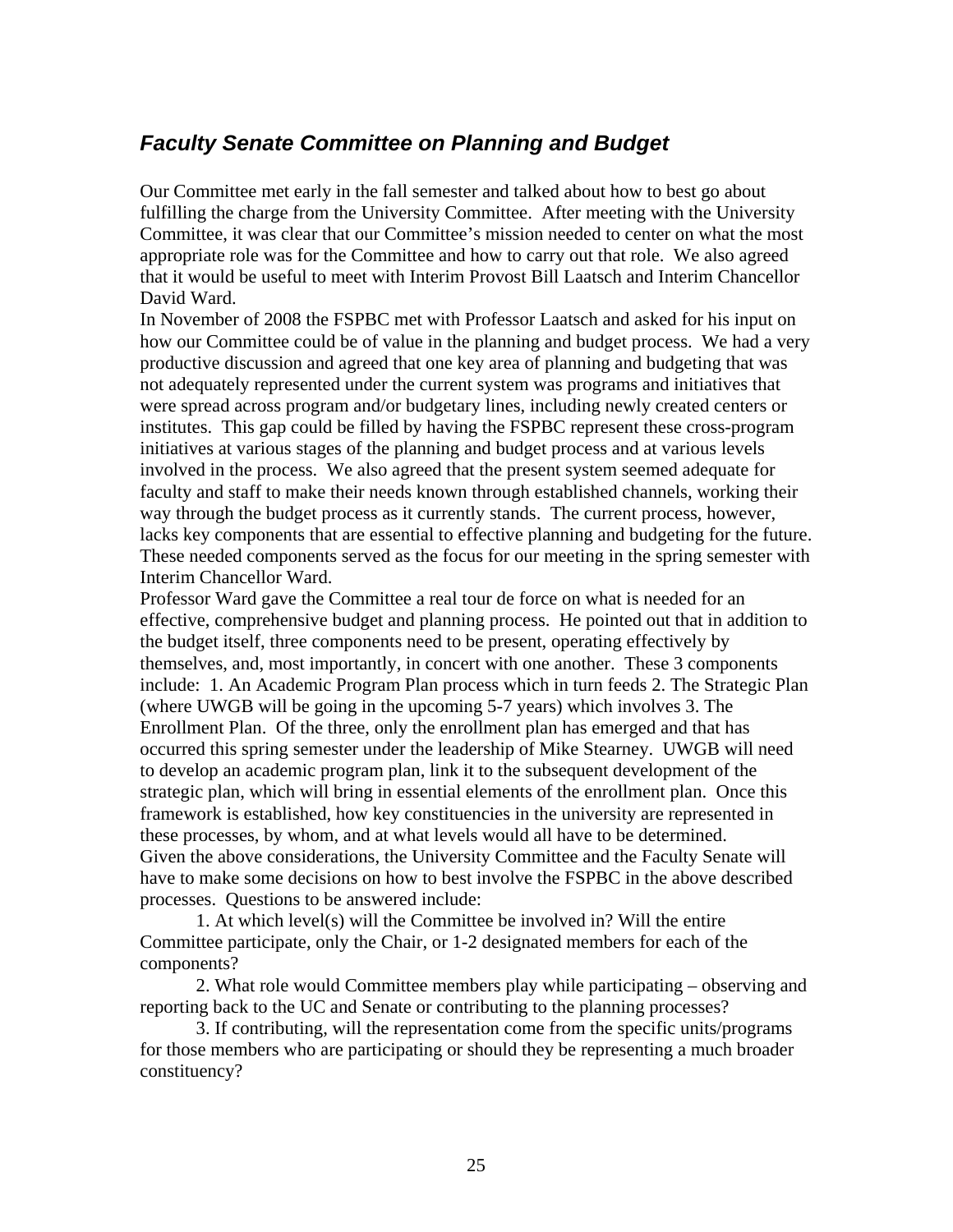## ***Faculty Senate Committee on Planning and Budget***

Our Committee met early in the fall semester and talked about how to best go about fulfilling the charge from the University Committee. After meeting with the University Committee, it was clear that our Committee's mission needed to center on what the most appropriate role was for the Committee and how to carry out that role. We also agreed that it would be useful to meet with Interim Provost Bill Laatsch and Interim Chancellor David Ward.

In November of 2008 the FSPBC met with Professor Laatsch and asked for his input on how our Committee could be of value in the planning and budget process. We had a very productive discussion and agreed that one key area of planning and budgeting that was not adequately represented under the current system was programs and initiatives that were spread across program and/or budgetary lines, including newly created centers or institutes. This gap could be filled by having the FSPBC represent these cross-program initiatives at various stages of the planning and budget process and at various levels involved in the process. We also agreed that the present system seemed adequate for faculty and staff to make their needs known through established channels, working their way through the budget process as it currently stands. The current process, however, lacks key components that are essential to effective planning and budgeting for the future. These needed components served as the focus for our meeting in the spring semester with Interim Chancellor Ward.

Professor Ward gave the Committee a real tour de force on what is needed for an effective, comprehensive budget and planning process. He pointed out that in addition to the budget itself, three components need to be present, operating effectively by themselves, and, most importantly, in concert with one another. These 3 components include: 1. An Academic Program Plan process which in turn feeds 2. The Strategic Plan (where UWGB will be going in the upcoming 5-7 years) which involves 3. The Enrollment Plan. Of the three, only the enrollment plan has emerged and that has occurred this spring semester under the leadership of Mike Stearney. UWGB will need to develop an academic program plan, link it to the subsequent development of the strategic plan, which will bring in essential elements of the enrollment plan. Once this framework is established, how key constituencies in the university are represented in these processes, by whom, and at what levels would all have to be determined.

Given the above considerations, the University Committee and the Faculty Senate will have to make some decisions on how to best involve the FSPBC in the above described processes. Questions to be answered include:

1. At which level(s) will the Committee be involved in? Will the entire Committee participate, only the Chair, or 1-2 designated members for each of the components?

2. What role would Committee members play while participating – observing and reporting back to the UC and Senate or contributing to the planning processes?

3. If contributing, will the representation come from the specific units/programs for those members who are participating or should they be representing a much broader constituency?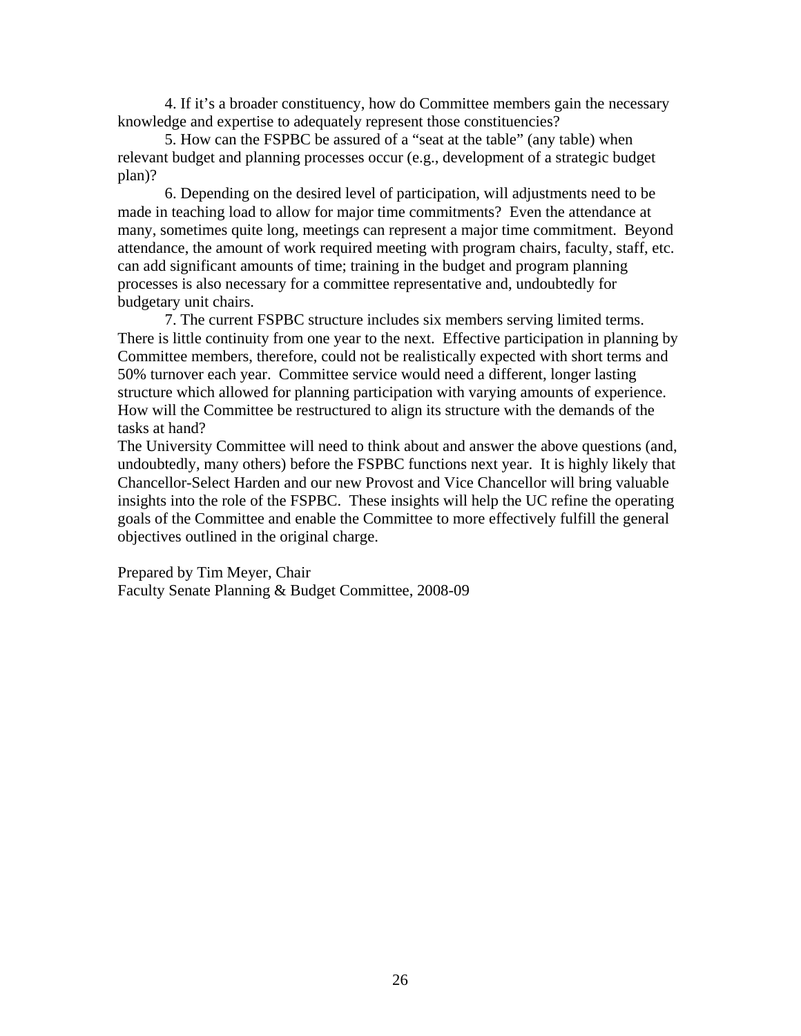4. If it's a broader constituency, how do Committee members gain the necessary knowledge and expertise to adequately represent those constituencies?

5. How can the FSPBC be assured of a "seat at the table" (any table) when relevant budget and planning processes occur (e.g., development of a strategic budget plan)?

6. Depending on the desired level of participation, will adjustments need to be made in teaching load to allow for major time commitments? Even the attendance at many, sometimes quite long, meetings can represent a major time commitment. Beyond attendance, the amount of work required meeting with program chairs, faculty, staff, etc. can add significant amounts of time; training in the budget and program planning processes is also necessary for a committee representative and, undoubtedly for budgetary unit chairs.

7. The current FSPBC structure includes six members serving limited terms. There is little continuity from one year to the next. Effective participation in planning by Committee members, therefore, could not be realistically expected with short terms and 50% turnover each year. Committee service would need a different, longer lasting structure which allowed for planning participation with varying amounts of experience. How will the Committee be restructured to align its structure with the demands of the tasks at hand?

The University Committee will need to think about and answer the above questions (and, undoubtedly, many others) before the FSPBC functions next year. It is highly likely that Chancellor-Select Harden and our new Provost and Vice Chancellor will bring valuable insights into the role of the FSPBC. These insights will help the UC refine the operating goals of the Committee and enable the Committee to more effectively fulfill the general objectives outlined in the original charge.

Prepared by Tim Meyer, Chair
Faculty Senate Planning & Budget Committee, 2008-09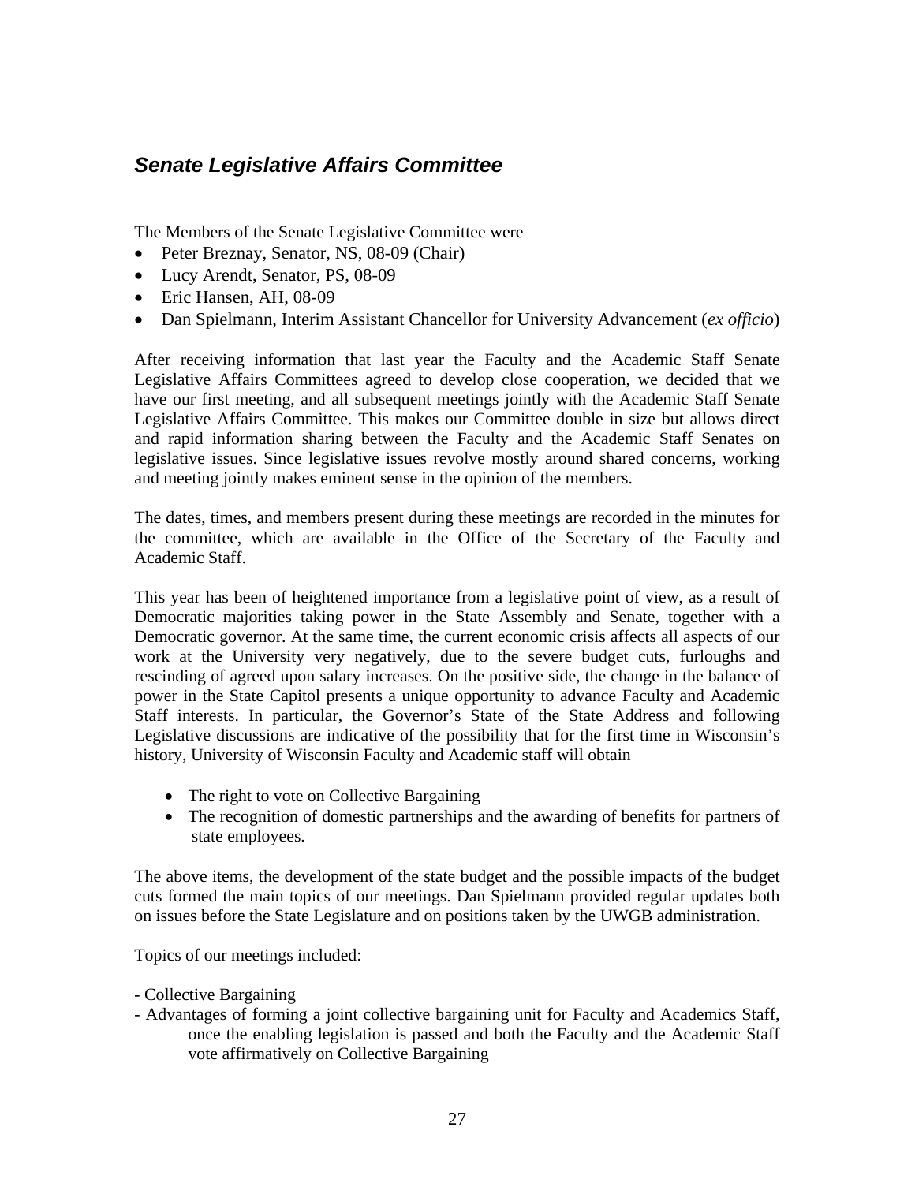## ***Senate Legislative Affairs Committee***

The Members of the Senate Legislative Committee were

- Peter Breznay, Senator, NS, 08-09 (Chair)
- Lucy Arendt, Senator, PS, 08-09
- Eric Hansen, AH, 08-09
- Dan Spielmann, Interim Assistant Chancellor for University Advancement (*ex officio*)

After receiving information that last year the Faculty and the Academic Staff Senate Legislative Affairs Committees agreed to develop close cooperation, we decided that we have our first meeting, and all subsequent meetings jointly with the Academic Staff Senate Legislative Affairs Committee. This makes our Committee double in size but allows direct and rapid information sharing between the Faculty and the Academic Staff Senates on legislative issues. Since legislative issues revolve mostly around shared concerns, working and meeting jointly makes eminent sense in the opinion of the members.

The dates, times, and members present during these meetings are recorded in the minutes for the committee, which are available in the Office of the Secretary of the Faculty and Academic Staff.

This year has been of heightened importance from a legislative point of view, as a result of Democratic majorities taking power in the State Assembly and Senate, together with a Democratic governor. At the same time, the current economic crisis affects all aspects of our work at the University very negatively, due to the severe budget cuts, furloughs and rescinding of agreed upon salary increases. On the positive side, the change in the balance of power in the State Capitol presents a unique opportunity to advance Faculty and Academic Staff interests. In particular, the Governor's State of the State Address and following Legislative discussions are indicative of the possibility that for the first time in Wisconsin's history, University of Wisconsin Faculty and Academic staff will obtain

- The right to vote on Collective Bargaining
- The recognition of domestic partnerships and the awarding of benefits for partners of state employees.

The above items, the development of the state budget and the possible impacts of the budget cuts formed the main topics of our meetings. Dan Spielmann provided regular updates both on issues before the State Legislature and on positions taken by the UWGB administration.

Topics of our meetings included:

- Collective Bargaining
- Advantages of forming a joint collective bargaining unit for Faculty and Academics Staff, once the enabling legislation is passed and both the Faculty and the Academic Staff vote affirmatively on Collective Bargaining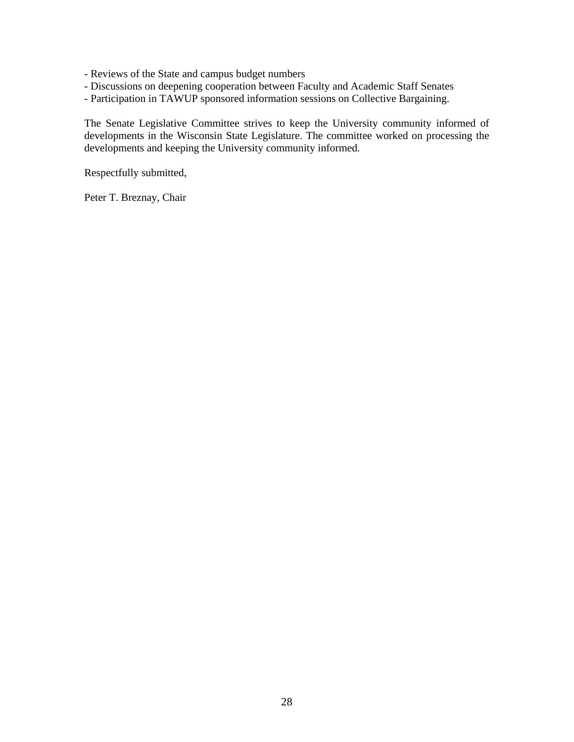- Reviews of the State and campus budget numbers
- Discussions on deepening cooperation between Faculty and Academic Staff Senates
- Participation in TAWUP sponsored information sessions on Collective Bargaining.

The Senate Legislative Committee strives to keep the University community informed of developments in the Wisconsin State Legislature. The committee worked on processing the developments and keeping the University community informed.

Respectfully submitted,

Peter T. Breznay, Chair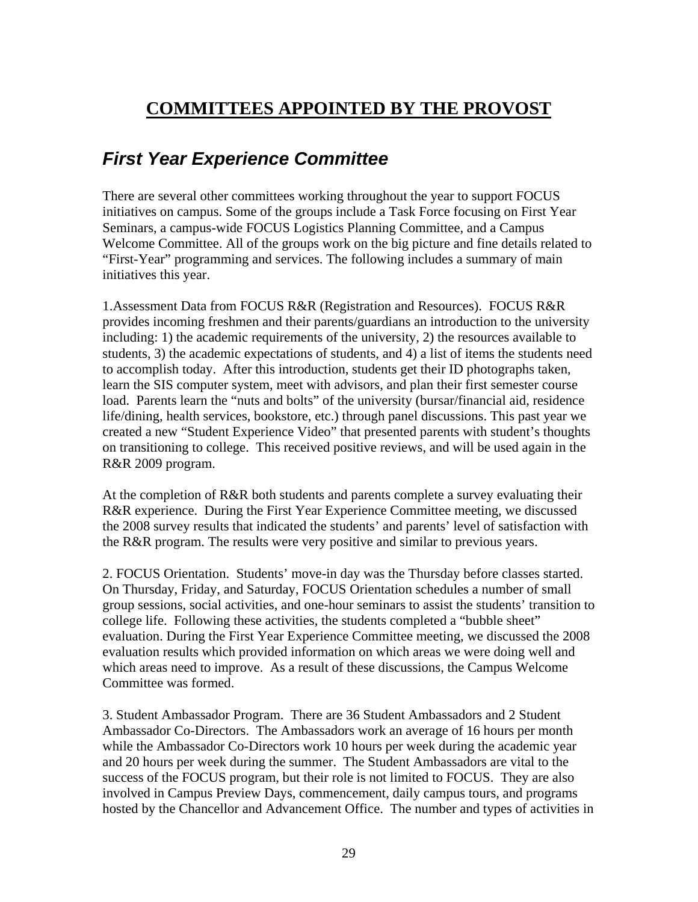# COMMITTEES APPOINTED BY THE PROVOST

## *First Year Experience Committee*

There are several other committees working throughout the year to support FOCUS initiatives on campus. Some of the groups include a Task Force focusing on First Year Seminars, a campus-wide FOCUS Logistics Planning Committee, and a Campus Welcome Committee. All of the groups work on the big picture and fine details related to "First-Year" programming and services. The following includes a summary of main initiatives this year.

1.Assessment Data from FOCUS R&R (Registration and Resources). FOCUS R&R provides incoming freshmen and their parents/guardians an introduction to the university including: 1) the academic requirements of the university, 2) the resources available to students, 3) the academic expectations of students, and 4) a list of items the students need to accomplish today. After this introduction, students get their ID photographs taken, learn the SIS computer system, meet with advisors, and plan their first semester course load. Parents learn the "nuts and bolts" of the university (bursar/financial aid, residence life/dining, health services, bookstore, etc.) through panel discussions. This past year we created a new "Student Experience Video" that presented parents with student's thoughts on transitioning to college. This received positive reviews, and will be used again in the R&R 2009 program.

At the completion of R&R both students and parents complete a survey evaluating their R&R experience. During the First Year Experience Committee meeting, we discussed the 2008 survey results that indicated the students' and parents' level of satisfaction with the R&R program. The results were very positive and similar to previous years.

2. FOCUS Orientation. Students' move-in day was the Thursday before classes started. On Thursday, Friday, and Saturday, FOCUS Orientation schedules a number of small group sessions, social activities, and one-hour seminars to assist the students' transition to college life. Following these activities, the students completed a "bubble sheet" evaluation. During the First Year Experience Committee meeting, we discussed the 2008 evaluation results which provided information on which areas we were doing well and which areas need to improve. As a result of these discussions, the Campus Welcome Committee was formed.

3. Student Ambassador Program. There are 36 Student Ambassadors and 2 Student Ambassador Co-Directors. The Ambassadors work an average of 16 hours per month while the Ambassador Co-Directors work 10 hours per week during the academic year and 20 hours per week during the summer. The Student Ambassadors are vital to the success of the FOCUS program, but their role is not limited to FOCUS. They are also involved in Campus Preview Days, commencement, daily campus tours, and programs hosted by the Chancellor and Advancement Office. The number and types of activities in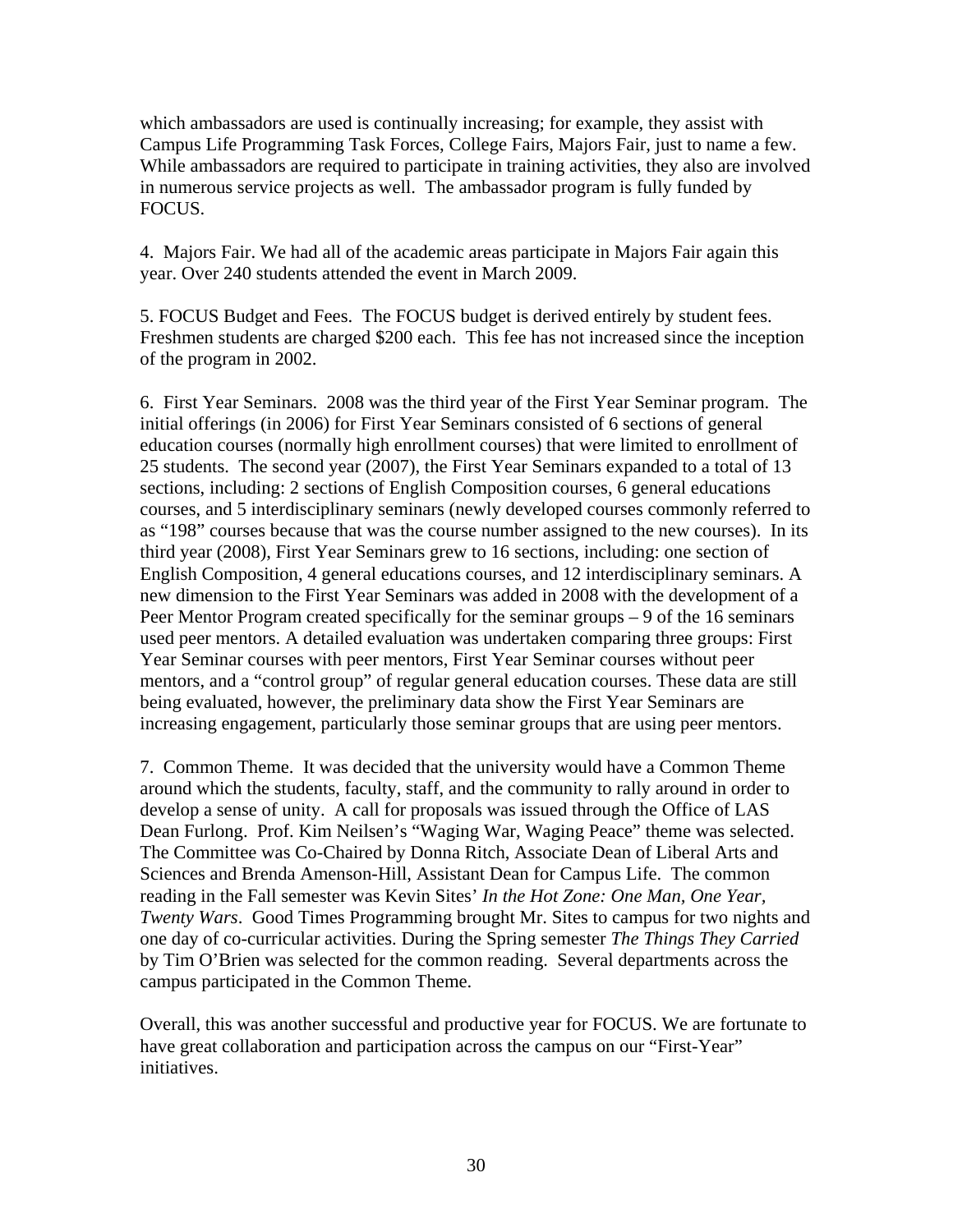which ambassadors are used is continually increasing; for example, they assist with Campus Life Programming Task Forces, College Fairs, Majors Fair, just to name a few. While ambassadors are required to participate in training activities, they also are involved in numerous service projects as well. The ambassador program is fully funded by FOCUS.

4. Majors Fair. We had all of the academic areas participate in Majors Fair again this year. Over 240 students attended the event in March 2009.

5. FOCUS Budget and Fees. The FOCUS budget is derived entirely by student fees. Freshmen students are charged $200 each. This fee has not increased since the inception of the program in 2002.

6. First Year Seminars. 2008 was the third year of the First Year Seminar program. The initial offerings (in 2006) for First Year Seminars consisted of 6 sections of general education courses (normally high enrollment courses) that were limited to enrollment of 25 students. The second year (2007), the First Year Seminars expanded to a total of 13 sections, including: 2 sections of English Composition courses, 6 general educations courses, and 5 interdisciplinary seminars (newly developed courses commonly referred to as "198" courses because that was the course number assigned to the new courses). In its third year (2008), First Year Seminars grew to 16 sections, including: one section of English Composition, 4 general educations courses, and 12 interdisciplinary seminars. A new dimension to the First Year Seminars was added in 2008 with the development of a Peer Mentor Program created specifically for the seminar groups – 9 of the 16 seminars used peer mentors. A detailed evaluation was undertaken comparing three groups: First Year Seminar courses with peer mentors, First Year Seminar courses without peer mentors, and a "control group" of regular general education courses. These data are still being evaluated, however, the preliminary data show the First Year Seminars are increasing engagement, particularly those seminar groups that are using peer mentors.

7. Common Theme. It was decided that the university would have a Common Theme around which the students, faculty, staff, and the community to rally around in order to develop a sense of unity. A call for proposals was issued through the Office of LAS Dean Furlong. Prof. Kim Neilsen's "Waging War, Waging Peace" theme was selected. The Committee was Co-Chaired by Donna Ritch, Associate Dean of Liberal Arts and Sciences and Brenda Amenson-Hill, Assistant Dean for Campus Life. The common reading in the Fall semester was Kevin Sites' *In the Hot Zone: One Man, One Year, Twenty Wars*. Good Times Programming brought Mr. Sites to campus for two nights and one day of co-curricular activities. During the Spring semester *The Things They Carried* by Tim O'Brien was selected for the common reading. Several departments across the campus participated in the Common Theme.

Overall, this was another successful and productive year for FOCUS. We are fortunate to have great collaboration and participation across the campus on our "First-Year" initiatives.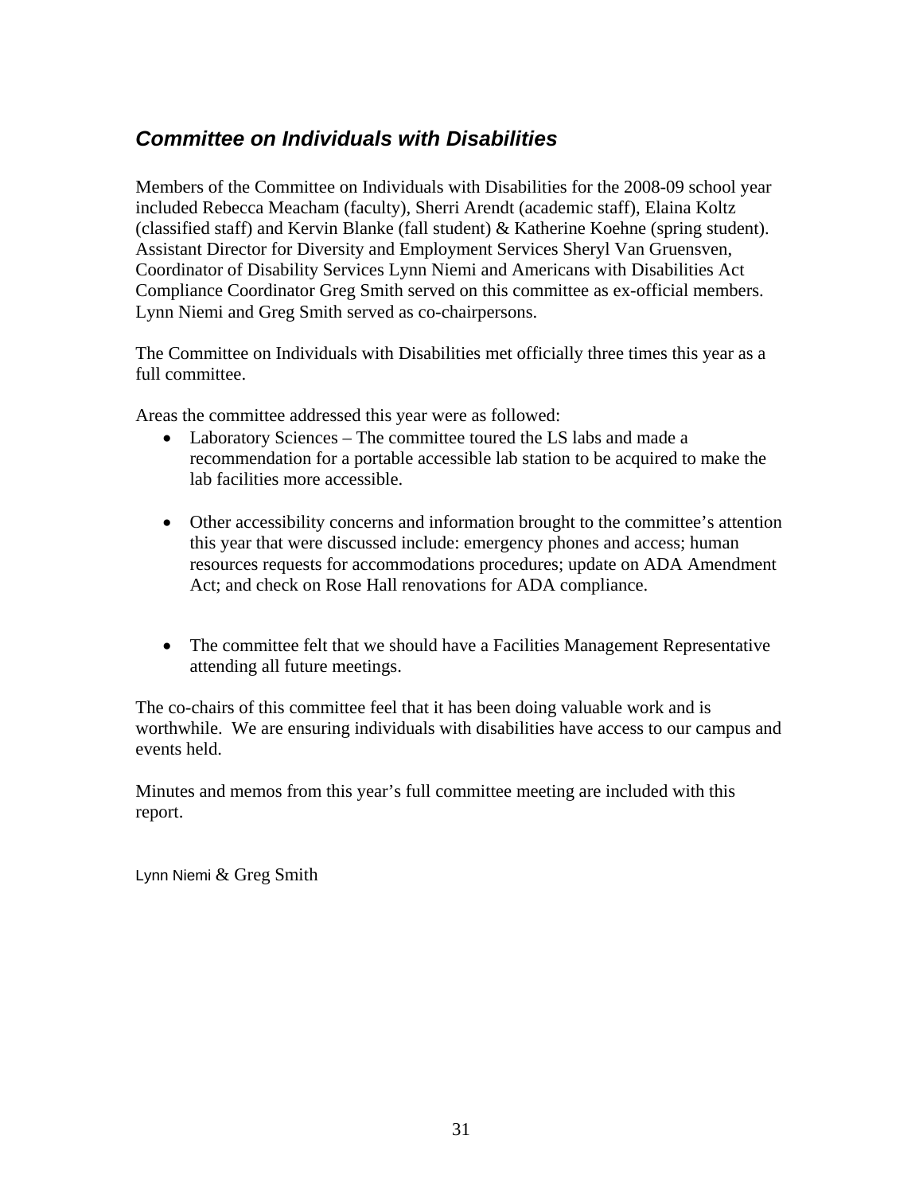## *Committee on Individuals with Disabilities*

Members of the Committee on Individuals with Disabilities for the 2008-09 school year included Rebecca Meacham (faculty), Sherri Arendt (academic staff), Elaina Koltz (classified staff) and Kervin Blanke (fall student) & Katherine Koehne (spring student). Assistant Director for Diversity and Employment Services Sheryl Van Gruensven, Coordinator of Disability Services Lynn Niemi and Americans with Disabilities Act Compliance Coordinator Greg Smith served on this committee as ex-official members. Lynn Niemi and Greg Smith served as co-chairpersons.

The Committee on Individuals with Disabilities met officially three times this year as a full committee.

Areas the committee addressed this year were as followed:

- Laboratory Sciences – The committee toured the LS labs and made a recommendation for a portable accessible lab station to be acquired to make the lab facilities more accessible.

- Other accessibility concerns and information brought to the committee's attention this year that were discussed include: emergency phones and access; human resources requests for accommodations procedures; update on ADA Amendment Act; and check on Rose Hall renovations for ADA compliance.

- The committee felt that we should have a Facilities Management Representative attending all future meetings.

The co-chairs of this committee feel that it has been doing valuable work and is worthwhile. We are ensuring individuals with disabilities have access to our campus and events held.

Minutes and memos from this year's full committee meeting are included with this report.

Lynn Niemi & Greg Smith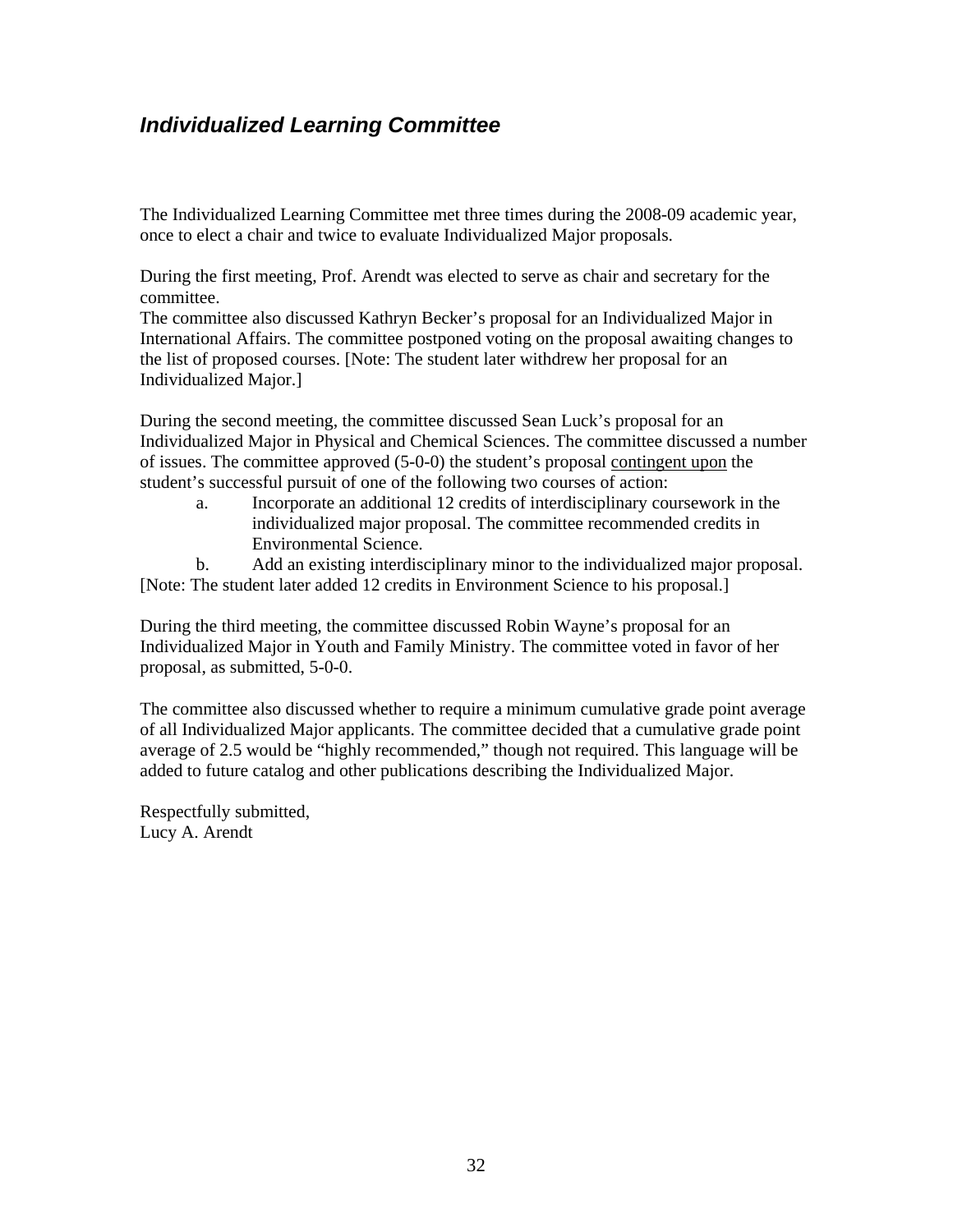## *Individualized Learning Committee*

The Individualized Learning Committee met three times during the 2008-09 academic year, once to elect a chair and twice to evaluate Individualized Major proposals.

During the first meeting, Prof. Arendt was elected to serve as chair and secretary for the committee.
The committee also discussed Kathryn Becker's proposal for an Individualized Major in International Affairs. The committee postponed voting on the proposal awaiting changes to the list of proposed courses. [Note: The student later withdrew her proposal for an Individualized Major.]

During the second meeting, the committee discussed Sean Luck's proposal for an Individualized Major in Physical and Chemical Sciences. The committee discussed a number of issues. The committee approved (5-0-0) the student's proposal <u>contingent upon</u> the student's successful pursuit of one of the following two courses of action:

a. Incorporate an additional 12 credits of interdisciplinary coursework in the individualized major proposal. The committee recommended credits in Environmental Science.
b. Add an existing interdisciplinary minor to the individualized major proposal.

[Note: The student later added 12 credits in Environment Science to his proposal.]

During the third meeting, the committee discussed Robin Wayne's proposal for an Individualized Major in Youth and Family Ministry. The committee voted in favor of her proposal, as submitted, 5-0-0.

The committee also discussed whether to require a minimum cumulative grade point average of all Individualized Major applicants. The committee decided that a cumulative grade point average of 2.5 would be "highly recommended," though not required. This language will be added to future catalog and other publications describing the Individualized Major.

Respectfully submitted,
Lucy A. Arendt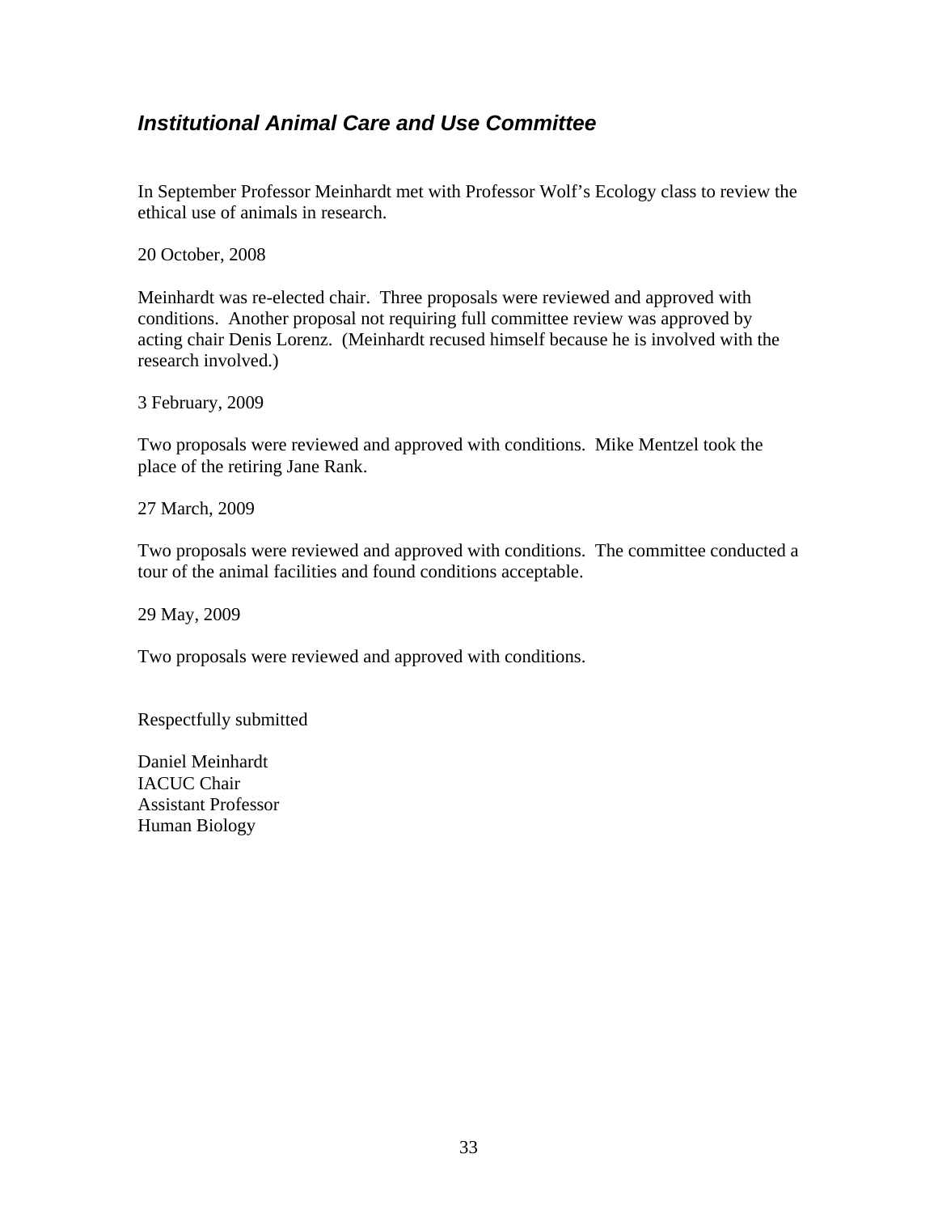## *Institutional Animal Care and Use Committee*

In September Professor Meinhardt met with Professor Wolf's Ecology class to review the ethical use of animals in research.

20 October, 2008

Meinhardt was re-elected chair. Three proposals were reviewed and approved with conditions. Another proposal not requiring full committee review was approved by acting chair Denis Lorenz. (Meinhardt recused himself because he is involved with the research involved.)

3 February, 2009

Two proposals were reviewed and approved with conditions. Mike Mentzel took the place of the retiring Jane Rank.

27 March, 2009

Two proposals were reviewed and approved with conditions. The committee conducted a tour of the animal facilities and found conditions acceptable.

29 May, 2009

Two proposals were reviewed and approved with conditions.

Respectfully submitted

Daniel Meinhardt  
IACUC Chair  
Assistant Professor  
Human Biology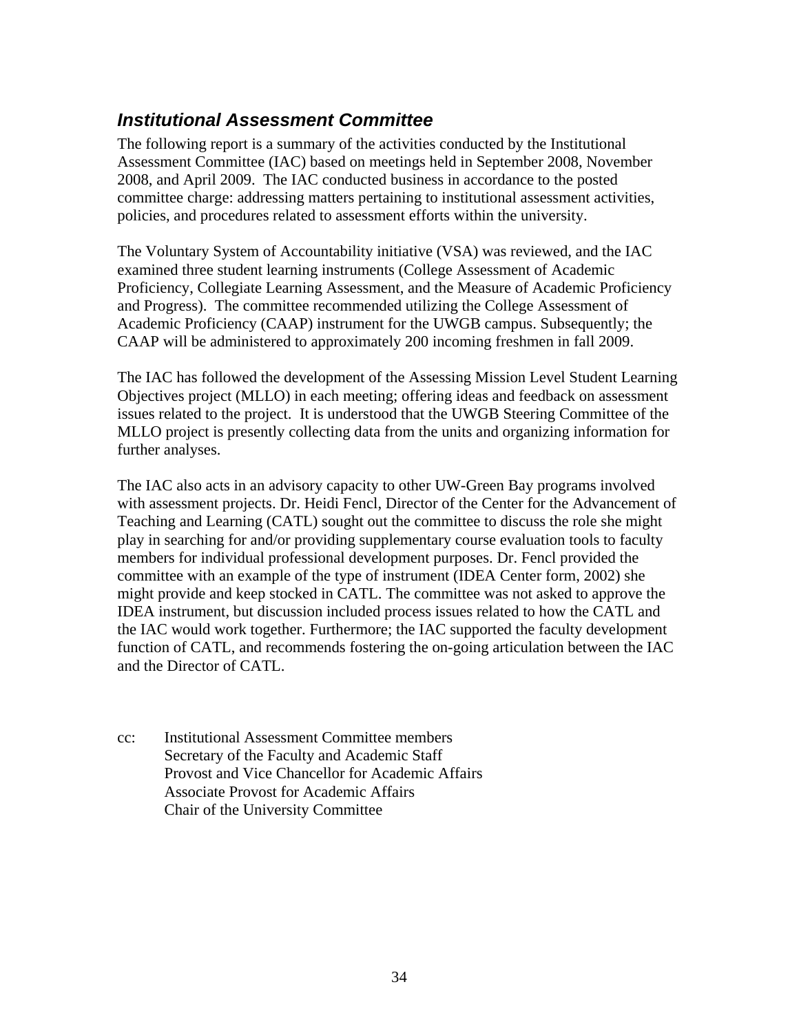## *Institutional Assessment Committee*

The following report is a summary of the activities conducted by the Institutional Assessment Committee (IAC) based on meetings held in September 2008, November 2008, and April 2009. The IAC conducted business in accordance to the posted committee charge: addressing matters pertaining to institutional assessment activities, policies, and procedures related to assessment efforts within the university.

The Voluntary System of Accountability initiative (VSA) was reviewed, and the IAC examined three student learning instruments (College Assessment of Academic Proficiency, Collegiate Learning Assessment, and the Measure of Academic Proficiency and Progress). The committee recommended utilizing the College Assessment of Academic Proficiency (CAAP) instrument for the UWGB campus. Subsequently; the CAAP will be administered to approximately 200 incoming freshmen in fall 2009.

The IAC has followed the development of the Assessing Mission Level Student Learning Objectives project (MLLO) in each meeting; offering ideas and feedback on assessment issues related to the project. It is understood that the UWGB Steering Committee of the MLLO project is presently collecting data from the units and organizing information for further analyses.

The IAC also acts in an advisory capacity to other UW-Green Bay programs involved with assessment projects. Dr. Heidi Fencl, Director of the Center for the Advancement of Teaching and Learning (CATL) sought out the committee to discuss the role she might play in searching for and/or providing supplementary course evaluation tools to faculty members for individual professional development purposes. Dr. Fencl provided the committee with an example of the type of instrument (IDEA Center form, 2002) she might provide and keep stocked in CATL. The committee was not asked to approve the IDEA instrument, but discussion included process issues related to how the CATL and the IAC would work together. Furthermore; the IAC supported the faculty development function of CATL, and recommends fostering the on-going articulation between the IAC and the Director of CATL.

cc: Institutional Assessment Committee members
Secretary of the Faculty and Academic Staff
Provost and Vice Chancellor for Academic Affairs
Associate Provost for Academic Affairs
Chair of the University Committee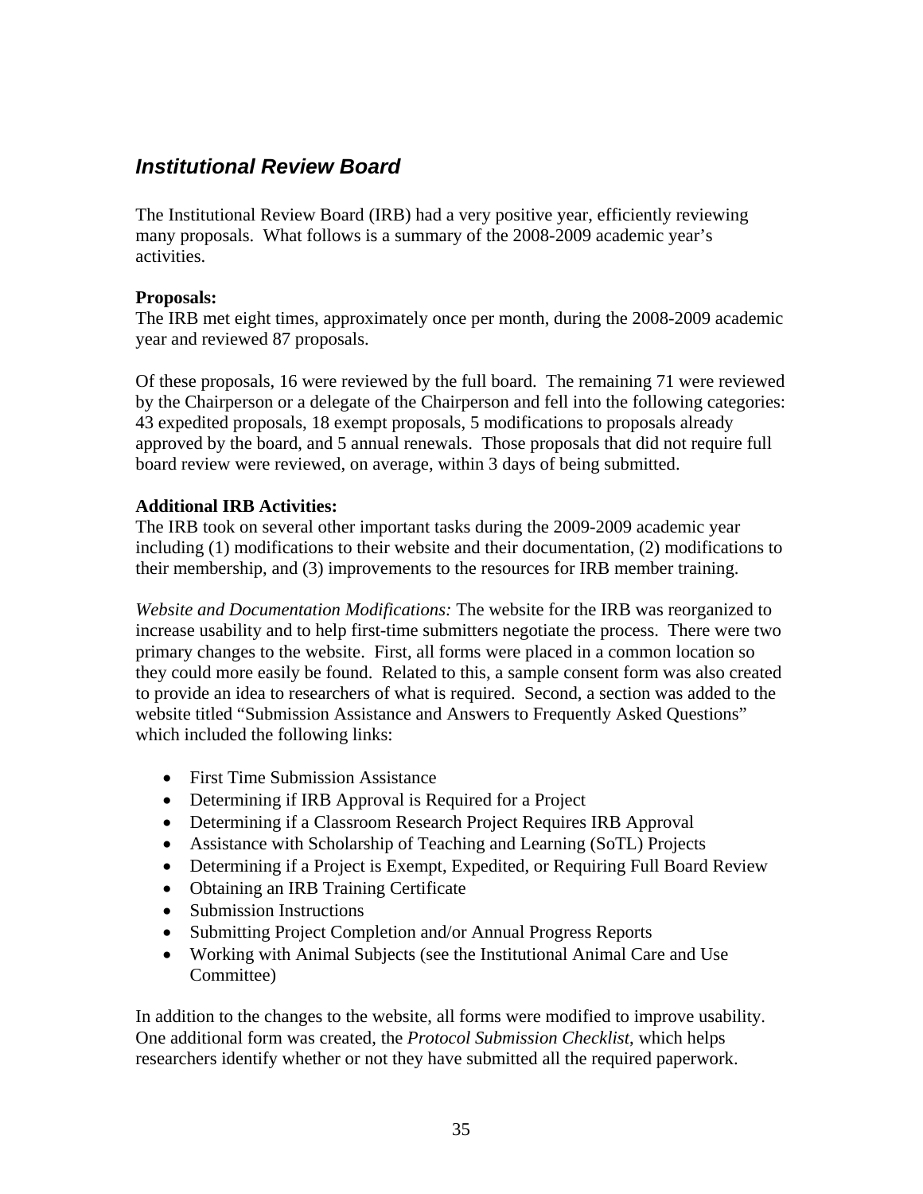## *Institutional Review Board*

The Institutional Review Board (IRB) had a very positive year, efficiently reviewing many proposals. What follows is a summary of the 2008-2009 academic year's activities.

**Proposals:**
The IRB met eight times, approximately once per month, during the 2008-2009 academic year and reviewed 87 proposals.

Of these proposals, 16 were reviewed by the full board. The remaining 71 were reviewed by the Chairperson or a delegate of the Chairperson and fell into the following categories: 43 expedited proposals, 18 exempt proposals, 5 modifications to proposals already approved by the board, and 5 annual renewals. Those proposals that did not require full board review were reviewed, on average, within 3 days of being submitted.

**Additional IRB Activities:**
The IRB took on several other important tasks during the 2009-2009 academic year including (1) modifications to their website and their documentation, (2) modifications to their membership, and (3) improvements to the resources for IRB member training.

*Website and Documentation Modifications:* The website for the IRB was reorganized to increase usability and to help first-time submitters negotiate the process. There were two primary changes to the website. First, all forms were placed in a common location so they could more easily be found. Related to this, a sample consent form was also created to provide an idea to researchers of what is required. Second, a section was added to the website titled "Submission Assistance and Answers to Frequently Asked Questions" which included the following links:

- First Time Submission Assistance
- Determining if IRB Approval is Required for a Project
- Determining if a Classroom Research Project Requires IRB Approval
- Assistance with Scholarship of Teaching and Learning (SoTL) Projects
- Determining if a Project is Exempt, Expedited, or Requiring Full Board Review
- Obtaining an IRB Training Certificate
- Submission Instructions
- Submitting Project Completion and/or Annual Progress Reports
- Working with Animal Subjects (see the Institutional Animal Care and Use Committee)

In addition to the changes to the website, all forms were modified to improve usability. One additional form was created, the *Protocol Submission Checklist*, which helps researchers identify whether or not they have submitted all the required paperwork.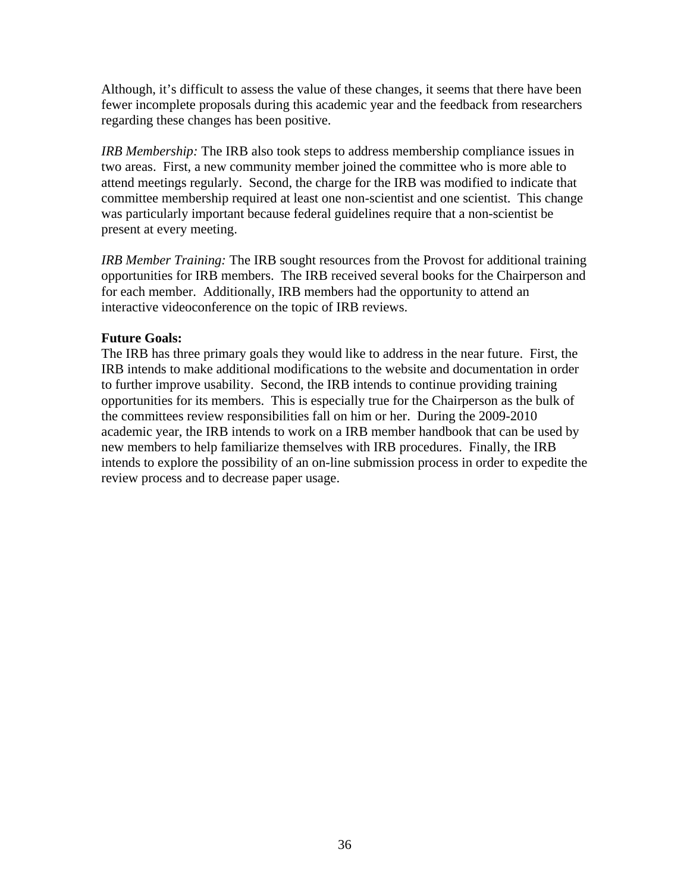Although, it's difficult to assess the value of these changes, it seems that there have been fewer incomplete proposals during this academic year and the feedback from researchers regarding these changes has been positive.

*IRB Membership:* The IRB also took steps to address membership compliance issues in two areas. First, a new community member joined the committee who is more able to attend meetings regularly. Second, the charge for the IRB was modified to indicate that committee membership required at least one non-scientist and one scientist. This change was particularly important because federal guidelines require that a non-scientist be present at every meeting.

*IRB Member Training:* The IRB sought resources from the Provost for additional training opportunities for IRB members. The IRB received several books for the Chairperson and for each member. Additionally, IRB members had the opportunity to attend an interactive videoconference on the topic of IRB reviews.

**Future Goals:**

The IRB has three primary goals they would like to address in the near future. First, the IRB intends to make additional modifications to the website and documentation in order to further improve usability. Second, the IRB intends to continue providing training opportunities for its members. This is especially true for the Chairperson as the bulk of the committees review responsibilities fall on him or her. During the 2009-2010 academic year, the IRB intends to work on a IRB member handbook that can be used by new members to help familiarize themselves with IRB procedures. Finally, the IRB intends to explore the possibility of an on-line submission process in order to expedite the review process and to decrease paper usage.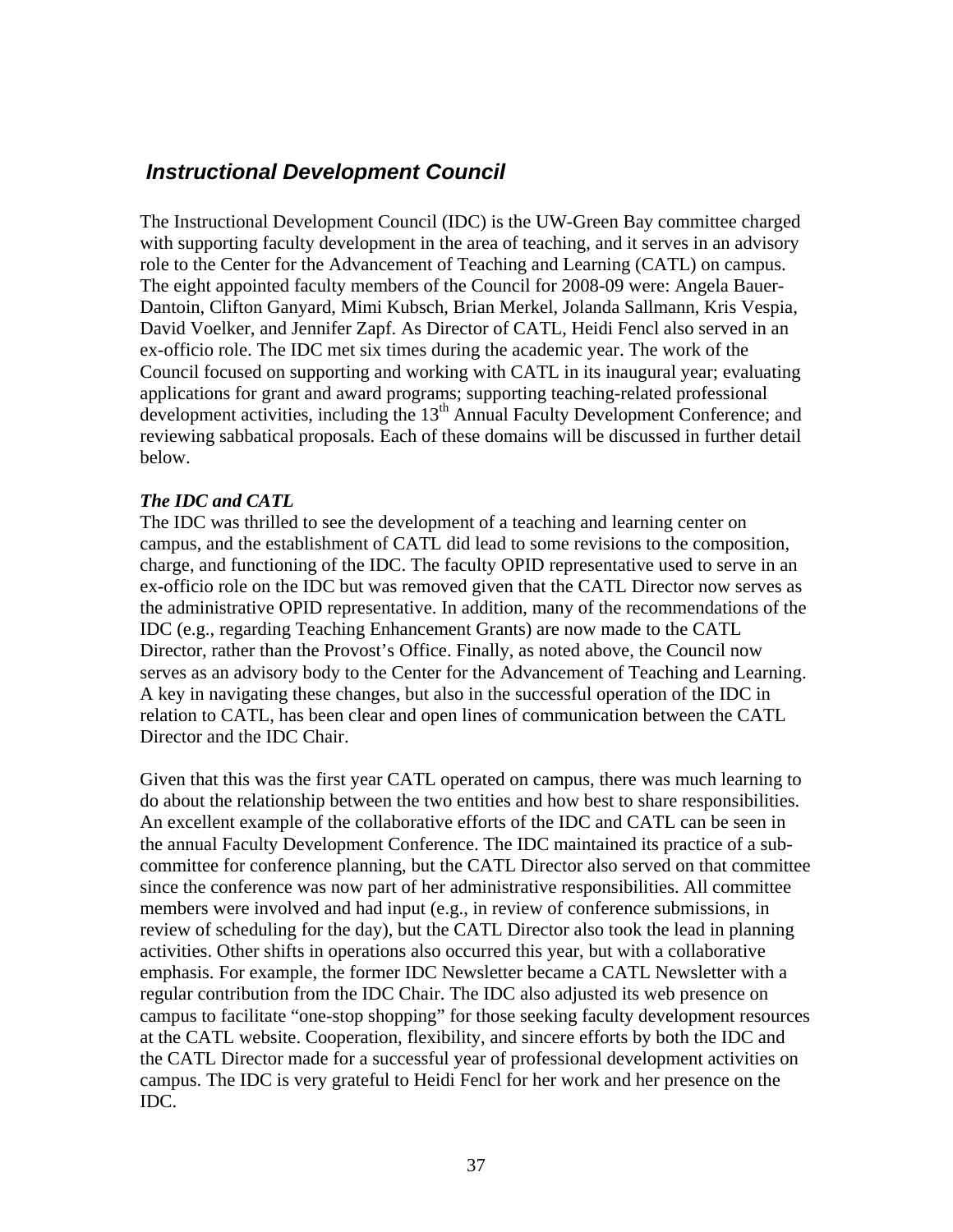## *Instructional Development Council*

The Instructional Development Council (IDC) is the UW-Green Bay committee charged with supporting faculty development in the area of teaching, and it serves in an advisory role to the Center for the Advancement of Teaching and Learning (CATL) on campus. The eight appointed faculty members of the Council for 2008-09 were: Angela Bauer-Dantoin, Clifton Ganyard, Mimi Kubsch, Brian Merkel, Jolanda Sallmann, Kris Vespia, David Voelker, and Jennifer Zapf. As Director of CATL, Heidi Fencl also served in an ex-officio role. The IDC met six times during the academic year. The work of the Council focused on supporting and working with CATL in its inaugural year; evaluating applications for grant and award programs; supporting teaching-related professional development activities, including the 13th Annual Faculty Development Conference; and reviewing sabbatical proposals. Each of these domains will be discussed in further detail below.

***The IDC and CATL***

The IDC was thrilled to see the development of a teaching and learning center on campus, and the establishment of CATL did lead to some revisions to the composition, charge, and functioning of the IDC. The faculty OPID representative used to serve in an ex-officio role on the IDC but was removed given that the CATL Director now serves as the administrative OPID representative. In addition, many of the recommendations of the IDC (e.g., regarding Teaching Enhancement Grants) are now made to the CATL Director, rather than the Provost's Office. Finally, as noted above, the Council now serves as an advisory body to the Center for the Advancement of Teaching and Learning. A key in navigating these changes, but also in the successful operation of the IDC in relation to CATL, has been clear and open lines of communication between the CATL Director and the IDC Chair.

Given that this was the first year CATL operated on campus, there was much learning to do about the relationship between the two entities and how best to share responsibilities. An excellent example of the collaborative efforts of the IDC and CATL can be seen in the annual Faculty Development Conference. The IDC maintained its practice of a sub-committee for conference planning, but the CATL Director also served on that committee since the conference was now part of her administrative responsibilities. All committee members were involved and had input (e.g., in review of conference submissions, in review of scheduling for the day), but the CATL Director also took the lead in planning activities. Other shifts in operations also occurred this year, but with a collaborative emphasis. For example, the former IDC Newsletter became a CATL Newsletter with a regular contribution from the IDC Chair. The IDC also adjusted its web presence on campus to facilitate "one-stop shopping" for those seeking faculty development resources at the CATL website. Cooperation, flexibility, and sincere efforts by both the IDC and the CATL Director made for a successful year of professional development activities on campus. The IDC is very grateful to Heidi Fencl for her work and her presence on the IDC.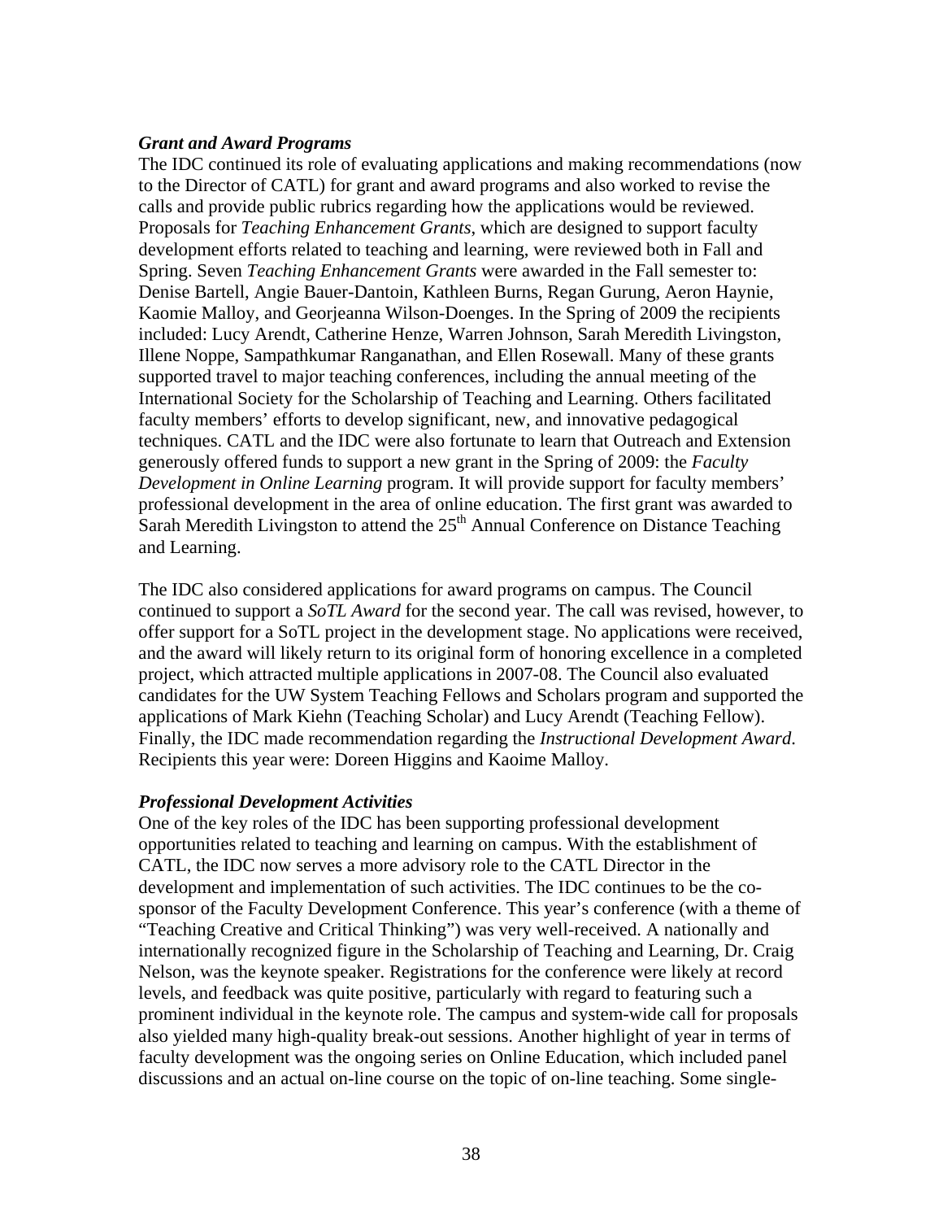***Grant and Award Programs***

The IDC continued its role of evaluating applications and making recommendations (now to the Director of CATL) for grant and award programs and also worked to revise the calls and provide public rubrics regarding how the applications would be reviewed. Proposals for *Teaching Enhancement Grants*, which are designed to support faculty development efforts related to teaching and learning, were reviewed both in Fall and Spring. Seven *Teaching Enhancement Grants* were awarded in the Fall semester to: Denise Bartell, Angie Bauer-Dantoin, Kathleen Burns, Regan Gurung, Aeron Haynie, Kaomie Malloy, and Georjeanna Wilson-Doenges. In the Spring of 2009 the recipients included: Lucy Arendt, Catherine Henze, Warren Johnson, Sarah Meredith Livingston, Illene Noppe, Sampathkumar Ranganathan, and Ellen Rosewall. Many of these grants supported travel to major teaching conferences, including the annual meeting of the International Society for the Scholarship of Teaching and Learning. Others facilitated faculty members' efforts to develop significant, new, and innovative pedagogical techniques. CATL and the IDC were also fortunate to learn that Outreach and Extension generously offered funds to support a new grant in the Spring of 2009: the *Faculty Development in Online Learning* program. It will provide support for faculty members' professional development in the area of online education. The first grant was awarded to Sarah Meredith Livingston to attend the 25th Annual Conference on Distance Teaching and Learning.

The IDC also considered applications for award programs on campus. The Council continued to support a *SoTL Award* for the second year. The call was revised, however, to offer support for a SoTL project in the development stage. No applications were received, and the award will likely return to its original form of honoring excellence in a completed project, which attracted multiple applications in 2007-08. The Council also evaluated candidates for the UW System Teaching Fellows and Scholars program and supported the applications of Mark Kiehn (Teaching Scholar) and Lucy Arendt (Teaching Fellow). Finally, the IDC made recommendation regarding the *Instructional Development Award*. Recipients this year were: Doreen Higgins and Kaoime Malloy.

***Professional Development Activities***

One of the key roles of the IDC has been supporting professional development opportunities related to teaching and learning on campus. With the establishment of CATL, the IDC now serves a more advisory role to the CATL Director in the development and implementation of such activities. The IDC continues to be the co-sponsor of the Faculty Development Conference. This year's conference (with a theme of "Teaching Creative and Critical Thinking") was very well-received. A nationally and internationally recognized figure in the Scholarship of Teaching and Learning, Dr. Craig Nelson, was the keynote speaker. Registrations for the conference were likely at record levels, and feedback was quite positive, particularly with regard to featuring such a prominent individual in the keynote role. The campus and system-wide call for proposals also yielded many high-quality break-out sessions. Another highlight of year in terms of faculty development was the ongoing series on Online Education, which included panel discussions and an actual on-line course on the topic of on-line teaching. Some single-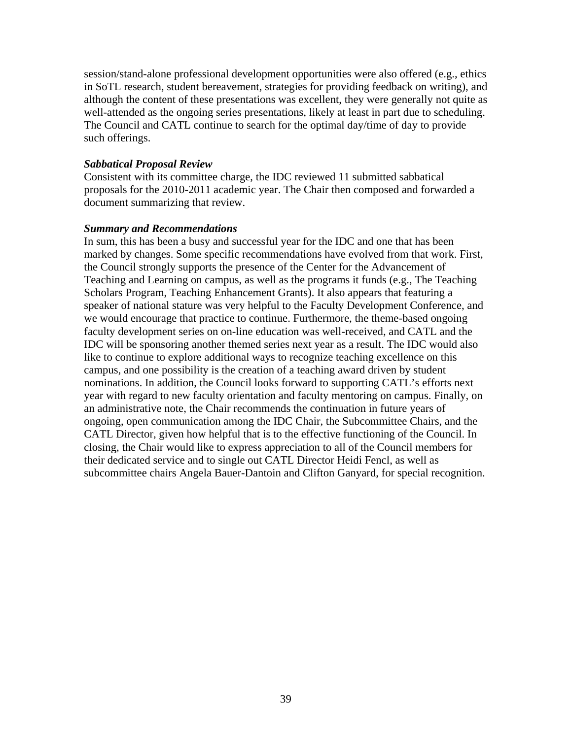session/stand-alone professional development opportunities were also offered (e.g., ethics in SoTL research, student bereavement, strategies for providing feedback on writing), and although the content of these presentations was excellent, they were generally not quite as well-attended as the ongoing series presentations, likely at least in part due to scheduling. The Council and CATL continue to search for the optimal day/time of day to provide such offerings.

***Sabbatical Proposal Review***

Consistent with its committee charge, the IDC reviewed 11 submitted sabbatical proposals for the 2010-2011 academic year. The Chair then composed and forwarded a document summarizing that review.

***Summary and Recommendations***

In sum, this has been a busy and successful year for the IDC and one that has been marked by changes. Some specific recommendations have evolved from that work. First, the Council strongly supports the presence of the Center for the Advancement of Teaching and Learning on campus, as well as the programs it funds (e.g., The Teaching Scholars Program, Teaching Enhancement Grants). It also appears that featuring a speaker of national stature was very helpful to the Faculty Development Conference, and we would encourage that practice to continue. Furthermore, the theme-based ongoing faculty development series on on-line education was well-received, and CATL and the IDC will be sponsoring another themed series next year as a result. The IDC would also like to continue to explore additional ways to recognize teaching excellence on this campus, and one possibility is the creation of a teaching award driven by student nominations. In addition, the Council looks forward to supporting CATL's efforts next year with regard to new faculty orientation and faculty mentoring on campus. Finally, on an administrative note, the Chair recommends the continuation in future years of ongoing, open communication among the IDC Chair, the Subcommittee Chairs, and the CATL Director, given how helpful that is to the effective functioning of the Council. In closing, the Chair would like to express appreciation to all of the Council members for their dedicated service and to single out CATL Director Heidi Fencl, as well as subcommittee chairs Angela Bauer-Dantoin and Clifton Ganyard, for special recognition.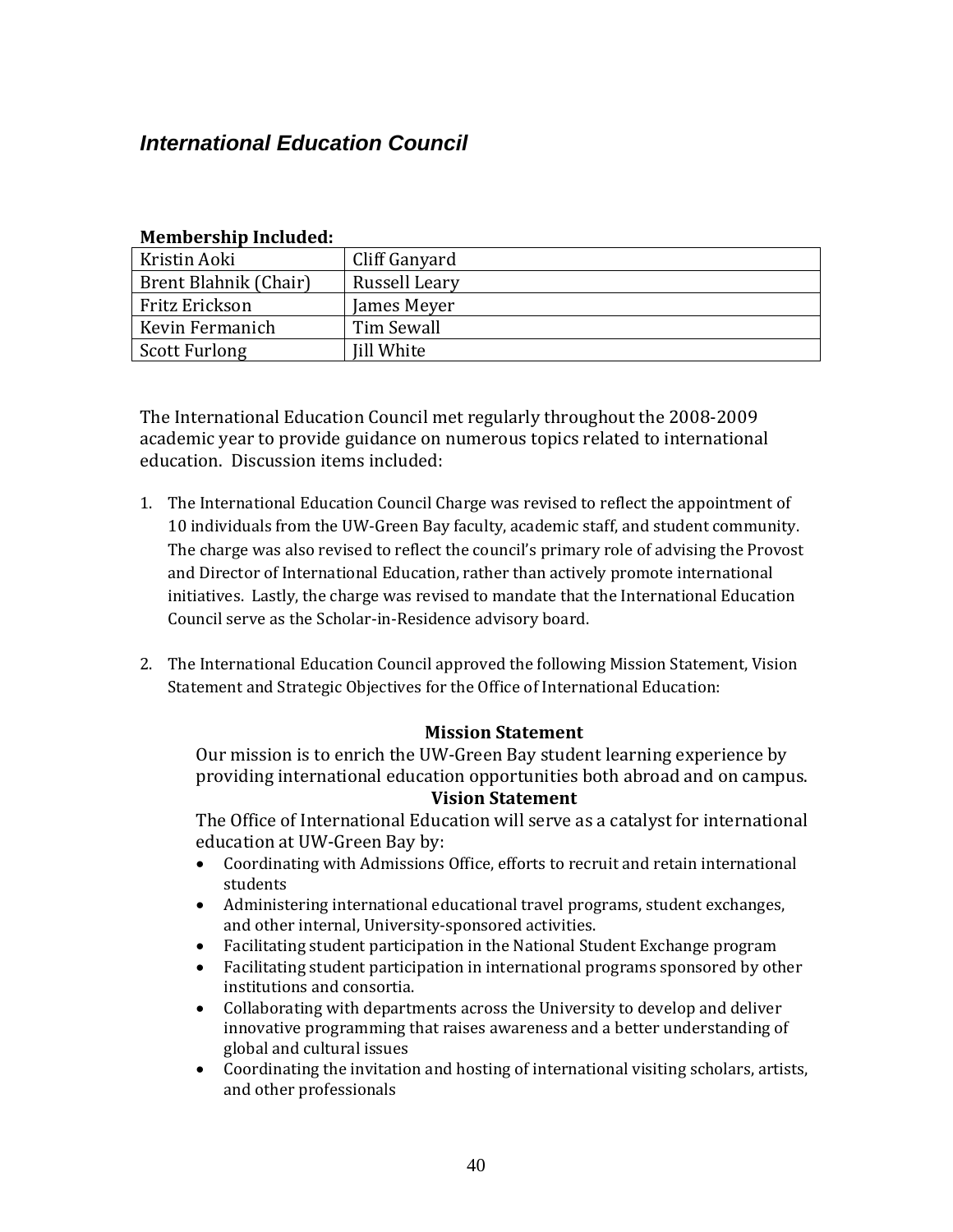## *International Education Council*

**Membership Included:**

| | |
|---|---|
| Kristin Aoki | Cliff Ganyard |
| Brent Blahnik (Chair) | Russell Leary |
| Fritz Erickson | James Meyer |
| Kevin Fermanich | Tim Sewall |
| Scott Furlong | Jill White |

The International Education Council met regularly throughout the 2008-2009 academic year to provide guidance on numerous topics related to international education. Discussion items included:

1. The International Education Council Charge was revised to reflect the appointment of 10 individuals from the UW-Green Bay faculty, academic staff, and student community. The charge was also revised to reflect the council's primary role of advising the Provost and Director of International Education, rather than actively promote international initiatives. Lastly, the charge was revised to mandate that the International Education Council serve as the Scholar-in-Residence advisory board.

2. The International Education Council approved the following Mission Statement, Vision Statement and Strategic Objectives for the Office of International Education:

**Mission Statement**

Our mission is to enrich the UW-Green Bay student learning experience by providing international education opportunities both abroad and on campus.

**Vision Statement**

The Office of International Education will serve as a catalyst for international education at UW-Green Bay by:

- Coordinating with Admissions Office, efforts to recruit and retain international students
- Administering international educational travel programs, student exchanges, and other internal, University-sponsored activities.
- Facilitating student participation in the National Student Exchange program
- Facilitating student participation in international programs sponsored by other institutions and consortia.
- Collaborating with departments across the University to develop and deliver innovative programming that raises awareness and a better understanding of global and cultural issues
- Coordinating the invitation and hosting of international visiting scholars, artists, and other professionals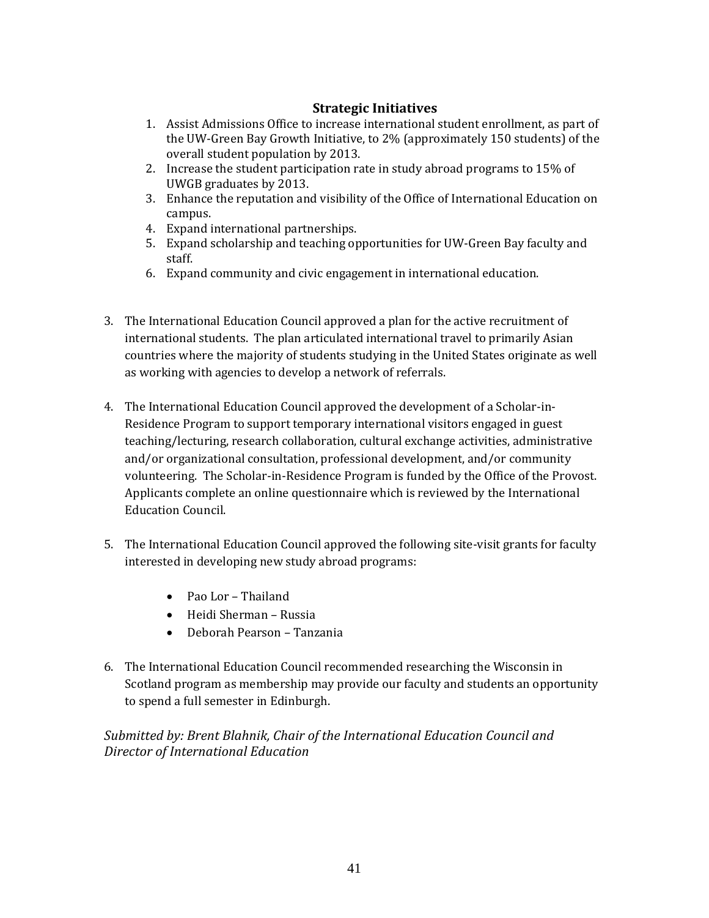### Strategic Initiatives

1. Assist Admissions Office to increase international student enrollment, as part of the UW-Green Bay Growth Initiative, to 2% (approximately 150 students) of the overall student population by 2013.
2. Increase the student participation rate in study abroad programs to 15% of UWGB graduates by 2013.
3. Enhance the reputation and visibility of the Office of International Education on campus.
4. Expand international partnerships.
5. Expand scholarship and teaching opportunities for UW-Green Bay faculty and staff.
6. Expand community and civic engagement in international education.

3. The International Education Council approved a plan for the active recruitment of international students. The plan articulated international travel to primarily Asian countries where the majority of students studying in the United States originate as well as working with agencies to develop a network of referrals.

4. The International Education Council approved the development of a Scholar-in-Residence Program to support temporary international visitors engaged in guest teaching/lecturing, research collaboration, cultural exchange activities, administrative and/or organizational consultation, professional development, and/or community volunteering. The Scholar-in-Residence Program is funded by the Office of the Provost. Applicants complete an online questionnaire which is reviewed by the International Education Council.

5. The International Education Council approved the following site-visit grants for faculty interested in developing new study abroad programs:

   - Pao Lor – Thailand
   - Heidi Sherman – Russia
   - Deborah Pearson – Tanzania

6. The International Education Council recommended researching the Wisconsin in Scotland program as membership may provide our faculty and students an opportunity to spend a full semester in Edinburgh.

*Submitted by: Brent Blahnik, Chair of the International Education Council and Director of International Education*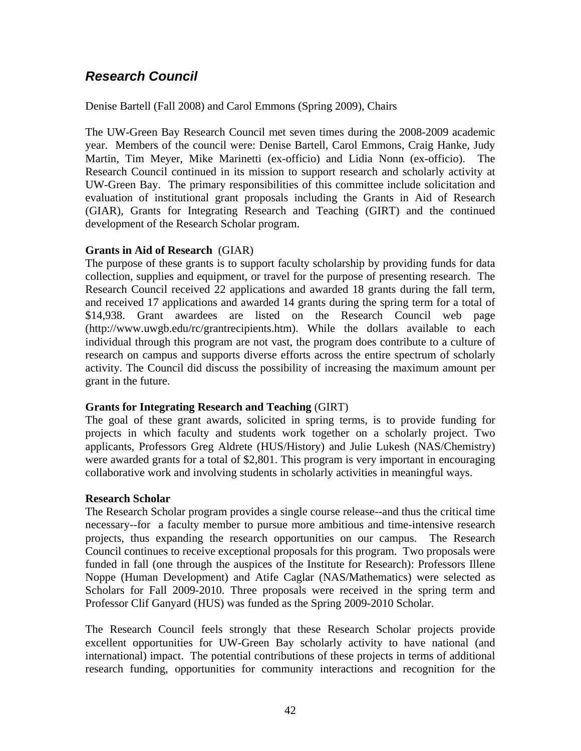## *Research Council*

Denise Bartell (Fall 2008) and Carol Emmons (Spring 2009), Chairs

The UW-Green Bay Research Council met seven times during the 2008-2009 academic year. Members of the council were: Denise Bartell, Carol Emmons, Craig Hanke, Judy Martin, Tim Meyer, Mike Marinetti (ex-officio) and Lidia Nonn (ex-officio). The Research Council continued in its mission to support research and scholarly activity at UW-Green Bay. The primary responsibilities of this committee include solicitation and evaluation of institutional grant proposals including the Grants in Aid of Research (GIAR), Grants for Integrating Research and Teaching (GIRT) and the continued development of the Research Scholar program.

**Grants in Aid of Research** (GIAR)
The purpose of these grants is to support faculty scholarship by providing funds for data collection, supplies and equipment, or travel for the purpose of presenting research. The Research Council received 22 applications and awarded 18 grants during the fall term, and received 17 applications and awarded 14 grants during the spring term for a total of $14,938. Grant awardees are listed on the Research Council web page (http://www.uwgb.edu/rc/grantrecipients.htm). While the dollars available to each individual through this program are not vast, the program does contribute to a culture of research on campus and supports diverse efforts across the entire spectrum of scholarly activity. The Council did discuss the possibility of increasing the maximum amount per grant in the future.

**Grants for Integrating Research and Teaching** (GIRT)
The goal of these grant awards, solicited in spring terms, is to provide funding for projects in which faculty and students work together on a scholarly project. Two applicants, Professors Greg Aldrete (HUS/History) and Julie Lukesh (NAS/Chemistry) were awarded grants for a total of $2,801. This program is very important in encouraging collaborative work and involving students in scholarly activities in meaningful ways.

**Research Scholar**
The Research Scholar program provides a single course release--and thus the critical time necessary--for a faculty member to pursue more ambitious and time-intensive research projects, thus expanding the research opportunities on our campus. The Research Council continues to receive exceptional proposals for this program. Two proposals were funded in fall (one through the auspices of the Institute for Research): Professors Illene Noppe (Human Development) and Atife Caglar (NAS/Mathematics) were selected as Scholars for Fall 2009-2010. Three proposals were received in the spring term and Professor Clif Ganyard (HUS) was funded as the Spring 2009-2010 Scholar.

The Research Council feels strongly that these Research Scholar projects provide excellent opportunities for UW-Green Bay scholarly activity to have national (and international) impact. The potential contributions of these projects in terms of additional research funding, opportunities for community interactions and recognition for the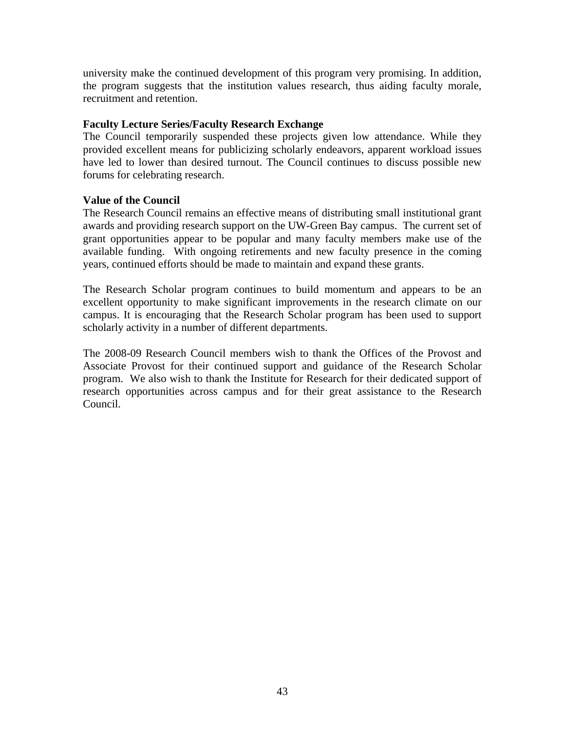university make the continued development of this program very promising. In addition, the program suggests that the institution values research, thus aiding faculty morale, recruitment and retention.

**Faculty Lecture Series/Faculty Research Exchange**

The Council temporarily suspended these projects given low attendance. While they provided excellent means for publicizing scholarly endeavors, apparent workload issues have led to lower than desired turnout. The Council continues to discuss possible new forums for celebrating research.

**Value of the Council**

The Research Council remains an effective means of distributing small institutional grant awards and providing research support on the UW-Green Bay campus. The current set of grant opportunities appear to be popular and many faculty members make use of the available funding. With ongoing retirements and new faculty presence in the coming years, continued efforts should be made to maintain and expand these grants.

The Research Scholar program continues to build momentum and appears to be an excellent opportunity to make significant improvements in the research climate on our campus. It is encouraging that the Research Scholar program has been used to support scholarly activity in a number of different departments.

The 2008-09 Research Council members wish to thank the Offices of the Provost and Associate Provost for their continued support and guidance of the Research Scholar program. We also wish to thank the Institute for Research for their dedicated support of research opportunities across campus and for their great assistance to the Research Council.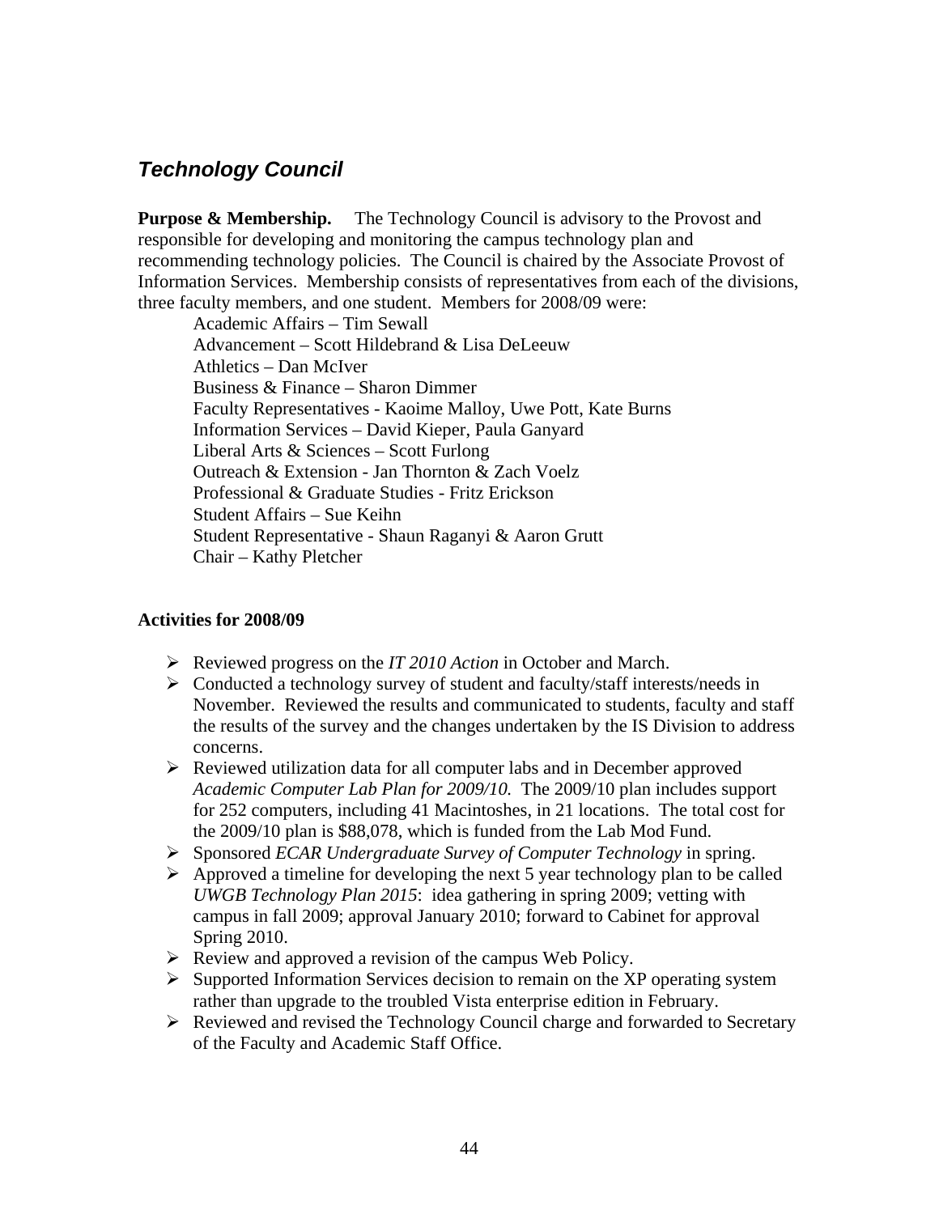## *Technology Council*

**Purpose & Membership.** The Technology Council is advisory to the Provost and responsible for developing and monitoring the campus technology plan and recommending technology policies. The Council is chaired by the Associate Provost of Information Services. Membership consists of representatives from each of the divisions, three faculty members, and one student. Members for 2008/09 were:

Academic Affairs – Tim Sewall
Advancement – Scott Hildebrand & Lisa DeLeeuw
Athletics – Dan McIver
Business & Finance – Sharon Dimmer
Faculty Representatives - Kaoime Malloy, Uwe Pott, Kate Burns
Information Services – David Kieper, Paula Ganyard
Liberal Arts & Sciences – Scott Furlong
Outreach & Extension - Jan Thornton & Zach Voelz
Professional & Graduate Studies - Fritz Erickson
Student Affairs – Sue Keihn
Student Representative - Shaun Raganyi & Aaron Grutt
Chair – Kathy Pletcher

**Activities for 2008/09**

- Reviewed progress on the *IT 2010 Action* in October and March.
- Conducted a technology survey of student and faculty/staff interests/needs in November. Reviewed the results and communicated to students, faculty and staff the results of the survey and the changes undertaken by the IS Division to address concerns.
- Reviewed utilization data for all computer labs and in December approved *Academic Computer Lab Plan for 2009/10.* The 2009/10 plan includes support for 252 computers, including 41 Macintoshes, in 21 locations. The total cost for the 2009/10 plan is $88,078, which is funded from the Lab Mod Fund.
- Sponsored *ECAR Undergraduate Survey of Computer Technology* in spring.
- Approved a timeline for developing the next 5 year technology plan to be called *UWGB Technology Plan 2015*: idea gathering in spring 2009; vetting with campus in fall 2009; approval January 2010; forward to Cabinet for approval Spring 2010.
- Review and approved a revision of the campus Web Policy.
- Supported Information Services decision to remain on the XP operating system rather than upgrade to the troubled Vista enterprise edition in February.
- Reviewed and revised the Technology Council charge and forwarded to Secretary of the Faculty and Academic Staff Office.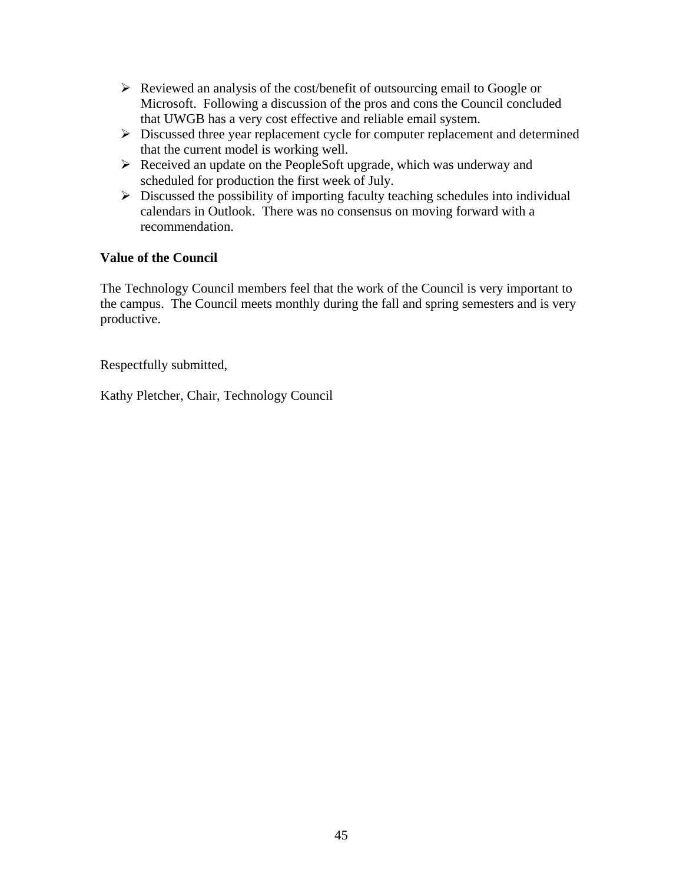- Reviewed an analysis of the cost/benefit of outsourcing email to Google or Microsoft. Following a discussion of the pros and cons the Council concluded that UWGB has a very cost effective and reliable email system.
- Discussed three year replacement cycle for computer replacement and determined that the current model is working well.
- Received an update on the PeopleSoft upgrade, which was underway and scheduled for production the first week of July.
- Discussed the possibility of importing faculty teaching schedules into individual calendars in Outlook. There was no consensus on moving forward with a recommendation.

**Value of the Council**

The Technology Council members feel that the work of the Council is very important to the campus. The Council meets monthly during the fall and spring semesters and is very productive.

Respectfully submitted,

Kathy Pletcher, Chair, Technology Council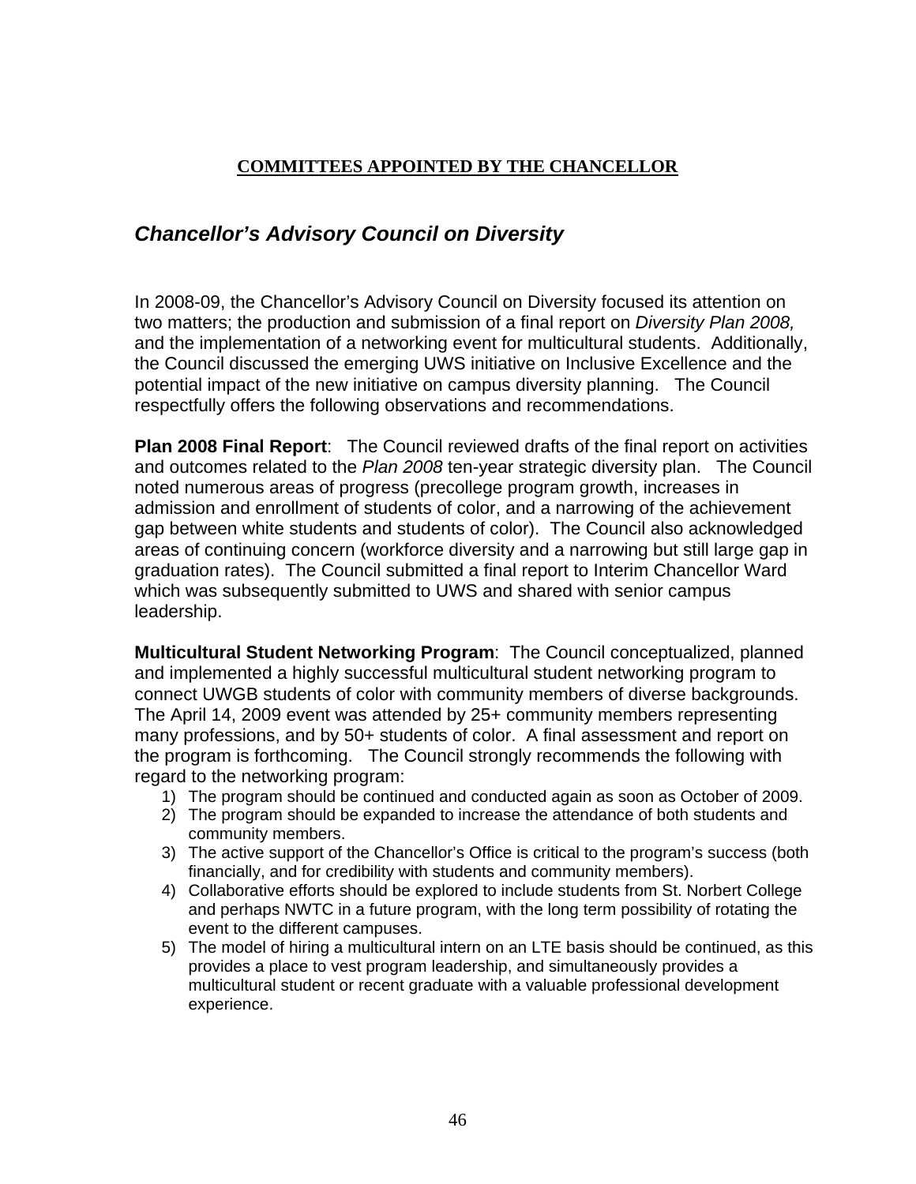## COMMITTEES APPOINTED BY THE CHANCELLOR

### *Chancellor's Advisory Council on Diversity*

In 2008-09, the Chancellor's Advisory Council on Diversity focused its attention on two matters; the production and submission of a final report on *Diversity Plan 2008,* and the implementation of a networking event for multicultural students. Additionally, the Council discussed the emerging UWS initiative on Inclusive Excellence and the potential impact of the new initiative on campus diversity planning. The Council respectfully offers the following observations and recommendations.

**Plan 2008 Final Report**: The Council reviewed drafts of the final report on activities and outcomes related to the *Plan 2008* ten-year strategic diversity plan. The Council noted numerous areas of progress (precollege program growth, increases in admission and enrollment of students of color, and a narrowing of the achievement gap between white students and students of color). The Council also acknowledged areas of continuing concern (workforce diversity and a narrowing but still large gap in graduation rates). The Council submitted a final report to Interim Chancellor Ward which was subsequently submitted to UWS and shared with senior campus leadership.

**Multicultural Student Networking Program**: The Council conceptualized, planned and implemented a highly successful multicultural student networking program to connect UWGB students of color with community members of diverse backgrounds. The April 14, 2009 event was attended by 25+ community members representing many professions, and by 50+ students of color. A final assessment and report on the program is forthcoming. The Council strongly recommends the following with regard to the networking program:

1) The program should be continued and conducted again as soon as October of 2009.
2) The program should be expanded to increase the attendance of both students and community members.
3) The active support of the Chancellor's Office is critical to the program's success (both financially, and for credibility with students and community members).
4) Collaborative efforts should be explored to include students from St. Norbert College and perhaps NWTC in a future program, with the long term possibility of rotating the event to the different campuses.
5) The model of hiring a multicultural intern on an LTE basis should be continued, as this provides a place to vest program leadership, and simultaneously provides a multicultural student or recent graduate with a valuable professional development experience.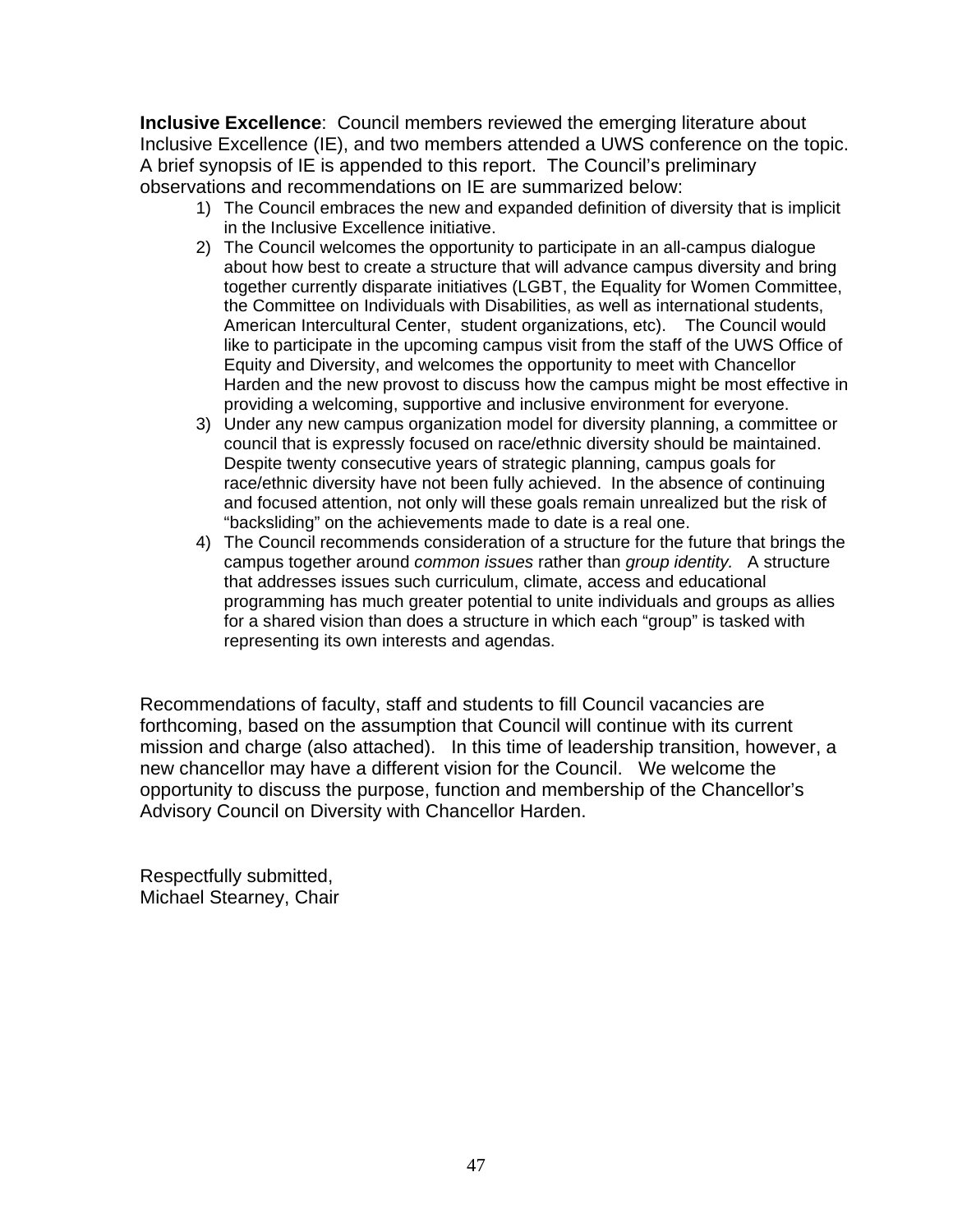**Inclusive Excellence**: Council members reviewed the emerging literature about Inclusive Excellence (IE), and two members attended a UWS conference on the topic. A brief synopsis of IE is appended to this report. The Council's preliminary observations and recommendations on IE are summarized below:

1) The Council embraces the new and expanded definition of diversity that is implicit in the Inclusive Excellence initiative.
2) The Council welcomes the opportunity to participate in an all-campus dialogue about how best to create a structure that will advance campus diversity and bring together currently disparate initiatives (LGBT, the Equality for Women Committee, the Committee on Individuals with Disabilities, as well as international students, American Intercultural Center, student organizations, etc). The Council would like to participate in the upcoming campus visit from the staff of the UWS Office of Equity and Diversity, and welcomes the opportunity to meet with Chancellor Harden and the new provost to discuss how the campus might be most effective in providing a welcoming, supportive and inclusive environment for everyone.
3) Under any new campus organization model for diversity planning, a committee or council that is expressly focused on race/ethnic diversity should be maintained. Despite twenty consecutive years of strategic planning, campus goals for race/ethnic diversity have not been fully achieved. In the absence of continuing and focused attention, not only will these goals remain unrealized but the risk of "backsliding" on the achievements made to date is a real one.
4) The Council recommends consideration of a structure for the future that brings the campus together around *common issues* rather than *group identity.* A structure that addresses issues such curriculum, climate, access and educational programming has much greater potential to unite individuals and groups as allies for a shared vision than does a structure in which each "group" is tasked with representing its own interests and agendas.

Recommendations of faculty, staff and students to fill Council vacancies are forthcoming, based on the assumption that Council will continue with its current mission and charge (also attached). In this time of leadership transition, however, a new chancellor may have a different vision for the Council. We welcome the opportunity to discuss the purpose, function and membership of the Chancellor's Advisory Council on Diversity with Chancellor Harden.

Respectfully submitted,
Michael Stearney, Chair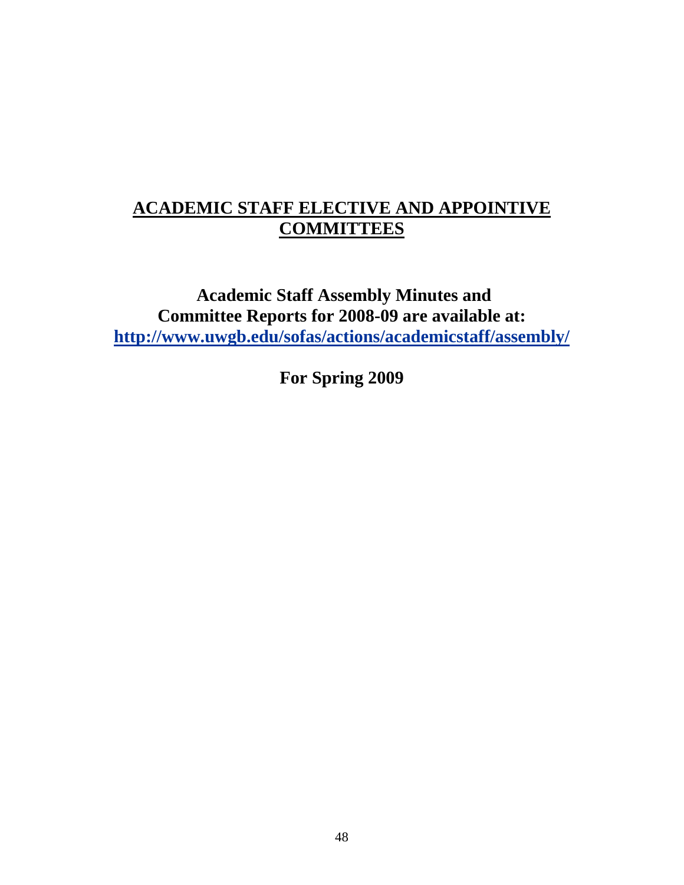# ACADEMIC STAFF ELECTIVE AND APPOINTIVE COMMITTEES

**Academic Staff Assembly Minutes and Committee Reports for 2008-09 are available at:**
**http://www.uwgb.edu/sofas/actions/academicstaff/assembly/**

**For Spring 2009**